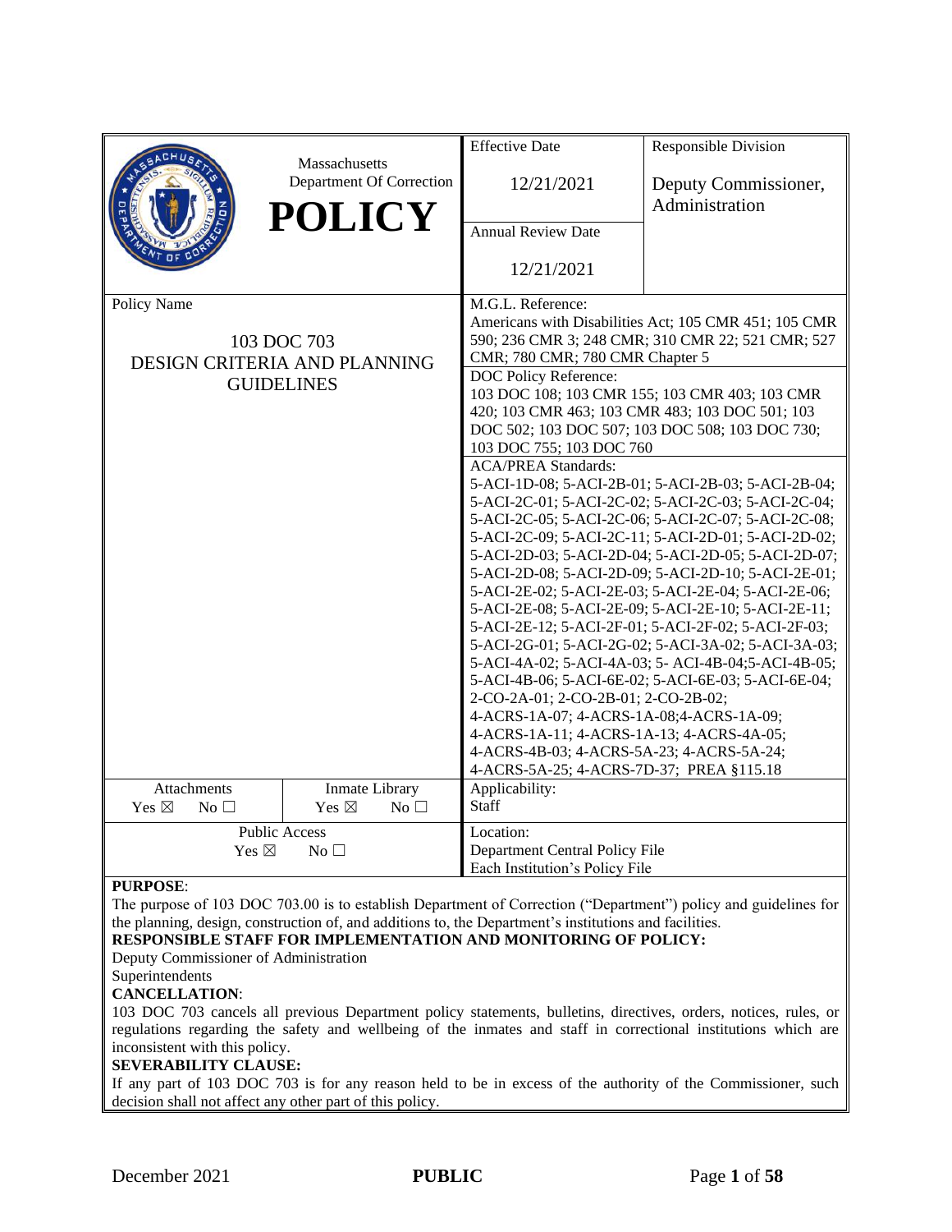| Massachusetts Department Of Correction **POLICY** | Effective Date 12/21/2021 | Responsible Division Deputy Commissioner, Administration |
|---|---|---|
| | Annual Review Date 12/21/2021 | |

| Policy Name | |
|---|---|
| 103 DOC 703 DESIGN CRITERIA AND PLANNING GUIDELINES | M.G.L. Reference: Americans with Disabilities Act; 105 CMR 451; 105 CMR 590; 236 CMR 3; 248 CMR; 310 CMR 22; 521 CMR; 527 CMR; 780 CMR; 780 CMR Chapter 5 |
| | DOC Policy Reference: 103 DOC 108; 103 CMR 155; 103 CMR 403; 103 CMR 420; 103 CMR 463; 103 CMR 483; 103 DOC 501; 103 DOC 502; 103 DOC 507; 103 DOC 508; 103 DOC 730; 103 DOC 755; 103 DOC 760 |
| | ACA/PREA Standards: 5-ACI-1D-08; 5-ACI-2B-01; 5-ACI-2B-03; 5-ACI-2B-04; 5-ACI-2C-01; 5-ACI-2C-02; 5-ACI-2C-03; 5-ACI-2C-04; 5-ACI-2C-05; 5-ACI-2C-06; 5-ACI-2C-07; 5-ACI-2C-08; 5-ACI-2C-09; 5-ACI-2C-11; 5-ACI-2D-01; 5-ACI-2D-02; 5-ACI-2D-03; 5-ACI-2D-04; 5-ACI-2D-05; 5-ACI-2D-07; 5-ACI-2D-08; 5-ACI-2D-09; 5-ACI-2D-10; 5-ACI-2E-01; 5-ACI-2E-02; 5-ACI-2E-03; 5-ACI-2E-04; 5-ACI-2E-06; 5-ACI-2E-08; 5-ACI-2E-09; 5-ACI-2E-10; 5-ACI-2E-11; 5-ACI-2E-12; 5-ACI-2F-01; 5-ACI-2F-02; 5-ACI-2F-03; 5-ACI-2G-01; 5-ACI-2G-02; 5-ACI-3A-02; 5-ACI-3A-03; 5-ACI-4A-02; 5-ACI-4A-03; 5- ACI-4B-04;5-ACI-4B-05; 5-ACI-4B-06; 5-ACI-6E-02; 5-ACI-6E-03; 5-ACI-6E-04; 2-CO-2A-01; 2-CO-2B-01; 2-CO-2B-02; 4-ACRS-1A-07; 4-ACRS-1A-08;4-ACRS-1A-09; 4-ACRS-1A-11; 4-ACRS-1A-13; 4-ACRS-4A-05; 4-ACRS-4B-03; 4-ACRS-5A-23; 4-ACRS-5A-24; 4-ACRS-5A-25; 4-ACRS-7D-37; PREA §115.18 |

| Attachments | Inmate Library | Applicability: |
|---|---|---|
| Yes ☒ No ☐ | Yes ☒ No ☐ | Staff |
| Public Access Yes ☒ No ☐ | | Location: Department Central Policy File Each Institution's Policy File |

**PURPOSE**:
The purpose of 103 DOC 703.00 is to establish Department of Correction ("Department") policy and guidelines for the planning, design, construction of, and additions to, the Department's institutions and facilities.

**RESPONSIBLE STAFF FOR IMPLEMENTATION AND MONITORING OF POLICY:**
Deputy Commissioner of Administration
Superintendents

**CANCELLATION**:
103 DOC 703 cancels all previous Department policy statements, bulletins, directives, orders, notices, rules, or regulations regarding the safety and wellbeing of the inmates and staff in correctional institutions which are inconsistent with this policy.

**SEVERABILITY CLAUSE:**
If any part of 103 DOC 703 is for any reason held to be in excess of the authority of the Commissioner, such decision shall not affect any other part of this policy.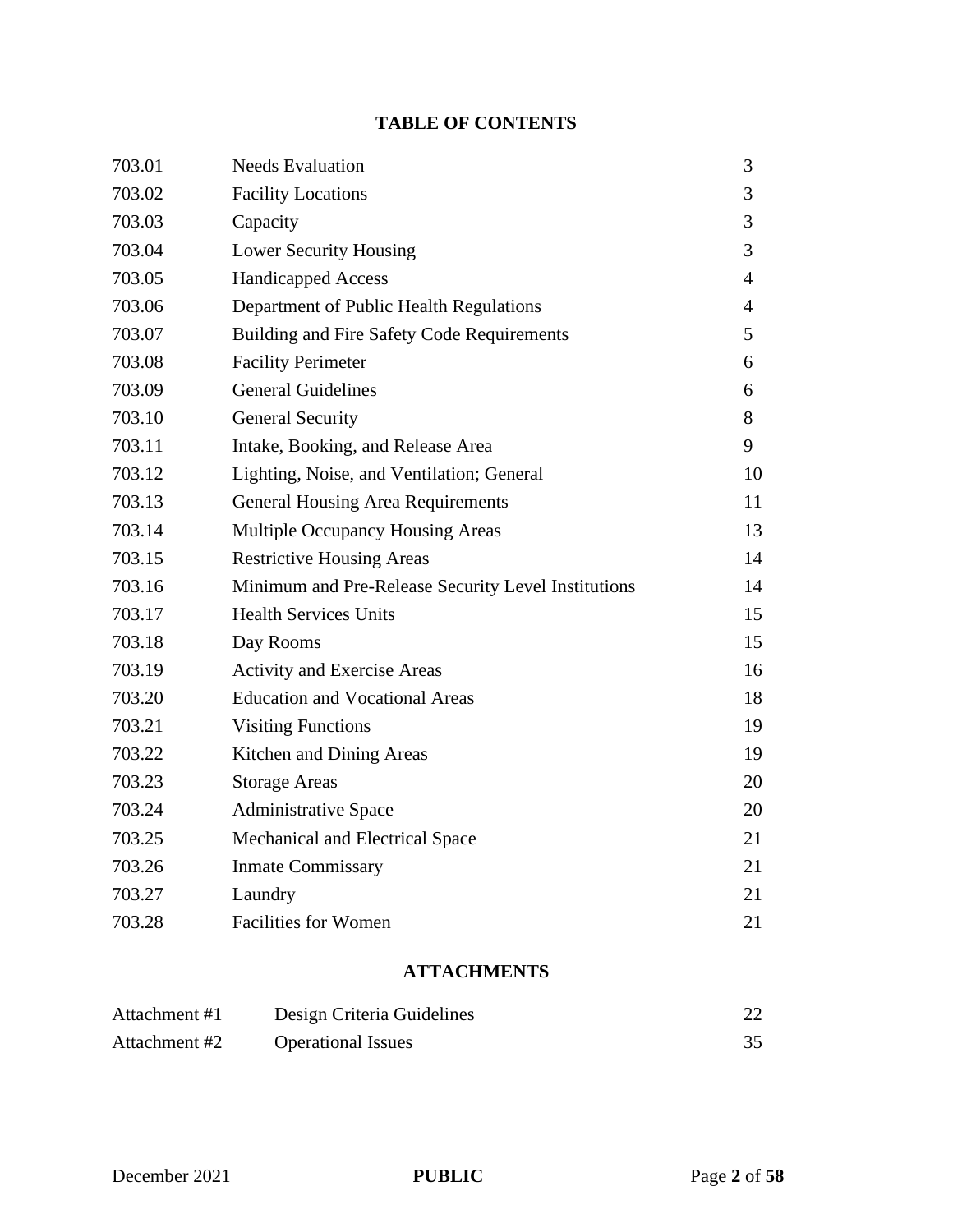## TABLE OF CONTENTS

| | | |
|---|---|---|
| 703.01 | Needs Evaluation | 3 |
| 703.02 | Facility Locations | 3 |
| 703.03 | Capacity | 3 |
| 703.04 | Lower Security Housing | 3 |
| 703.05 | Handicapped Access | 4 |
| 703.06 | Department of Public Health Regulations | 4 |
| 703.07 | Building and Fire Safety Code Requirements | 5 |
| 703.08 | Facility Perimeter | 6 |
| 703.09 | General Guidelines | 6 |
| 703.10 | General Security | 8 |
| 703.11 | Intake, Booking, and Release Area | 9 |
| 703.12 | Lighting, Noise, and Ventilation; General | 10 |
| 703.13 | General Housing Area Requirements | 11 |
| 703.14 | Multiple Occupancy Housing Areas | 13 |
| 703.15 | Restrictive Housing Areas | 14 |
| 703.16 | Minimum and Pre-Release Security Level Institutions | 14 |
| 703.17 | Health Services Units | 15 |
| 703.18 | Day Rooms | 15 |
| 703.19 | Activity and Exercise Areas | 16 |
| 703.20 | Education and Vocational Areas | 18 |
| 703.21 | Visiting Functions | 19 |
| 703.22 | Kitchen and Dining Areas | 19 |
| 703.23 | Storage Areas | 20 |
| 703.24 | Administrative Space | 20 |
| 703.25 | Mechanical and Electrical Space | 21 |
| 703.26 | Inmate Commissary | 21 |
| 703.27 | Laundry | 21 |
| 703.28 | Facilities for Women | 21 |

## ATTACHMENTS

| | | |
|---|---|---|
| Attachment #1 | Design Criteria Guidelines | 22 |
| Attachment #2 | Operational Issues | 35 |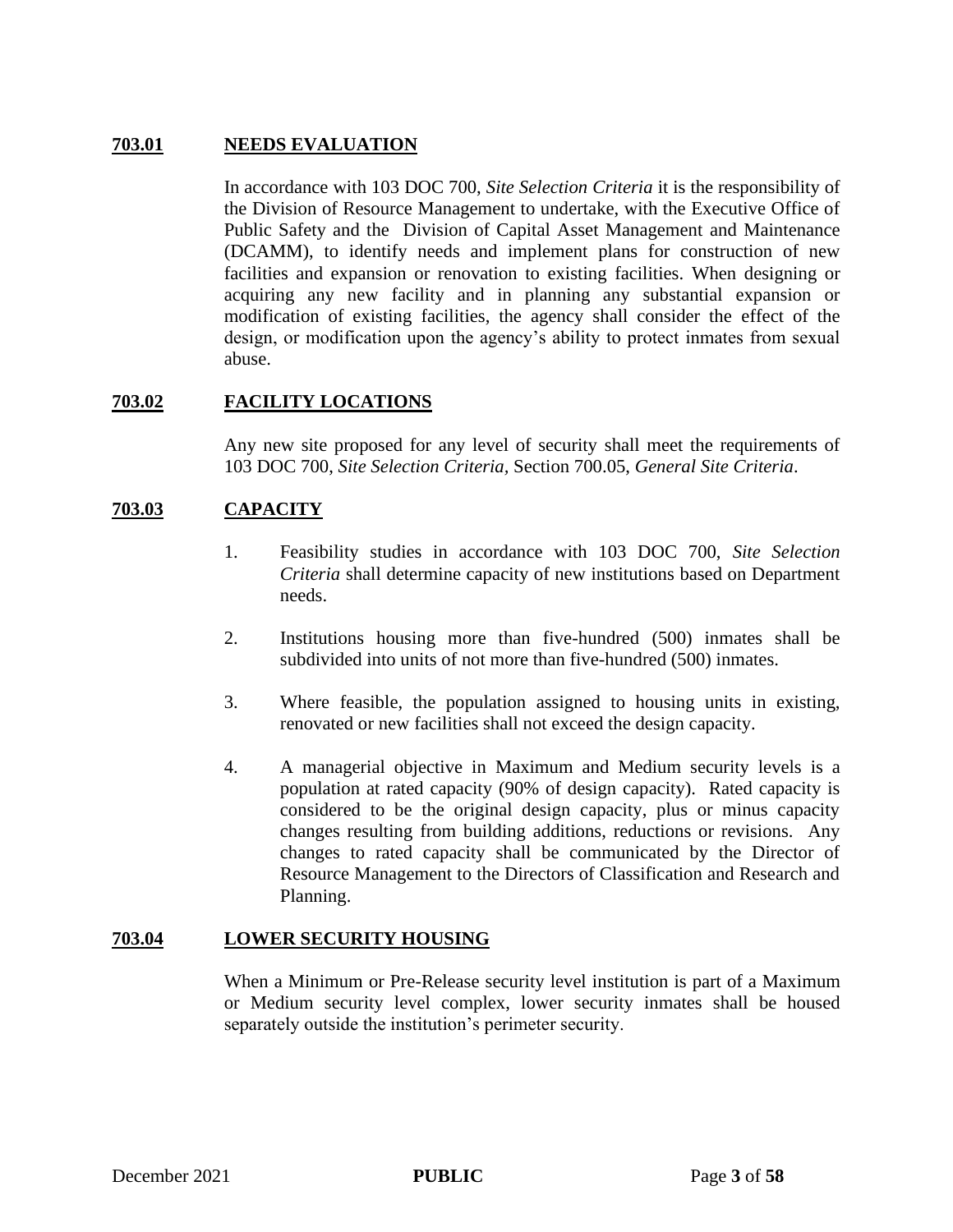## 703.01 NEEDS EVALUATION

In accordance with 103 DOC 700, *Site Selection Criteria* it is the responsibility of the Division of Resource Management to undertake, with the Executive Office of Public Safety and the Division of Capital Asset Management and Maintenance (DCAMM), to identify needs and implement plans for construction of new facilities and expansion or renovation to existing facilities. When designing or acquiring any new facility and in planning any substantial expansion or modification of existing facilities, the agency shall consider the effect of the design, or modification upon the agency's ability to protect inmates from sexual abuse.

## 703.02 FACILITY LOCATIONS

Any new site proposed for any level of security shall meet the requirements of 103 DOC 700, *Site Selection Criteria*, Section 700.05, *General Site Criteria*.

## 703.03 CAPACITY

1. Feasibility studies in accordance with 103 DOC 700, *Site Selection Criteria* shall determine capacity of new institutions based on Department needs.

2. Institutions housing more than five-hundred (500) inmates shall be subdivided into units of not more than five-hundred (500) inmates.

3. Where feasible, the population assigned to housing units in existing, renovated or new facilities shall not exceed the design capacity.

4. A managerial objective in Maximum and Medium security levels is a population at rated capacity (90% of design capacity). Rated capacity is considered to be the original design capacity, plus or minus capacity changes resulting from building additions, reductions or revisions. Any changes to rated capacity shall be communicated by the Director of Resource Management to the Directors of Classification and Research and Planning.

## 703.04 LOWER SECURITY HOUSING

When a Minimum or Pre-Release security level institution is part of a Maximum or Medium security level complex, lower security inmates shall be housed separately outside the institution's perimeter security.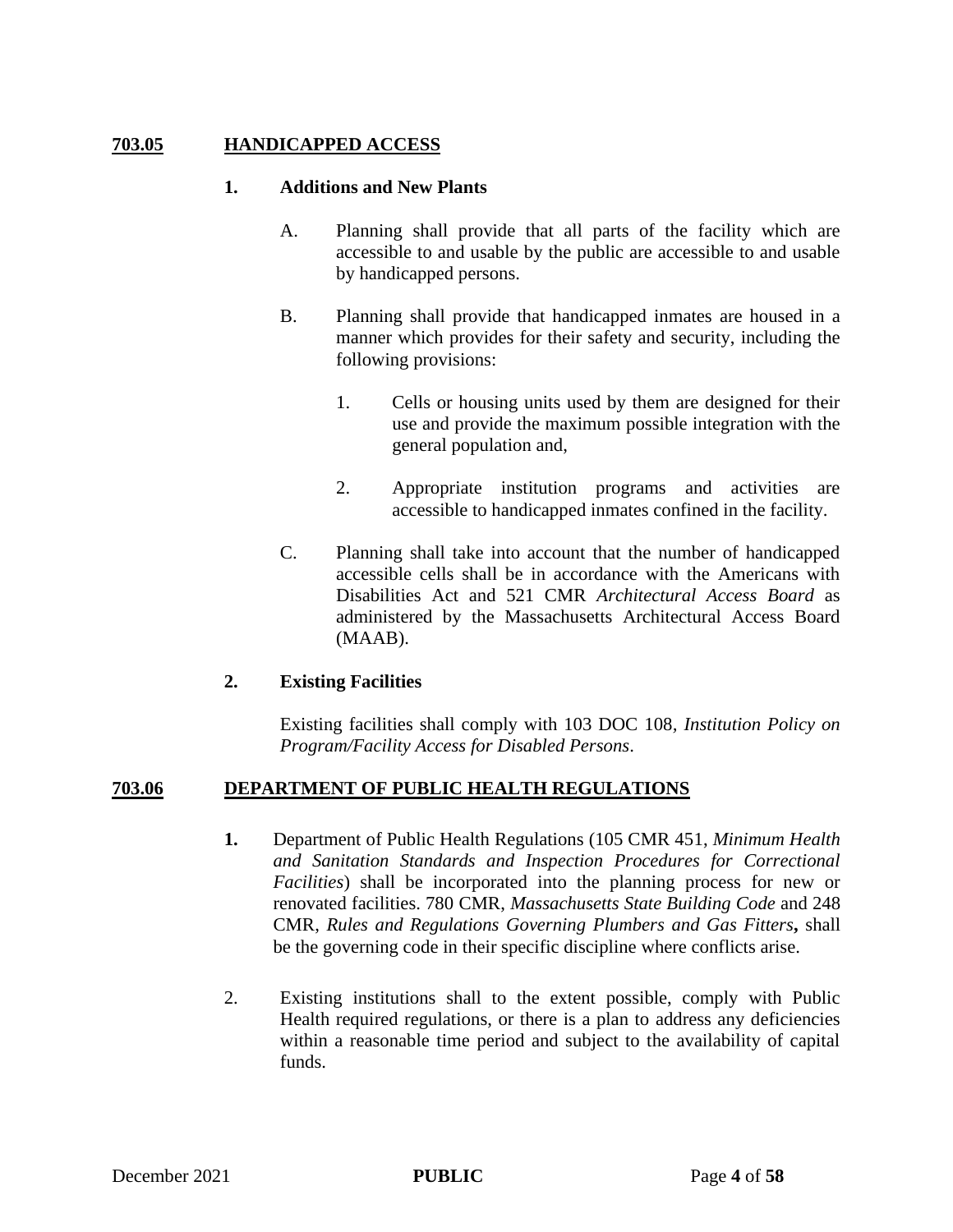## 703.05 HANDICAPPED ACCESS

**1. Additions and New Plants**

A. Planning shall provide that all parts of the facility which are accessible to and usable by the public are accessible to and usable by handicapped persons.

B. Planning shall provide that handicapped inmates are housed in a manner which provides for their safety and security, including the following provisions:

1. Cells or housing units used by them are designed for their use and provide the maximum possible integration with the general population and,

2. Appropriate institution programs and activities are accessible to handicapped inmates confined in the facility.

C. Planning shall take into account that the number of handicapped accessible cells shall be in accordance with the Americans with Disabilities Act and 521 CMR *Architectural Access Board* as administered by the Massachusetts Architectural Access Board (MAAB).

**2. Existing Facilities**

Existing facilities shall comply with 103 DOC 108, *Institution Policy on Program/Facility Access for Disabled Persons*.

## 703.06 DEPARTMENT OF PUBLIC HEALTH REGULATIONS

**1.** Department of Public Health Regulations (105 CMR 451, *Minimum Health and Sanitation Standards and Inspection Procedures for Correctional Facilities*) shall be incorporated into the planning process for new or renovated facilities. 780 CMR, *Massachusetts State Building Code* and 248 CMR, *Rules and Regulations Governing Plumbers and Gas Fitters***,** shall be the governing code in their specific discipline where conflicts arise.

2. Existing institutions shall to the extent possible, comply with Public Health required regulations, or there is a plan to address any deficiencies within a reasonable time period and subject to the availability of capital funds.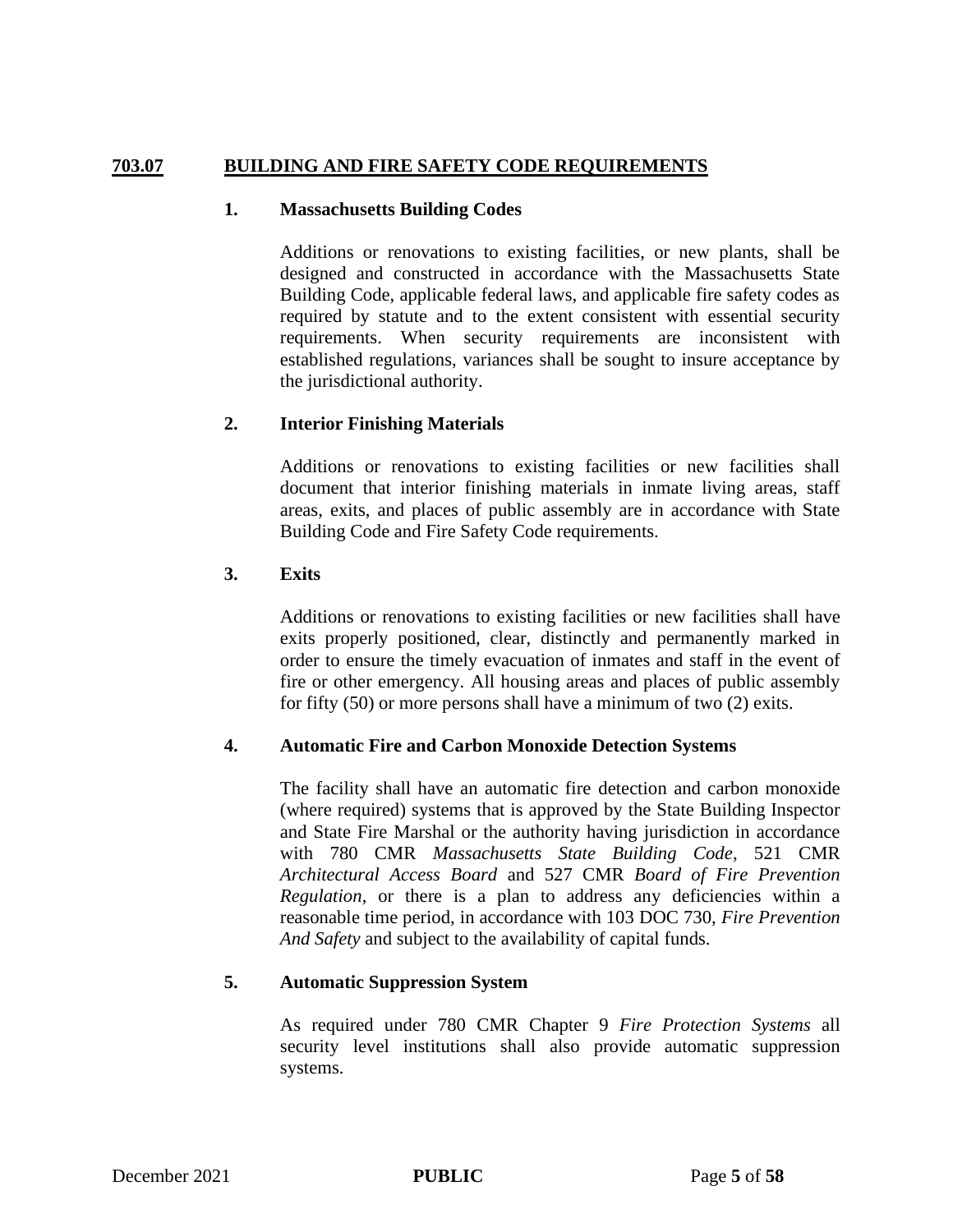## <u>703.07 BUILDING AND FIRE SAFETY CODE REQUIREMENTS</u>

### 1. Massachusetts Building Codes

Additions or renovations to existing facilities, or new plants, shall be designed and constructed in accordance with the Massachusetts State Building Code, applicable federal laws, and applicable fire safety codes as required by statute and to the extent consistent with essential security requirements. When security requirements are inconsistent with established regulations, variances shall be sought to insure acceptance by the jurisdictional authority.

### 2. Interior Finishing Materials

Additions or renovations to existing facilities or new facilities shall document that interior finishing materials in inmate living areas, staff areas, exits, and places of public assembly are in accordance with State Building Code and Fire Safety Code requirements.

### 3. Exits

Additions or renovations to existing facilities or new facilities shall have exits properly positioned, clear, distinctly and permanently marked in order to ensure the timely evacuation of inmates and staff in the event of fire or other emergency. All housing areas and places of public assembly for fifty (50) or more persons shall have a minimum of two (2) exits.

### 4. Automatic Fire and Carbon Monoxide Detection Systems

The facility shall have an automatic fire detection and carbon monoxide (where required) systems that is approved by the State Building Inspector and State Fire Marshal or the authority having jurisdiction in accordance with 780 CMR *Massachusetts State Building Code*, 521 CMR *Architectural Access Board* and 527 CMR *Board of Fire Prevention Regulation*, or there is a plan to address any deficiencies within a reasonable time period, in accordance with 103 DOC 730, *Fire Prevention And Safety* and subject to the availability of capital funds.

### 5. Automatic Suppression System

As required under 780 CMR Chapter 9 *Fire Protection Systems* all security level institutions shall also provide automatic suppression systems.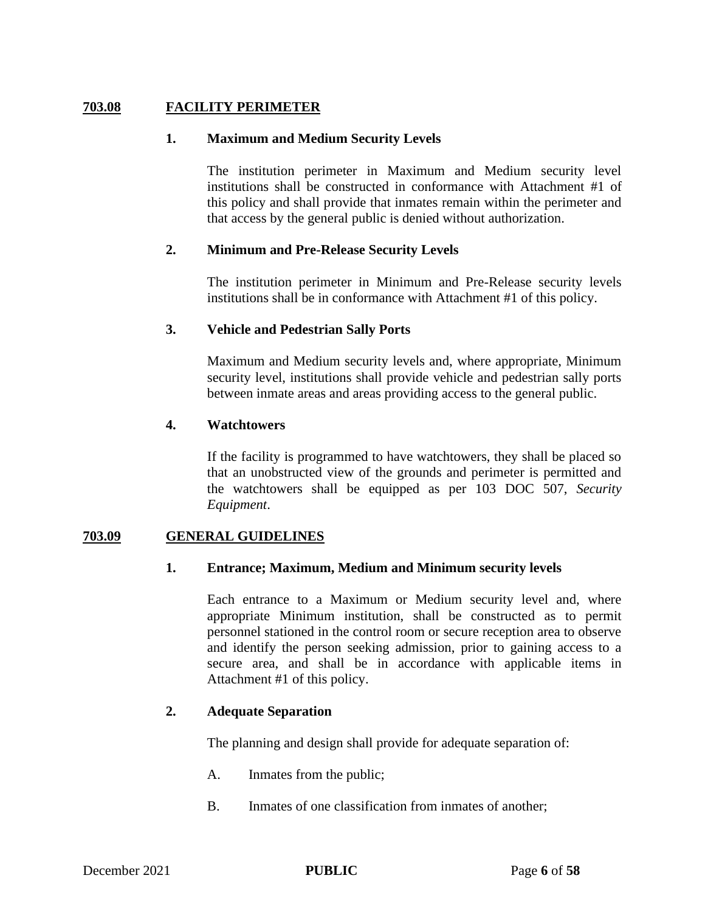## 703.08 FACILITY PERIMETER

### 1. Maximum and Medium Security Levels

The institution perimeter in Maximum and Medium security level institutions shall be constructed in conformance with Attachment #1 of this policy and shall provide that inmates remain within the perimeter and that access by the general public is denied without authorization.

### 2. Minimum and Pre-Release Security Levels

The institution perimeter in Minimum and Pre-Release security levels institutions shall be in conformance with Attachment #1 of this policy.

### 3. Vehicle and Pedestrian Sally Ports

Maximum and Medium security levels and, where appropriate, Minimum security level, institutions shall provide vehicle and pedestrian sally ports between inmate areas and areas providing access to the general public.

### 4. Watchtowers

If the facility is programmed to have watchtowers, they shall be placed so that an unobstructed view of the grounds and perimeter is permitted and the watchtowers shall be equipped as per 103 DOC 507, *Security Equipment*.

## 703.09 GENERAL GUIDELINES

### 1. Entrance; Maximum, Medium and Minimum security levels

Each entrance to a Maximum or Medium security level and, where appropriate Minimum institution, shall be constructed as to permit personnel stationed in the control room or secure reception area to observe and identify the person seeking admission, prior to gaining access to a secure area, and shall be in accordance with applicable items in Attachment #1 of this policy.

### 2. Adequate Separation

The planning and design shall provide for adequate separation of:

A. Inmates from the public;

B. Inmates of one classification from inmates of another;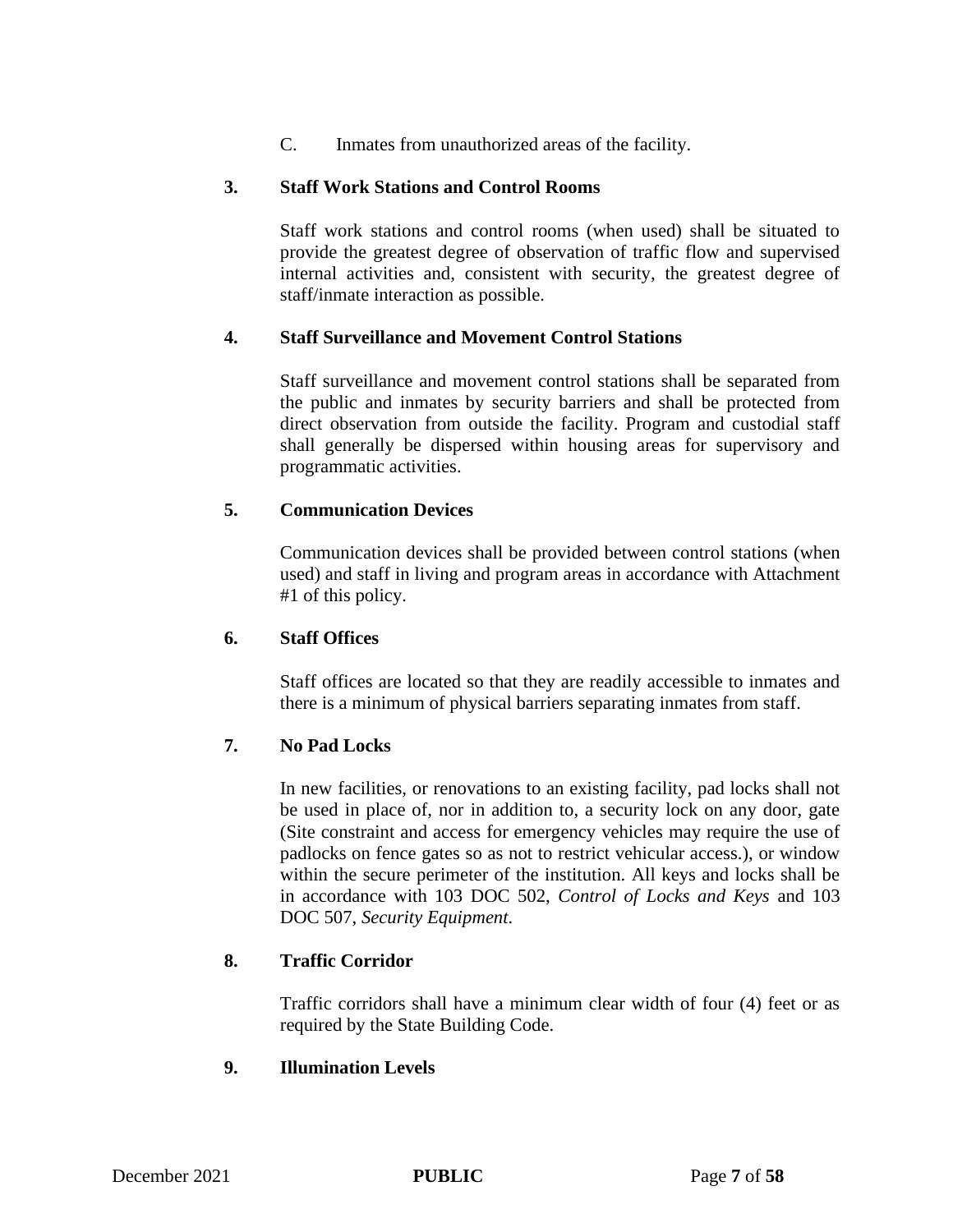C. Inmates from unauthorized areas of the facility.

**3. Staff Work Stations and Control Rooms**

Staff work stations and control rooms (when used) shall be situated to provide the greatest degree of observation of traffic flow and supervised internal activities and, consistent with security, the greatest degree of staff/inmate interaction as possible.

**4. Staff Surveillance and Movement Control Stations**

Staff surveillance and movement control stations shall be separated from the public and inmates by security barriers and shall be protected from direct observation from outside the facility. Program and custodial staff shall generally be dispersed within housing areas for supervisory and programmatic activities.

**5. Communication Devices**

Communication devices shall be provided between control stations (when used) and staff in living and program areas in accordance with Attachment #1 of this policy.

**6. Staff Offices**

Staff offices are located so that they are readily accessible to inmates and there is a minimum of physical barriers separating inmates from staff.

**7. No Pad Locks**

In new facilities, or renovations to an existing facility, pad locks shall not be used in place of, nor in addition to, a security lock on any door, gate (Site constraint and access for emergency vehicles may require the use of padlocks on fence gates so as not to restrict vehicular access.), or window within the secure perimeter of the institution. All keys and locks shall be in accordance with 103 DOC 502, *Control of Locks and Keys* and 103 DOC 507, *Security Equipment*.

**8. Traffic Corridor**

Traffic corridors shall have a minimum clear width of four (4) feet or as required by the State Building Code.

**9. Illumination Levels**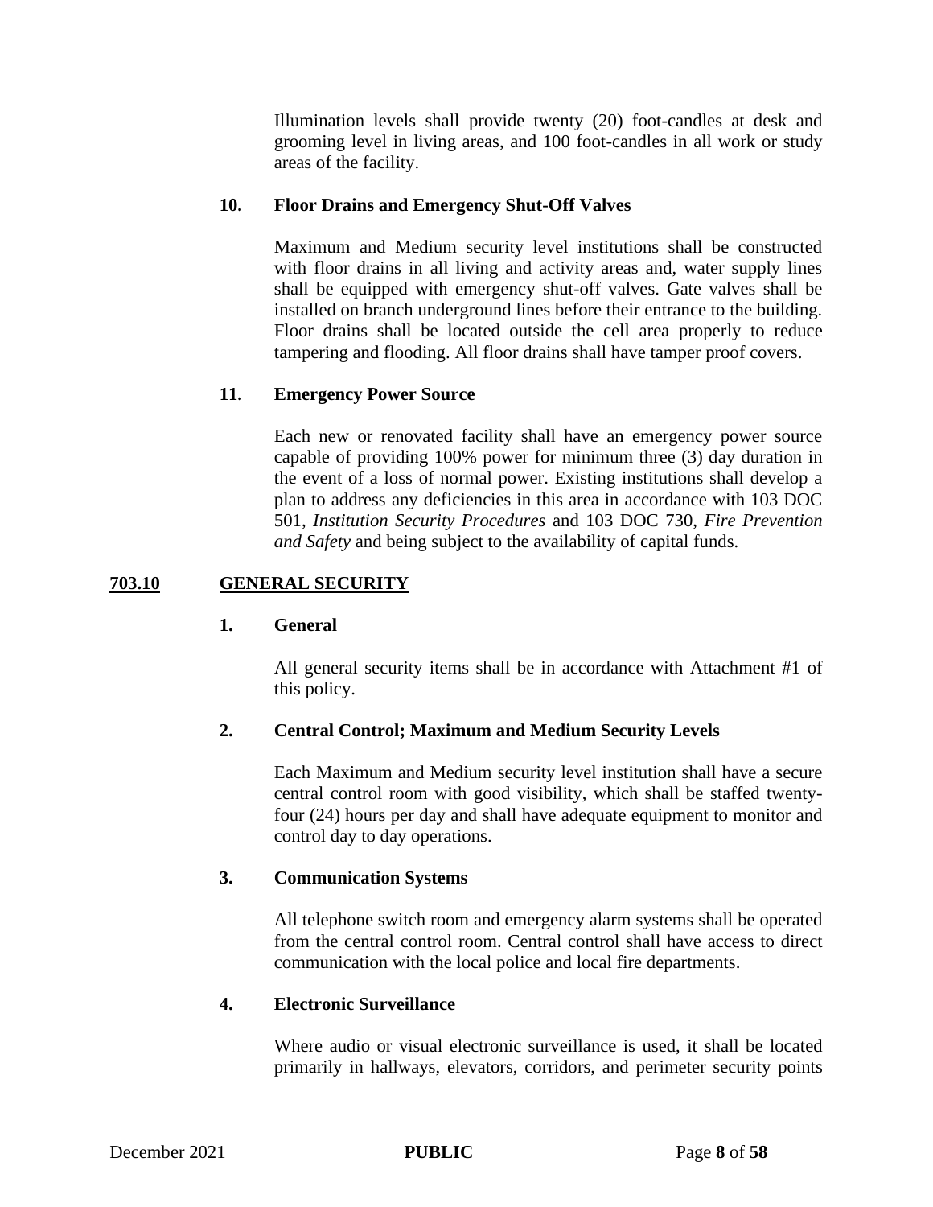Illumination levels shall provide twenty (20) foot-candles at desk and grooming level in living areas, and 100 foot-candles in all work or study areas of the facility.

**10. Floor Drains and Emergency Shut-Off Valves**

Maximum and Medium security level institutions shall be constructed with floor drains in all living and activity areas and, water supply lines shall be equipped with emergency shut-off valves. Gate valves shall be installed on branch underground lines before their entrance to the building. Floor drains shall be located outside the cell area properly to reduce tampering and flooding. All floor drains shall have tamper proof covers.

**11. Emergency Power Source**

Each new or renovated facility shall have an emergency power source capable of providing 100% power for minimum three (3) day duration in the event of a loss of normal power. Existing institutions shall develop a plan to address any deficiencies in this area in accordance with 103 DOC 501, *Institution Security Procedures* and 103 DOC 730, *Fire Prevention and Safety* and being subject to the availability of capital funds.

## 703.10 GENERAL SECURITY

**1. General**

All general security items shall be in accordance with Attachment #1 of this policy.

**2. Central Control; Maximum and Medium Security Levels**

Each Maximum and Medium security level institution shall have a secure central control room with good visibility, which shall be staffed twenty-four (24) hours per day and shall have adequate equipment to monitor and control day to day operations.

**3. Communication Systems**

All telephone switch room and emergency alarm systems shall be operated from the central control room. Central control shall have access to direct communication with the local police and local fire departments.

**4. Electronic Surveillance**

Where audio or visual electronic surveillance is used, it shall be located primarily in hallways, elevators, corridors, and perimeter security points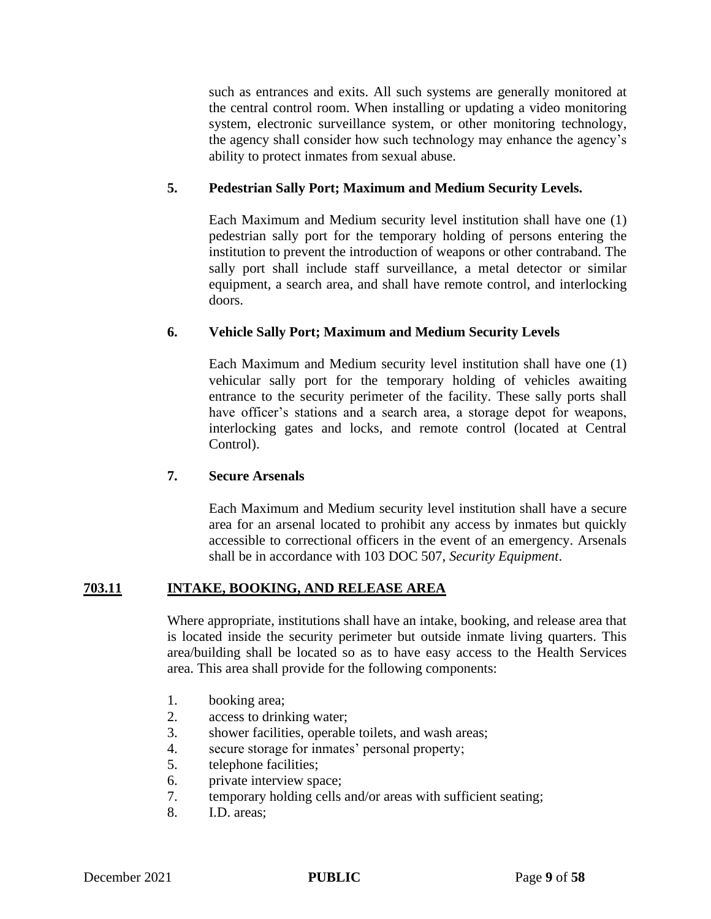such as entrances and exits. All such systems are generally monitored at the central control room. When installing or updating a video monitoring system, electronic surveillance system, or other monitoring technology, the agency shall consider how such technology may enhance the agency's ability to protect inmates from sexual abuse.

**5. Pedestrian Sally Port; Maximum and Medium Security Levels.**

Each Maximum and Medium security level institution shall have one (1) pedestrian sally port for the temporary holding of persons entering the institution to prevent the introduction of weapons or other contraband. The sally port shall include staff surveillance, a metal detector or similar equipment, a search area, and shall have remote control, and interlocking doors.

**6. Vehicle Sally Port; Maximum and Medium Security Levels**

Each Maximum and Medium security level institution shall have one (1) vehicular sally port for the temporary holding of vehicles awaiting entrance to the security perimeter of the facility. These sally ports shall have officer's stations and a search area, a storage depot for weapons, interlocking gates and locks, and remote control (located at Central Control).

**7. Secure Arsenals**

Each Maximum and Medium security level institution shall have a secure area for an arsenal located to prohibit any access by inmates but quickly accessible to correctional officers in the event of an emergency. Arsenals shall be in accordance with 103 DOC 507, *Security Equipment*.

## 703.11 INTAKE, BOOKING, AND RELEASE AREA

Where appropriate, institutions shall have an intake, booking, and release area that is located inside the security perimeter but outside inmate living quarters. This area/building shall be located so as to have easy access to the Health Services area. This area shall provide for the following components:

1. booking area;
2. access to drinking water;
3. shower facilities, operable toilets, and wash areas;
4. secure storage for inmates' personal property;
5. telephone facilities;
6. private interview space;
7. temporary holding cells and/or areas with sufficient seating;
8. I.D. areas;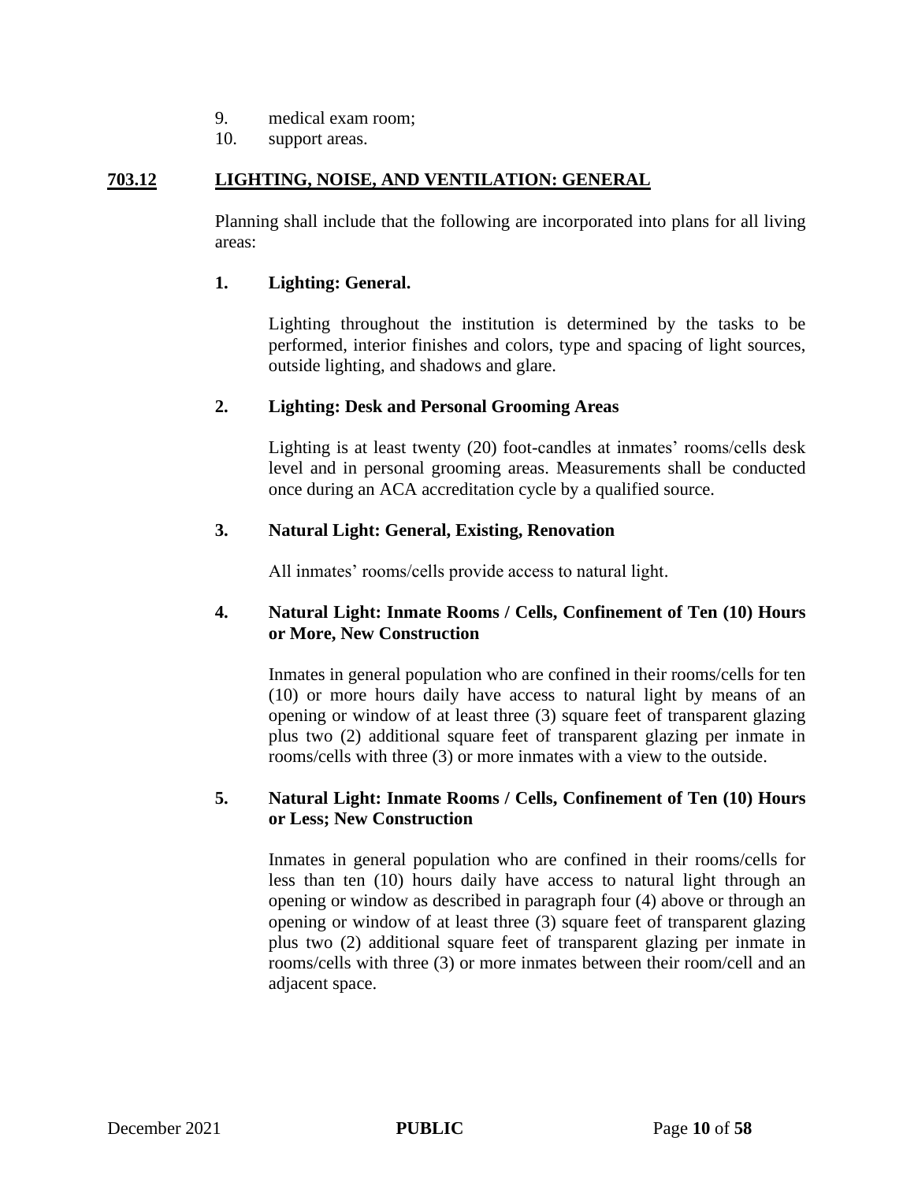9. medical exam room;
10. support areas.

## 703.12 LIGHTING, NOISE, AND VENTILATION: GENERAL

Planning shall include that the following are incorporated into plans for all living areas:

### 1. Lighting: General.

Lighting throughout the institution is determined by the tasks to be performed, interior finishes and colors, type and spacing of light sources, outside lighting, and shadows and glare.

### 2. Lighting: Desk and Personal Grooming Areas

Lighting is at least twenty (20) foot-candles at inmates' rooms/cells desk level and in personal grooming areas. Measurements shall be conducted once during an ACA accreditation cycle by a qualified source.

### 3. Natural Light: General, Existing, Renovation

All inmates' rooms/cells provide access to natural light.

### 4. Natural Light: Inmate Rooms / Cells, Confinement of Ten (10) Hours or More, New Construction

Inmates in general population who are confined in their rooms/cells for ten (10) or more hours daily have access to natural light by means of an opening or window of at least three (3) square feet of transparent glazing plus two (2) additional square feet of transparent glazing per inmate in rooms/cells with three (3) or more inmates with a view to the outside.

### 5. Natural Light: Inmate Rooms / Cells, Confinement of Ten (10) Hours or Less; New Construction

Inmates in general population who are confined in their rooms/cells for less than ten (10) hours daily have access to natural light through an opening or window as described in paragraph four (4) above or through an opening or window of at least three (3) square feet of transparent glazing plus two (2) additional square feet of transparent glazing per inmate in rooms/cells with three (3) or more inmates between their room/cell and an adjacent space.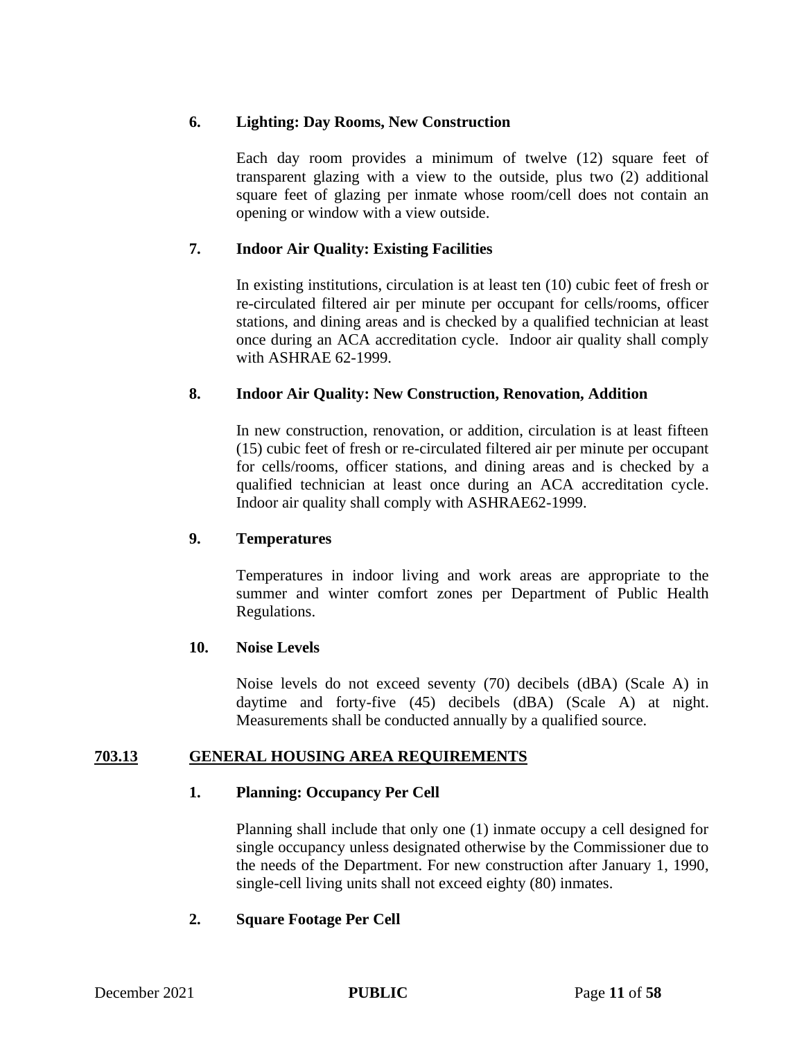### 6. Lighting: Day Rooms, New Construction

Each day room provides a minimum of twelve (12) square feet of transparent glazing with a view to the outside, plus two (2) additional square feet of glazing per inmate whose room/cell does not contain an opening or window with a view outside.

### 7. Indoor Air Quality: Existing Facilities

In existing institutions, circulation is at least ten (10) cubic feet of fresh or re-circulated filtered air per minute per occupant for cells/rooms, officer stations, and dining areas and is checked by a qualified technician at least once during an ACA accreditation cycle. Indoor air quality shall comply with ASHRAE 62-1999.

### 8. Indoor Air Quality: New Construction, Renovation, Addition

In new construction, renovation, or addition, circulation is at least fifteen (15) cubic feet of fresh or re-circulated filtered air per minute per occupant for cells/rooms, officer stations, and dining areas and is checked by a qualified technician at least once during an ACA accreditation cycle. Indoor air quality shall comply with ASHRAE62-1999.

### 9. Temperatures

Temperatures in indoor living and work areas are appropriate to the summer and winter comfort zones per Department of Public Health Regulations.

### 10. Noise Levels

Noise levels do not exceed seventy (70) decibels (dBA) (Scale A) in daytime and forty-five (45) decibels (dBA) (Scale A) at night. Measurements shall be conducted annually by a qualified source.

## 703.13 GENERAL HOUSING AREA REQUIREMENTS

### 1. Planning: Occupancy Per Cell

Planning shall include that only one (1) inmate occupy a cell designed for single occupancy unless designated otherwise by the Commissioner due to the needs of the Department. For new construction after January 1, 1990, single-cell living units shall not exceed eighty (80) inmates.

### 2. Square Footage Per Cell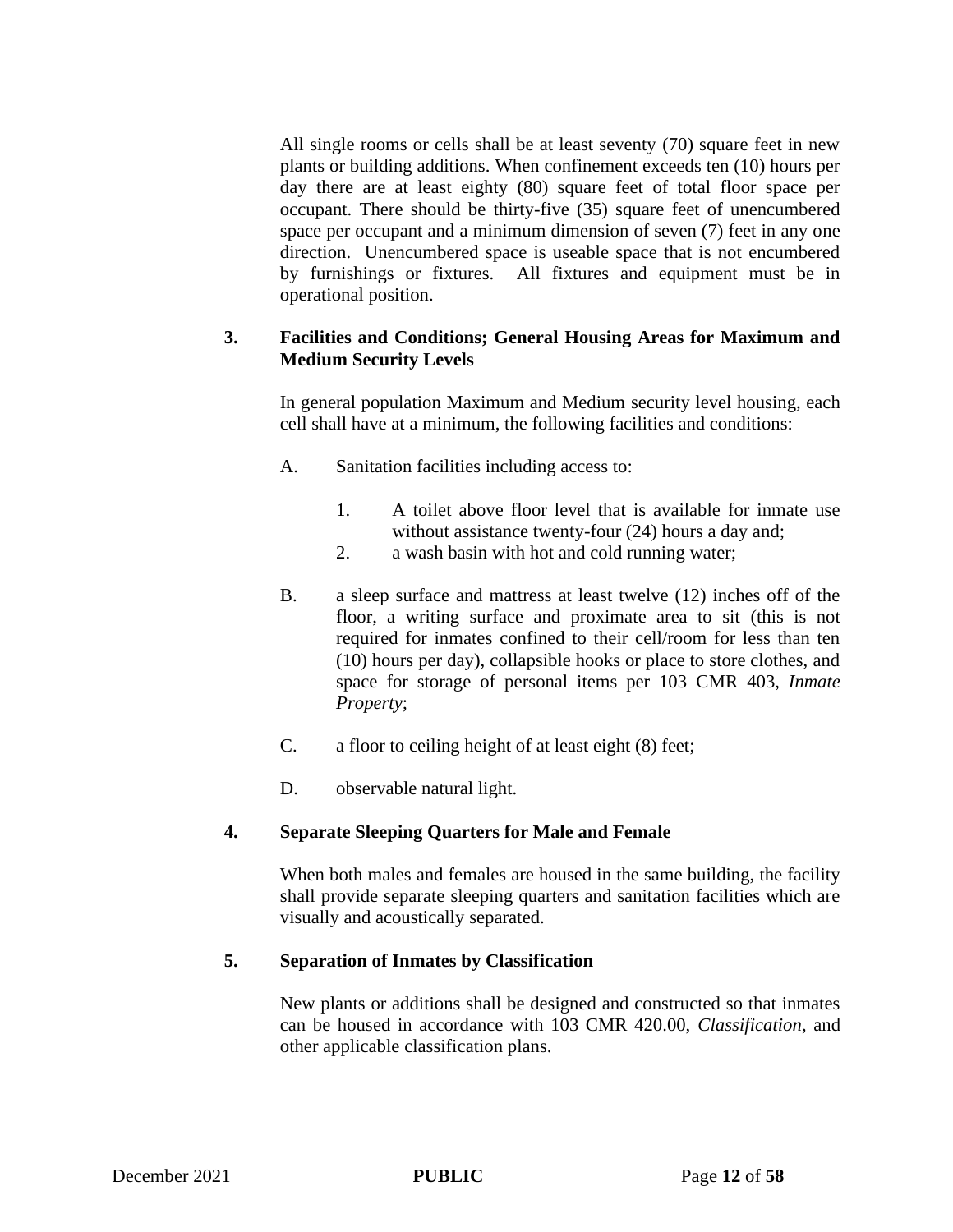All single rooms or cells shall be at least seventy (70) square feet in new plants or building additions. When confinement exceeds ten (10) hours per day there are at least eighty (80) square feet of total floor space per occupant. There should be thirty-five (35) square feet of unencumbered space per occupant and a minimum dimension of seven (7) feet in any one direction. Unencumbered space is useable space that is not encumbered by furnishings or fixtures. All fixtures and equipment must be in operational position.

**3. Facilities and Conditions; General Housing Areas for Maximum and Medium Security Levels**

In general population Maximum and Medium security level housing, each cell shall have at a minimum, the following facilities and conditions:

A. Sanitation facilities including access to:

1. A toilet above floor level that is available for inmate use without assistance twenty-four (24) hours a day and;
2. a wash basin with hot and cold running water;

B. a sleep surface and mattress at least twelve (12) inches off of the floor, a writing surface and proximate area to sit (this is not required for inmates confined to their cell/room for less than ten (10) hours per day), collapsible hooks or place to store clothes, and space for storage of personal items per 103 CMR 403, *Inmate Property*;

C. a floor to ceiling height of at least eight (8) feet;

D. observable natural light.

**4. Separate Sleeping Quarters for Male and Female**

When both males and females are housed in the same building, the facility shall provide separate sleeping quarters and sanitation facilities which are visually and acoustically separated.

**5. Separation of Inmates by Classification**

New plants or additions shall be designed and constructed so that inmates can be housed in accordance with 103 CMR 420.00, *Classification*, and other applicable classification plans.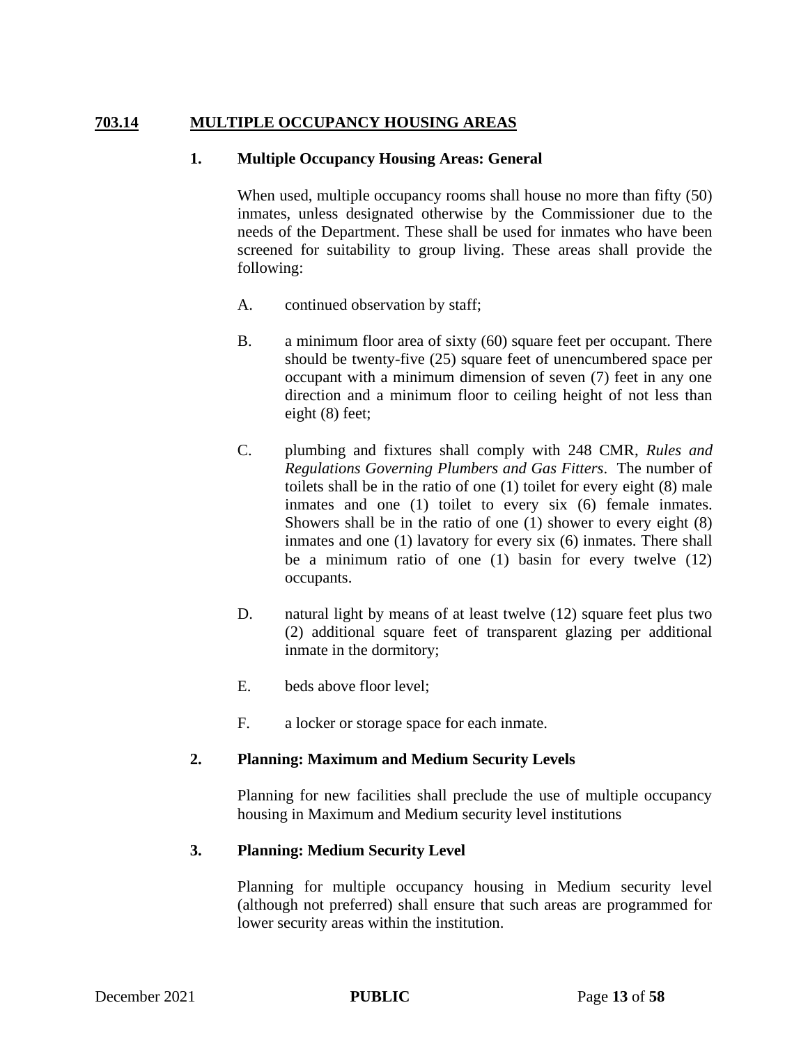## <u>703.14 MULTIPLE OCCUPANCY HOUSING AREAS</u>

### 1. Multiple Occupancy Housing Areas: General

When used, multiple occupancy rooms shall house no more than fifty (50) inmates, unless designated otherwise by the Commissioner due to the needs of the Department. These shall be used for inmates who have been screened for suitability to group living. These areas shall provide the following:

A. continued observation by staff;

B. a minimum floor area of sixty (60) square feet per occupant. There should be twenty-five (25) square feet of unencumbered space per occupant with a minimum dimension of seven (7) feet in any one direction and a minimum floor to ceiling height of not less than eight (8) feet;

C. plumbing and fixtures shall comply with 248 CMR, *Rules and Regulations Governing Plumbers and Gas Fitters*. The number of toilets shall be in the ratio of one (1) toilet for every eight (8) male inmates and one (1) toilet to every six (6) female inmates. Showers shall be in the ratio of one (1) shower to every eight (8) inmates and one (1) lavatory for every six (6) inmates. There shall be a minimum ratio of one (1) basin for every twelve (12) occupants.

D. natural light by means of at least twelve (12) square feet plus two (2) additional square feet of transparent glazing per additional inmate in the dormitory;

E. beds above floor level;

F. a locker or storage space for each inmate.

### 2. Planning: Maximum and Medium Security Levels

Planning for new facilities shall preclude the use of multiple occupancy housing in Maximum and Medium security level institutions

### 3. Planning: Medium Security Level

Planning for multiple occupancy housing in Medium security level (although not preferred) shall ensure that such areas are programmed for lower security areas within the institution.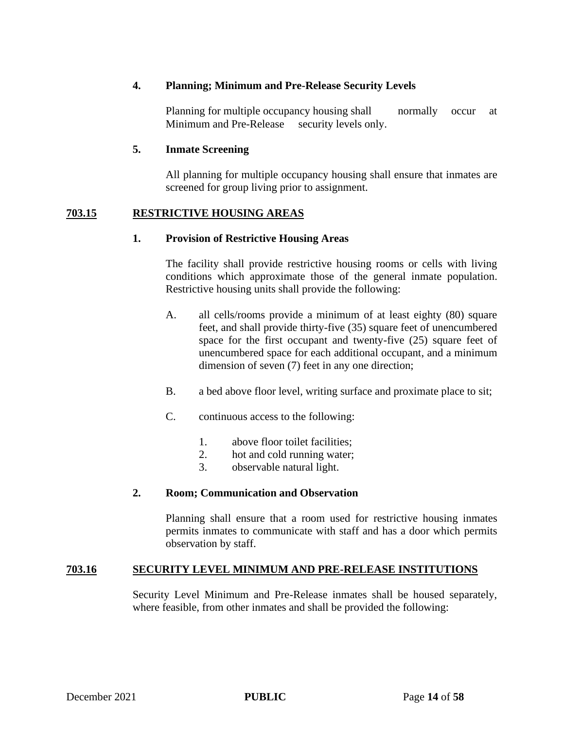**4. Planning; Minimum and Pre-Release Security Levels**

Planning for multiple occupancy housing shall normally occur at Minimum and Pre-Release security levels only.

**5. Inmate Screening**

All planning for multiple occupancy housing shall ensure that inmates are screened for group living prior to assignment.

## 703.15 RESTRICTIVE HOUSING AREAS

**1. Provision of Restrictive Housing Areas**

The facility shall provide restrictive housing rooms or cells with living conditions which approximate those of the general inmate population. Restrictive housing units shall provide the following:

A. all cells/rooms provide a minimum of at least eighty (80) square feet, and shall provide thirty-five (35) square feet of unencumbered space for the first occupant and twenty-five (25) square feet of unencumbered space for each additional occupant, and a minimum dimension of seven (7) feet in any one direction;

B. a bed above floor level, writing surface and proximate place to sit;

C. continuous access to the following:

1. above floor toilet facilities;
2. hot and cold running water;
3. observable natural light.

**2. Room; Communication and Observation**

Planning shall ensure that a room used for restrictive housing inmates permits inmates to communicate with staff and has a door which permits observation by staff.

## 703.16 SECURITY LEVEL MINIMUM AND PRE-RELEASE INSTITUTIONS

Security Level Minimum and Pre-Release inmates shall be housed separately, where feasible, from other inmates and shall be provided the following: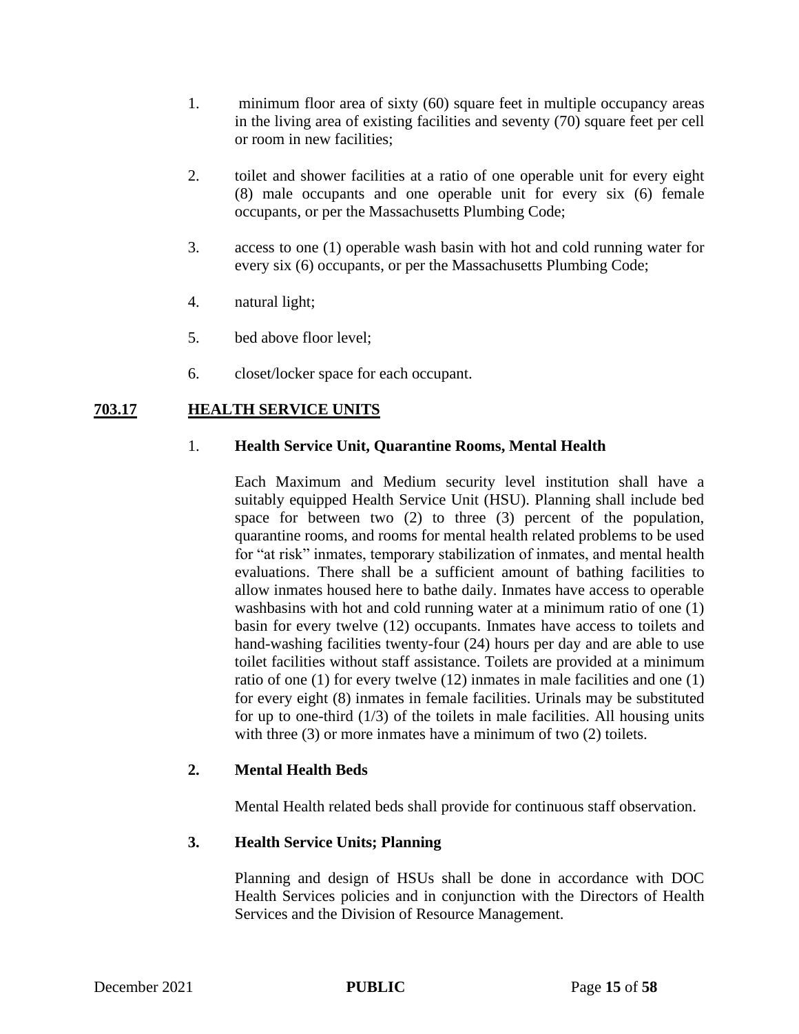1. minimum floor area of sixty (60) square feet in multiple occupancy areas in the living area of existing facilities and seventy (70) square feet per cell or room in new facilities;

2. toilet and shower facilities at a ratio of one operable unit for every eight (8) male occupants and one operable unit for every six (6) female occupants, or per the Massachusetts Plumbing Code;

3. access to one (1) operable wash basin with hot and cold running water for every six (6) occupants, or per the Massachusetts Plumbing Code;

4. natural light;

5. bed above floor level;

6. closet/locker space for each occupant.

## 703.17 HEALTH SERVICE UNITS

### 1. Health Service Unit, Quarantine Rooms, Mental Health

Each Maximum and Medium security level institution shall have a suitably equipped Health Service Unit (HSU). Planning shall include bed space for between two (2) to three (3) percent of the population, quarantine rooms, and rooms for mental health related problems to be used for "at risk" inmates, temporary stabilization of inmates, and mental health evaluations. There shall be a sufficient amount of bathing facilities to allow inmates housed here to bathe daily. Inmates have access to operable washbasins with hot and cold running water at a minimum ratio of one (1) basin for every twelve (12) occupants. Inmates have access to toilets and hand-washing facilities twenty-four (24) hours per day and are able to use toilet facilities without staff assistance. Toilets are provided at a minimum ratio of one (1) for every twelve (12) inmates in male facilities and one (1) for every eight (8) inmates in female facilities. Urinals may be substituted for up to one-third (1/3) of the toilets in male facilities. All housing units with three (3) or more inmates have a minimum of two (2) toilets.

### 2. Mental Health Beds

Mental Health related beds shall provide for continuous staff observation.

### 3. Health Service Units; Planning

Planning and design of HSUs shall be done in accordance with DOC Health Services policies and in conjunction with the Directors of Health Services and the Division of Resource Management.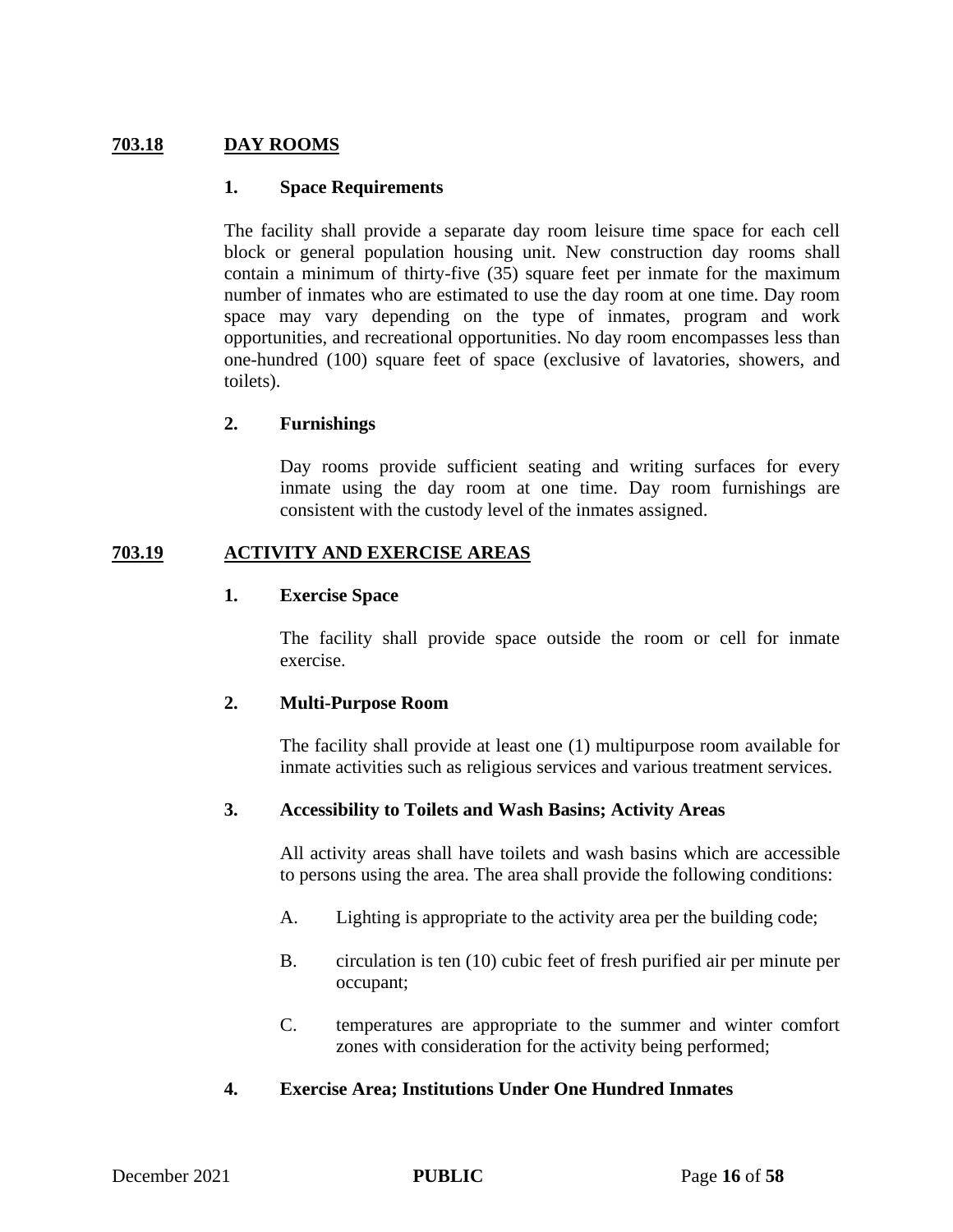## 703.18 DAY ROOMS

### 1. Space Requirements

The facility shall provide a separate day room leisure time space for each cell block or general population housing unit. New construction day rooms shall contain a minimum of thirty-five (35) square feet per inmate for the maximum number of inmates who are estimated to use the day room at one time. Day room space may vary depending on the type of inmates, program and work opportunities, and recreational opportunities. No day room encompasses less than one-hundred (100) square feet of space (exclusive of lavatories, showers, and toilets).

### 2. Furnishings

Day rooms provide sufficient seating and writing surfaces for every inmate using the day room at one time. Day room furnishings are consistent with the custody level of the inmates assigned.

## 703.19 ACTIVITY AND EXERCISE AREAS

### 1. Exercise Space

The facility shall provide space outside the room or cell for inmate exercise.

### 2. Multi-Purpose Room

The facility shall provide at least one (1) multipurpose room available for inmate activities such as religious services and various treatment services.

### 3. Accessibility to Toilets and Wash Basins; Activity Areas

All activity areas shall have toilets and wash basins which are accessible to persons using the area. The area shall provide the following conditions:

A. Lighting is appropriate to the activity area per the building code;

B. circulation is ten (10) cubic feet of fresh purified air per minute per occupant;

C. temperatures are appropriate to the summer and winter comfort zones with consideration for the activity being performed;

### 4. Exercise Area; Institutions Under One Hundred Inmates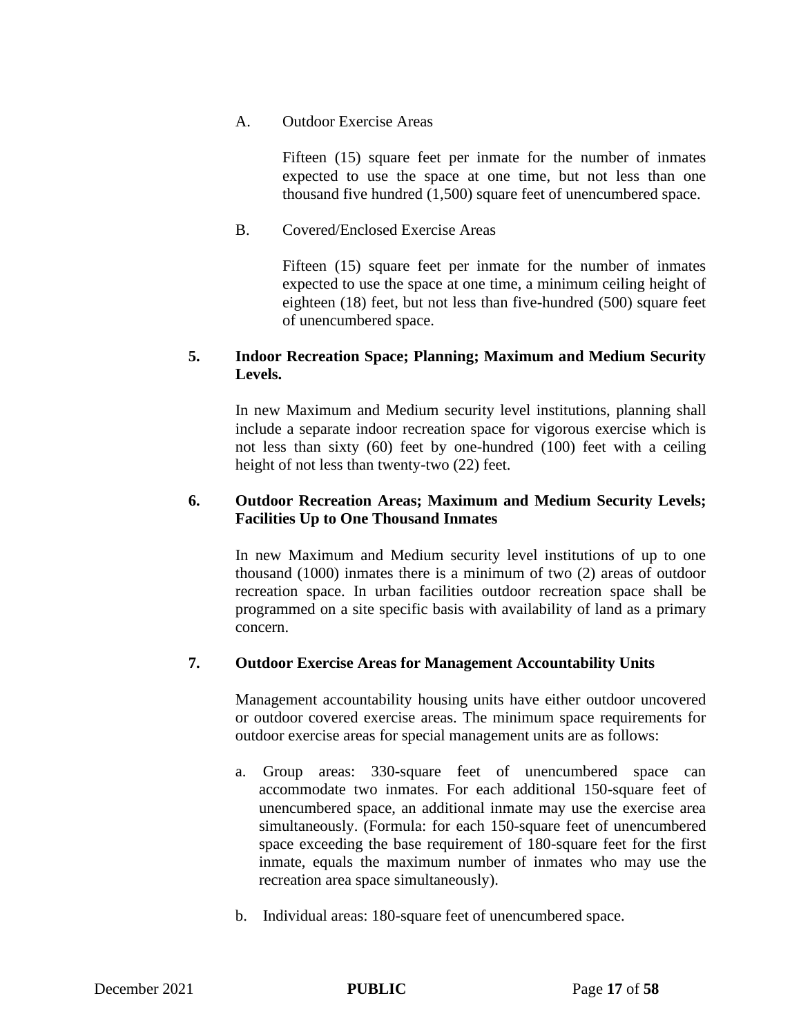A. Outdoor Exercise Areas

Fifteen (15) square feet per inmate for the number of inmates expected to use the space at one time, but not less than one thousand five hundred (1,500) square feet of unencumbered space.

B. Covered/Enclosed Exercise Areas

Fifteen (15) square feet per inmate for the number of inmates expected to use the space at one time, a minimum ceiling height of eighteen (18) feet, but not less than five-hundred (500) square feet of unencumbered space.

**5. Indoor Recreation Space; Planning; Maximum and Medium Security Levels.**

In new Maximum and Medium security level institutions, planning shall include a separate indoor recreation space for vigorous exercise which is not less than sixty (60) feet by one-hundred (100) feet with a ceiling height of not less than twenty-two (22) feet.

**6. Outdoor Recreation Areas; Maximum and Medium Security Levels; Facilities Up to One Thousand Inmates**

In new Maximum and Medium security level institutions of up to one thousand (1000) inmates there is a minimum of two (2) areas of outdoor recreation space. In urban facilities outdoor recreation space shall be programmed on a site specific basis with availability of land as a primary concern.

**7. Outdoor Exercise Areas for Management Accountability Units**

Management accountability housing units have either outdoor uncovered or outdoor covered exercise areas. The minimum space requirements for outdoor exercise areas for special management units are as follows:

a. Group areas: 330-square feet of unencumbered space can accommodate two inmates. For each additional 150-square feet of unencumbered space, an additional inmate may use the exercise area simultaneously. (Formula: for each 150-square feet of unencumbered space exceeding the base requirement of 180-square feet for the first inmate, equals the maximum number of inmates who may use the recreation area space simultaneously).

b. Individual areas: 180-square feet of unencumbered space.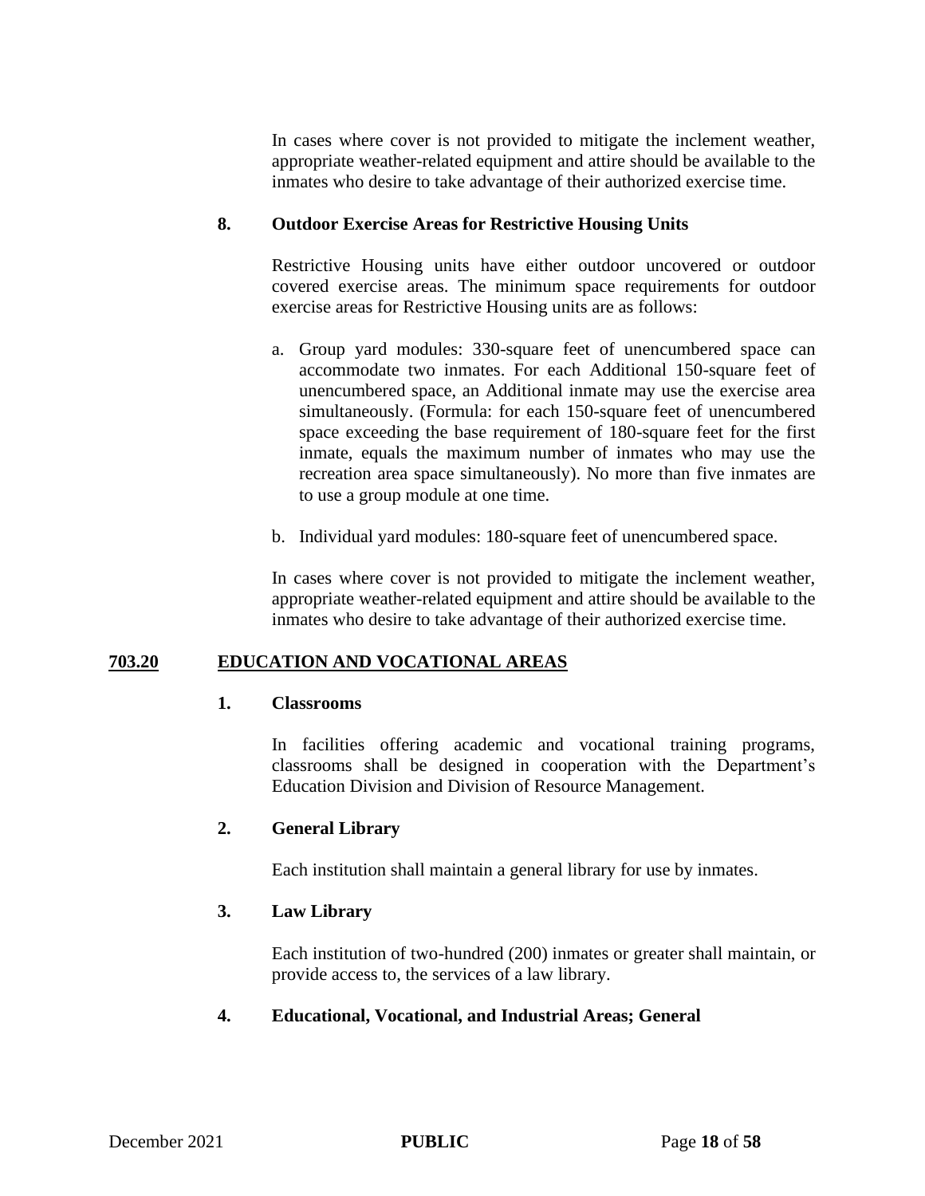In cases where cover is not provided to mitigate the inclement weather, appropriate weather-related equipment and attire should be available to the inmates who desire to take advantage of their authorized exercise time.

**8. Outdoor Exercise Areas for Restrictive Housing Units**

Restrictive Housing units have either outdoor uncovered or outdoor covered exercise areas. The minimum space requirements for outdoor exercise areas for Restrictive Housing units are as follows:

a. Group yard modules: 330-square feet of unencumbered space can accommodate two inmates. For each Additional 150-square feet of unencumbered space, an Additional inmate may use the exercise area simultaneously. (Formula: for each 150-square feet of unencumbered space exceeding the base requirement of 180-square feet for the first inmate, equals the maximum number of inmates who may use the recreation area space simultaneously). No more than five inmates are to use a group module at one time.

b. Individual yard modules: 180-square feet of unencumbered space.

In cases where cover is not provided to mitigate the inclement weather, appropriate weather-related equipment and attire should be available to the inmates who desire to take advantage of their authorized exercise time.

## 703.20 EDUCATION AND VOCATIONAL AREAS

**1. Classrooms**

In facilities offering academic and vocational training programs, classrooms shall be designed in cooperation with the Department's Education Division and Division of Resource Management.

**2. General Library**

Each institution shall maintain a general library for use by inmates.

**3. Law Library**

Each institution of two-hundred (200) inmates or greater shall maintain, or provide access to, the services of a law library.

**4. Educational, Vocational, and Industrial Areas; General**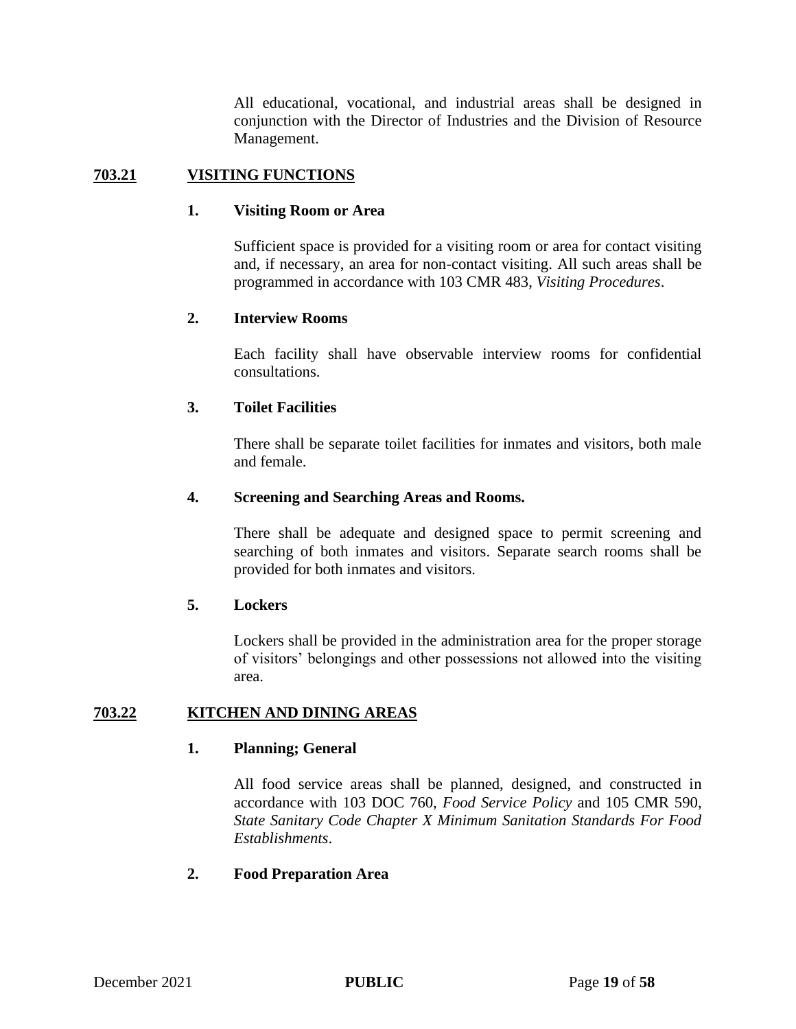All educational, vocational, and industrial areas shall be designed in conjunction with the Director of Industries and the Division of Resource Management.

## 703.21 VISITING FUNCTIONS

### 1. Visiting Room or Area

Sufficient space is provided for a visiting room or area for contact visiting and, if necessary, an area for non-contact visiting. All such areas shall be programmed in accordance with 103 CMR 483, *Visiting Procedures*.

### 2. Interview Rooms

Each facility shall have observable interview rooms for confidential consultations.

### 3. Toilet Facilities

There shall be separate toilet facilities for inmates and visitors, both male and female.

### 4. Screening and Searching Areas and Rooms.

There shall be adequate and designed space to permit screening and searching of both inmates and visitors. Separate search rooms shall be provided for both inmates and visitors.

### 5. Lockers

Lockers shall be provided in the administration area for the proper storage of visitors' belongings and other possessions not allowed into the visiting area.

## 703.22 KITCHEN AND DINING AREAS

### 1. Planning; General

All food service areas shall be planned, designed, and constructed in accordance with 103 DOC 760, *Food Service Policy* and 105 CMR 590, *State Sanitary Code Chapter X Minimum Sanitation Standards For Food Establishments*.

### 2. Food Preparation Area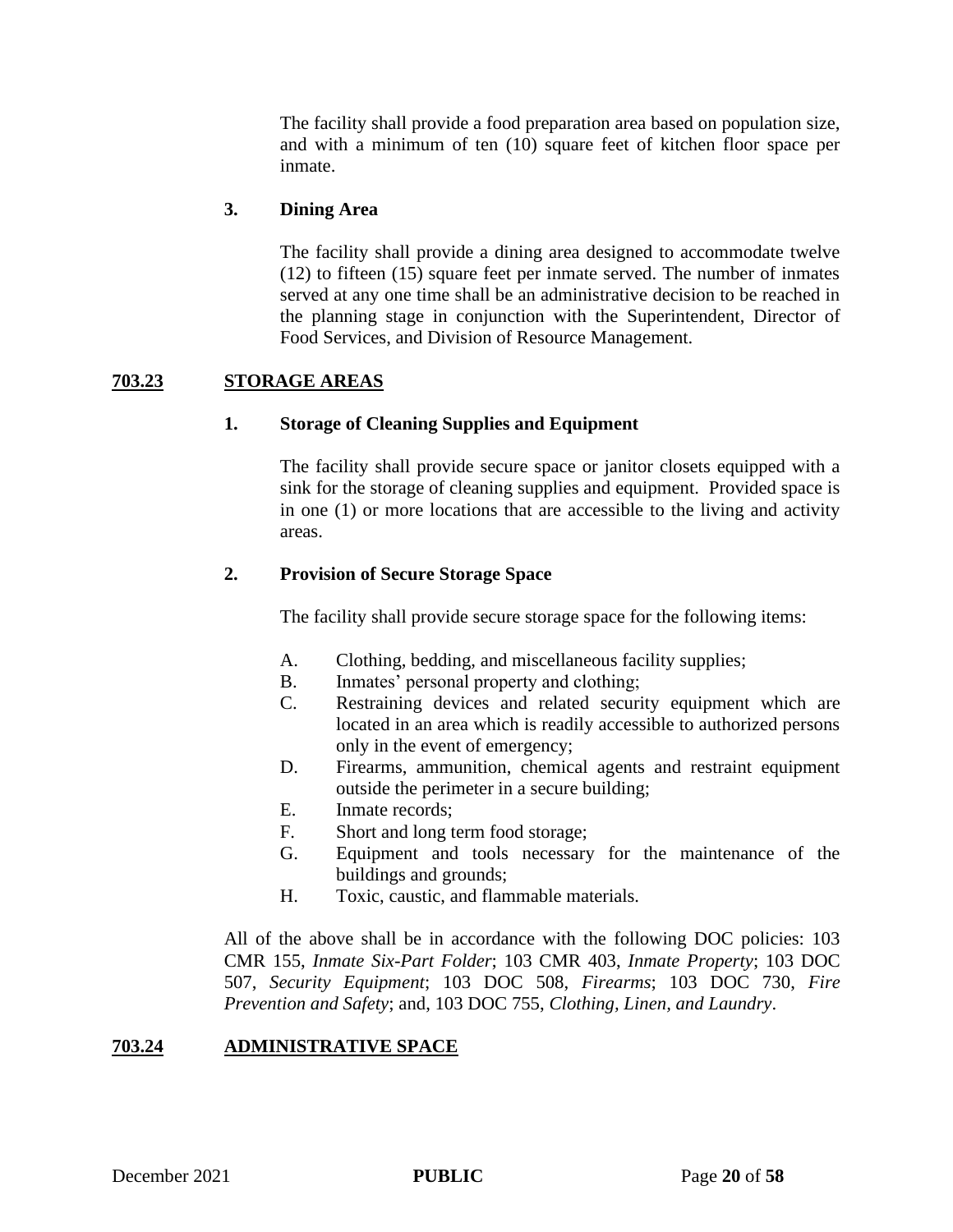The facility shall provide a food preparation area based on population size, and with a minimum of ten (10) square feet of kitchen floor space per inmate.

**3. Dining Area**

The facility shall provide a dining area designed to accommodate twelve (12) to fifteen (15) square feet per inmate served. The number of inmates served at any one time shall be an administrative decision to be reached in the planning stage in conjunction with the Superintendent, Director of Food Services, and Division of Resource Management.

## 703.23 STORAGE AREAS

**1. Storage of Cleaning Supplies and Equipment**

The facility shall provide secure space or janitor closets equipped with a sink for the storage of cleaning supplies and equipment. Provided space is in one (1) or more locations that are accessible to the living and activity areas.

**2. Provision of Secure Storage Space**

The facility shall provide secure storage space for the following items:

A. Clothing, bedding, and miscellaneous facility supplies;
B. Inmates' personal property and clothing;
C. Restraining devices and related security equipment which are located in an area which is readily accessible to authorized persons only in the event of emergency;
D. Firearms, ammunition, chemical agents and restraint equipment outside the perimeter in a secure building;
E. Inmate records;
F. Short and long term food storage;
G. Equipment and tools necessary for the maintenance of the buildings and grounds;
H. Toxic, caustic, and flammable materials.

All of the above shall be in accordance with the following DOC policies: 103 CMR 155, *Inmate Six-Part Folder*; 103 CMR 403, *Inmate Property*; 103 DOC 507, *Security Equipment*; 103 DOC 508, *Firearms*; 103 DOC 730, *Fire Prevention and Safety*; and, 103 DOC 755, *Clothing, Linen, and Laundry*.

## 703.24 ADMINISTRATIVE SPACE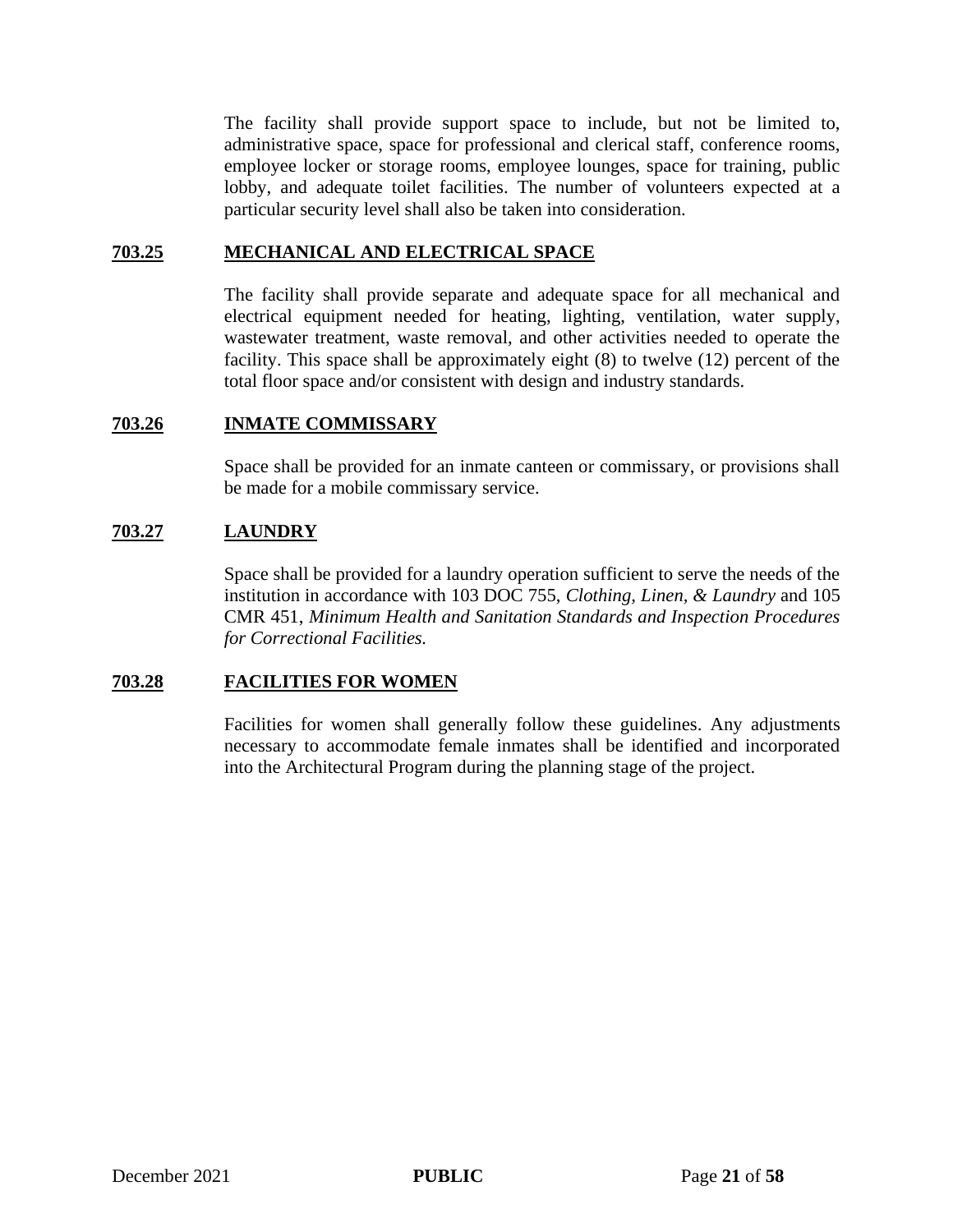The facility shall provide support space to include, but not be limited to, administrative space, space for professional and clerical staff, conference rooms, employee locker or storage rooms, employee lounges, space for training, public lobby, and adequate toilet facilities. The number of volunteers expected at a particular security level shall also be taken into consideration.

## 703.25 MECHANICAL AND ELECTRICAL SPACE

The facility shall provide separate and adequate space for all mechanical and electrical equipment needed for heating, lighting, ventilation, water supply, wastewater treatment, waste removal, and other activities needed to operate the facility. This space shall be approximately eight (8) to twelve (12) percent of the total floor space and/or consistent with design and industry standards.

## 703.26 INMATE COMMISSARY

Space shall be provided for an inmate canteen or commissary, or provisions shall be made for a mobile commissary service.

## 703.27 LAUNDRY

Space shall be provided for a laundry operation sufficient to serve the needs of the institution in accordance with 103 DOC 755, *Clothing, Linen, & Laundry* and 105 CMR 451, *Minimum Health and Sanitation Standards and Inspection Procedures for Correctional Facilities.*

## 703.28 FACILITIES FOR WOMEN

Facilities for women shall generally follow these guidelines. Any adjustments necessary to accommodate female inmates shall be identified and incorporated into the Architectural Program during the planning stage of the project.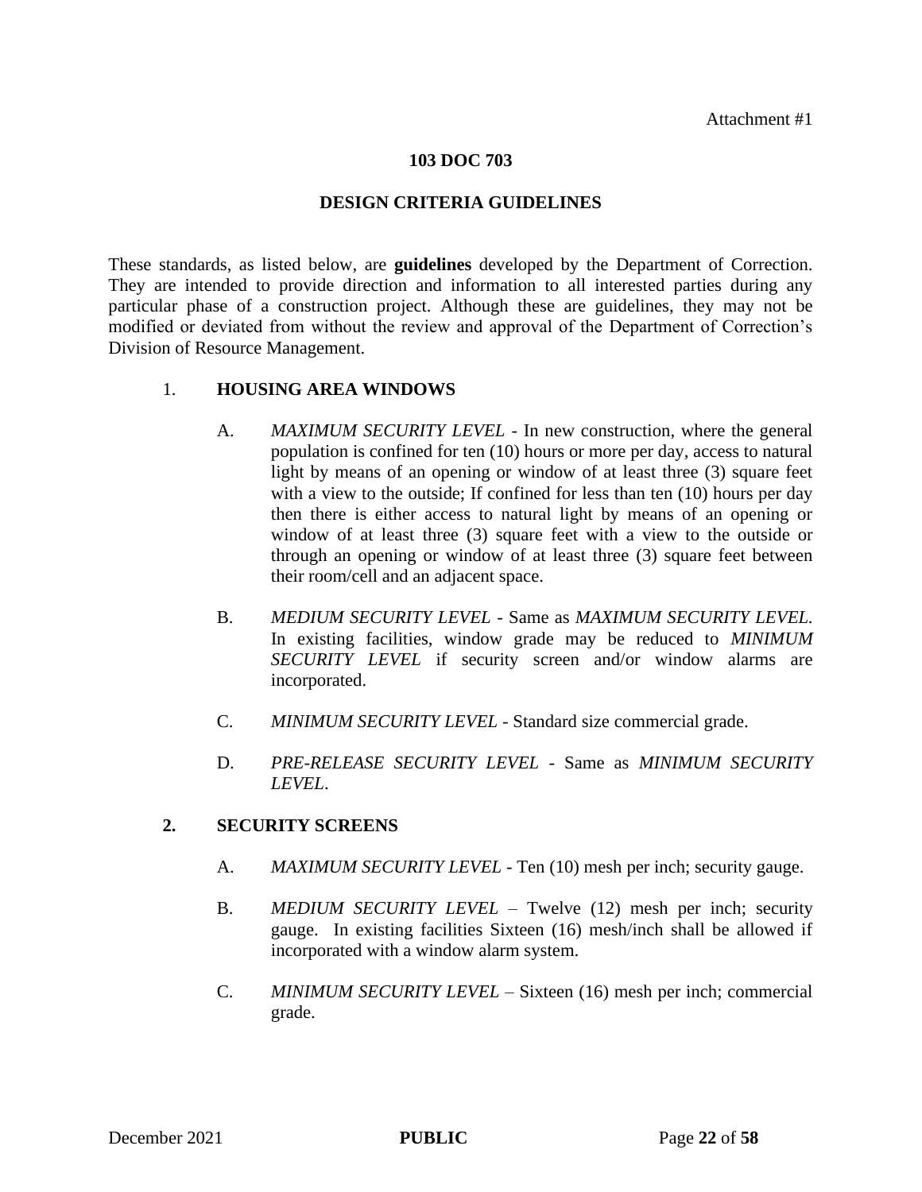Attachment #1

**103 DOC 703**

**DESIGN CRITERIA GUIDELINES**

These standards, as listed below, are **guidelines** developed by the Department of Correction. They are intended to provide direction and information to all interested parties during any particular phase of a construction project. Although these are guidelines, they may not be modified or deviated from without the review and approval of the Department of Correction's Division of Resource Management.

1. **HOUSING AREA WINDOWS**

   A. *MAXIMUM SECURITY LEVEL* - In new construction, where the general population is confined for ten (10) hours or more per day, access to natural light by means of an opening or window of at least three (3) square feet with a view to the outside; If confined for less than ten (10) hours per day then there is either access to natural light by means of an opening or window of at least three (3) square feet with a view to the outside or through an opening or window of at least three (3) square feet between their room/cell and an adjacent space.

   B. *MEDIUM SECURITY LEVEL* - Same as *MAXIMUM SECURITY LEVEL.* In existing facilities, window grade may be reduced to *MINIMUM SECURITY LEVEL* if security screen and/or window alarms are incorporated.

   C. *MINIMUM SECURITY LEVEL* - Standard size commercial grade.

   D. *PRE-RELEASE SECURITY LEVEL* - Same as *MINIMUM SECURITY LEVEL*.

2. **SECURITY SCREENS**

   A. *MAXIMUM SECURITY LEVEL* - Ten (10) mesh per inch; security gauge.

   B. *MEDIUM SECURITY LEVEL* – Twelve (12) mesh per inch; security gauge. In existing facilities Sixteen (16) mesh/inch shall be allowed if incorporated with a window alarm system.

   C. *MINIMUM SECURITY LEVEL* – Sixteen (16) mesh per inch; commercial grade.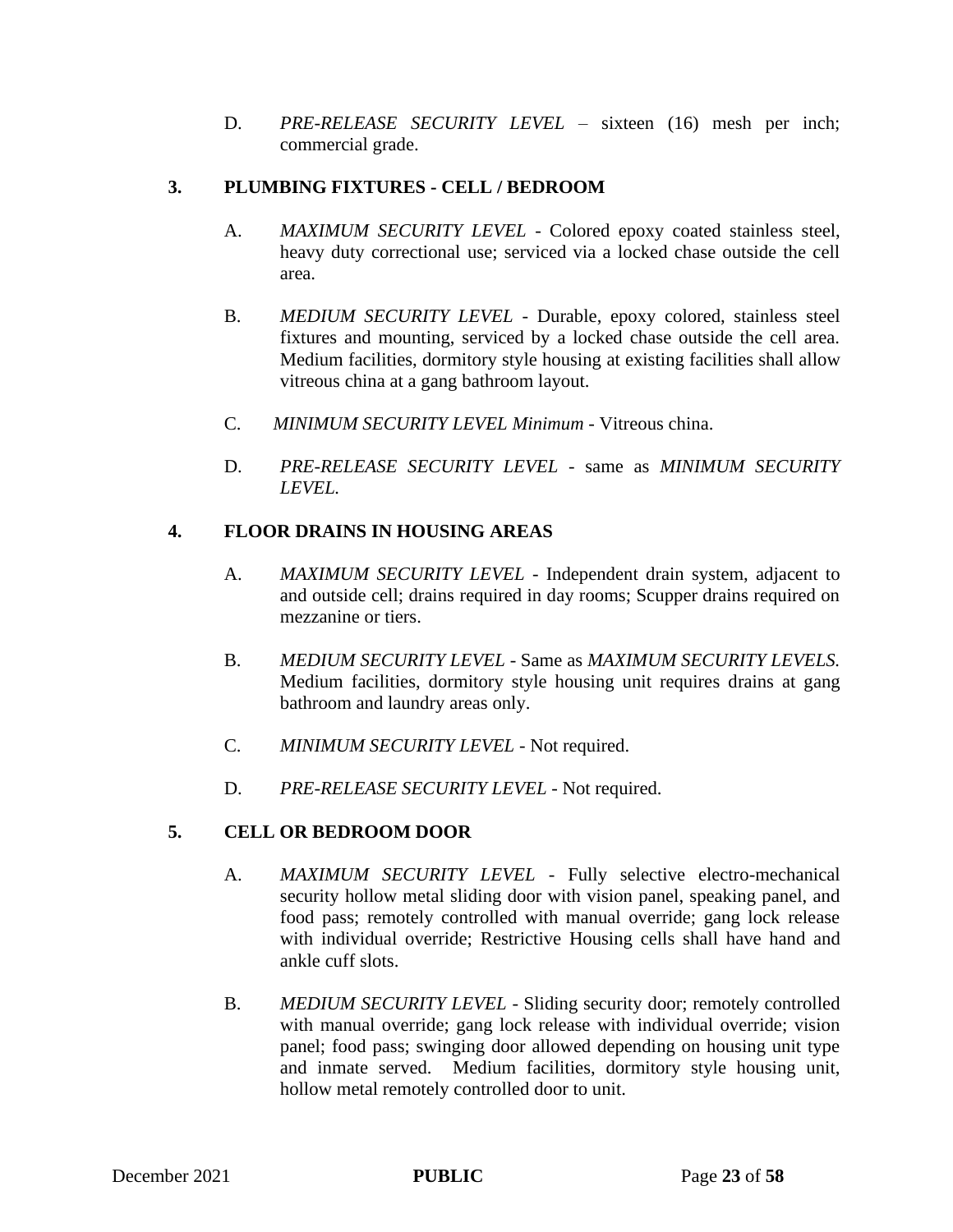D. *PRE-RELEASE SECURITY LEVEL* – sixteen (16) mesh per inch; commercial grade.

### 3. PLUMBING FIXTURES - CELL / BEDROOM

A. *MAXIMUM SECURITY LEVEL* - Colored epoxy coated stainless steel, heavy duty correctional use; serviced via a locked chase outside the cell area.

B. *MEDIUM SECURITY LEVEL* - Durable, epoxy colored, stainless steel fixtures and mounting, serviced by a locked chase outside the cell area. Medium facilities, dormitory style housing at existing facilities shall allow vitreous china at a gang bathroom layout.

C. *MINIMUM SECURITY LEVEL Minimum* - Vitreous china.

D. *PRE-RELEASE SECURITY LEVEL* - same as *MINIMUM SECURITY LEVEL.*

### 4. FLOOR DRAINS IN HOUSING AREAS

A. *MAXIMUM SECURITY LEVEL* - Independent drain system, adjacent to and outside cell; drains required in day rooms; Scupper drains required on mezzanine or tiers.

B. *MEDIUM SECURITY LEVEL* - Same as *MAXIMUM SECURITY LEVELS.* Medium facilities, dormitory style housing unit requires drains at gang bathroom and laundry areas only.

C. *MINIMUM SECURITY LEVEL* - Not required.

D. *PRE-RELEASE SECURITY LEVEL* - Not required.

### 5. CELL OR BEDROOM DOOR

A. *MAXIMUM SECURITY LEVEL* - Fully selective electro-mechanical security hollow metal sliding door with vision panel, speaking panel, and food pass; remotely controlled with manual override; gang lock release with individual override; Restrictive Housing cells shall have hand and ankle cuff slots.

B. *MEDIUM SECURITY LEVEL* - Sliding security door; remotely controlled with manual override; gang lock release with individual override; vision panel; food pass; swinging door allowed depending on housing unit type and inmate served. Medium facilities, dormitory style housing unit, hollow metal remotely controlled door to unit.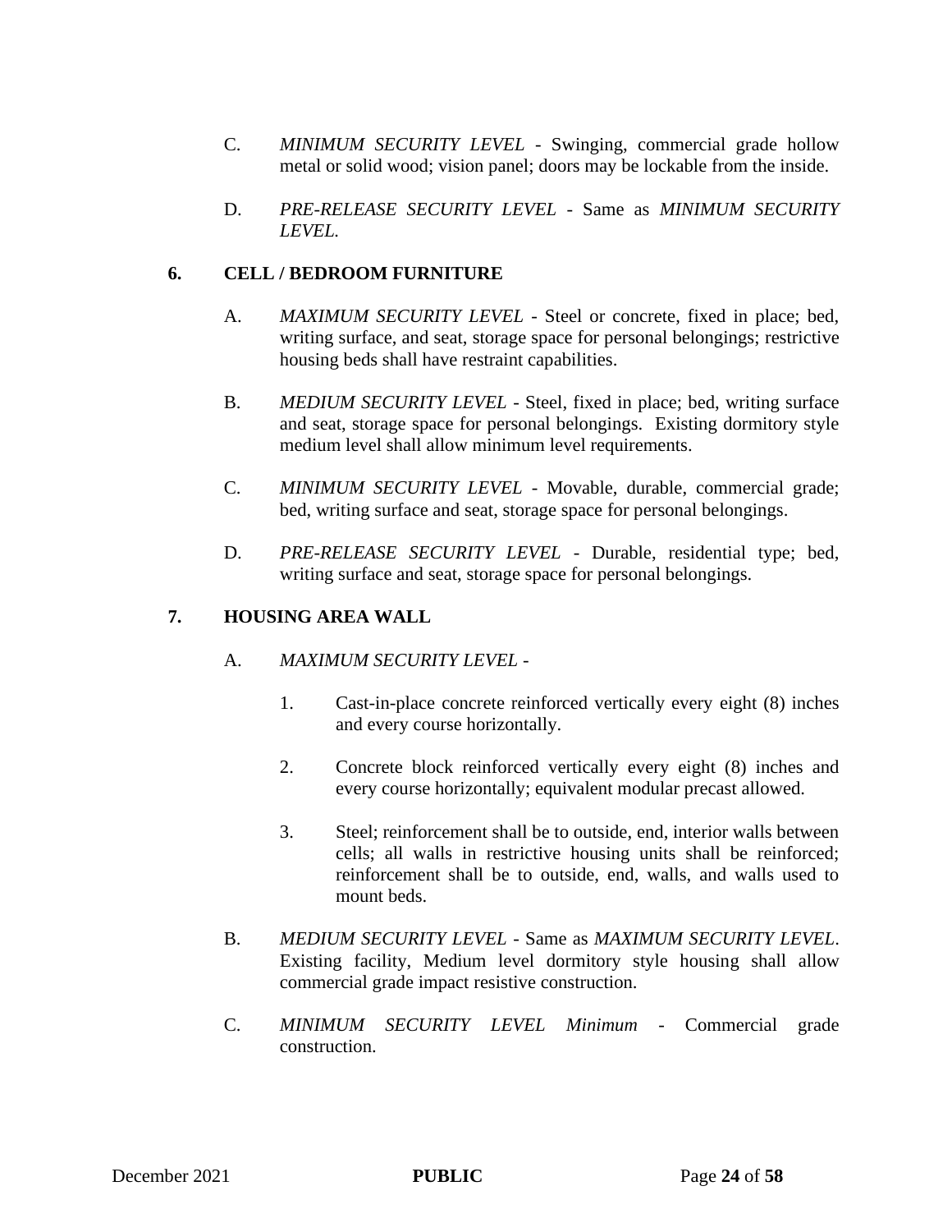C. *MINIMUM SECURITY LEVEL* - Swinging, commercial grade hollow metal or solid wood; vision panel; doors may be lockable from the inside.

D. *PRE-RELEASE SECURITY LEVEL* - Same as *MINIMUM SECURITY LEVEL.*

## 6. CELL / BEDROOM FURNITURE

A. *MAXIMUM SECURITY LEVEL* - Steel or concrete, fixed in place; bed, writing surface, and seat, storage space for personal belongings; restrictive housing beds shall have restraint capabilities.

B. *MEDIUM SECURITY LEVEL* - Steel, fixed in place; bed, writing surface and seat, storage space for personal belongings. Existing dormitory style medium level shall allow minimum level requirements.

C. *MINIMUM SECURITY LEVEL* - Movable, durable, commercial grade; bed, writing surface and seat, storage space for personal belongings.

D. *PRE-RELEASE SECURITY LEVEL* - Durable, residential type; bed, writing surface and seat, storage space for personal belongings.

## 7. HOUSING AREA WALL

A. *MAXIMUM SECURITY LEVEL* -

1. Cast-in-place concrete reinforced vertically every eight (8) inches and every course horizontally.

2. Concrete block reinforced vertically every eight (8) inches and every course horizontally; equivalent modular precast allowed.

3. Steel; reinforcement shall be to outside, end, interior walls between cells; all walls in restrictive housing units shall be reinforced; reinforcement shall be to outside, end, walls, and walls used to mount beds.

B. *MEDIUM SECURITY LEVEL* - Same as *MAXIMUM SECURITY LEVEL*. Existing facility, Medium level dormitory style housing shall allow commercial grade impact resistive construction.

C. *MINIMUM SECURITY LEVEL Minimum* - Commercial grade construction.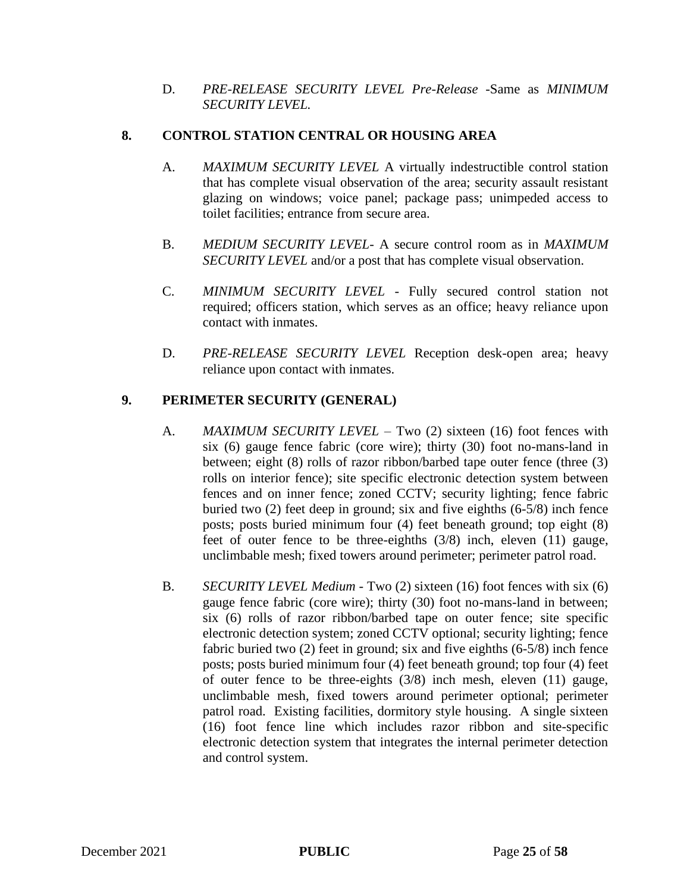D. *PRE-RELEASE SECURITY LEVEL Pre-Release* -Same as *MINIMUM SECURITY LEVEL.*

## 8. CONTROL STATION CENTRAL OR HOUSING AREA

A. *MAXIMUM SECURITY LEVEL* A virtually indestructible control station that has complete visual observation of the area; security assault resistant glazing on windows; voice panel; package pass; unimpeded access to toilet facilities; entrance from secure area.

B. *MEDIUM SECURITY LEVEL*- A secure control room as in *MAXIMUM SECURITY LEVEL* and/or a post that has complete visual observation.

C. *MINIMUM SECURITY LEVEL* - Fully secured control station not required; officers station, which serves as an office; heavy reliance upon contact with inmates.

D. *PRE-RELEASE SECURITY LEVEL* Reception desk-open area; heavy reliance upon contact with inmates.

## 9. PERIMETER SECURITY (GENERAL)

A. *MAXIMUM SECURITY LEVEL* – Two (2) sixteen (16) foot fences with six (6) gauge fence fabric (core wire); thirty (30) foot no-mans-land in between; eight (8) rolls of razor ribbon/barbed tape outer fence (three (3) rolls on interior fence); site specific electronic detection system between fences and on inner fence; zoned CCTV; security lighting; fence fabric buried two (2) feet deep in ground; six and five eighths (6-5/8) inch fence posts; posts buried minimum four (4) feet beneath ground; top eight (8) feet of outer fence to be three-eighths (3/8) inch, eleven (11) gauge, unclimbable mesh; fixed towers around perimeter; perimeter patrol road.

B. *SECURITY LEVEL Medium* - Two (2) sixteen (16) foot fences with six (6) gauge fence fabric (core wire); thirty (30) foot no-mans-land in between; six (6) rolls of razor ribbon/barbed tape on outer fence; site specific electronic detection system; zoned CCTV optional; security lighting; fence fabric buried two (2) feet in ground; six and five eighths (6-5/8) inch fence posts; posts buried minimum four (4) feet beneath ground; top four (4) feet of outer fence to be three-eights (3/8) inch mesh, eleven (11) gauge, unclimbable mesh, fixed towers around perimeter optional; perimeter patrol road. Existing facilities, dormitory style housing. A single sixteen (16) foot fence line which includes razor ribbon and site-specific electronic detection system that integrates the internal perimeter detection and control system.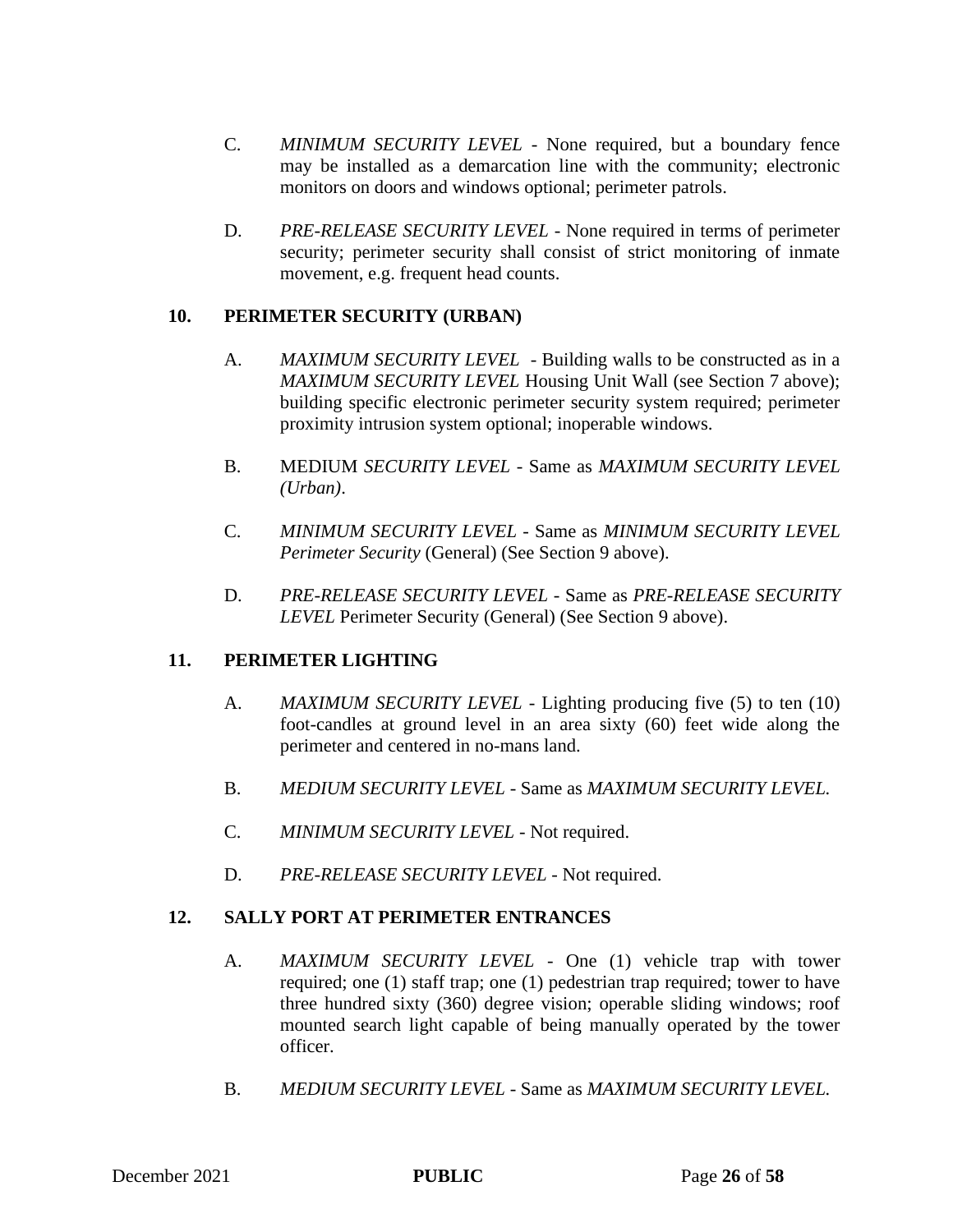C. *MINIMUM SECURITY LEVEL* - None required, but a boundary fence may be installed as a demarcation line with the community; electronic monitors on doors and windows optional; perimeter patrols.

D. *PRE-RELEASE SECURITY LEVEL* - None required in terms of perimeter security; perimeter security shall consist of strict monitoring of inmate movement, e.g. frequent head counts.

## 10. PERIMETER SECURITY (URBAN)

A. *MAXIMUM SECURITY LEVEL* - Building walls to be constructed as in a *MAXIMUM SECURITY LEVEL* Housing Unit Wall (see Section 7 above); building specific electronic perimeter security system required; perimeter proximity intrusion system optional; inoperable windows.

B. MEDIUM *SECURITY LEVEL* - Same as *MAXIMUM SECURITY LEVEL (Urban)*.

C. *MINIMUM SECURITY LEVEL* - Same as *MINIMUM SECURITY LEVEL Perimeter Security* (General) (See Section 9 above).

D. *PRE-RELEASE SECURITY LEVEL* - Same as *PRE-RELEASE SECURITY LEVEL* Perimeter Security (General) (See Section 9 above).

## 11. PERIMETER LIGHTING

A. *MAXIMUM SECURITY LEVEL* - Lighting producing five (5) to ten (10) foot-candles at ground level in an area sixty (60) feet wide along the perimeter and centered in no-mans land.

B. *MEDIUM SECURITY LEVEL* - Same as *MAXIMUM SECURITY LEVEL.*

C. *MINIMUM SECURITY LEVEL* - Not required.

D. *PRE-RELEASE SECURITY LEVEL* - Not required.

## 12. SALLY PORT AT PERIMETER ENTRANCES

A. *MAXIMUM SECURITY LEVEL* - One (1) vehicle trap with tower required; one (1) staff trap; one (1) pedestrian trap required; tower to have three hundred sixty (360) degree vision; operable sliding windows; roof mounted search light capable of being manually operated by the tower officer.

B. *MEDIUM SECURITY LEVEL* - Same as *MAXIMUM SECURITY LEVEL.*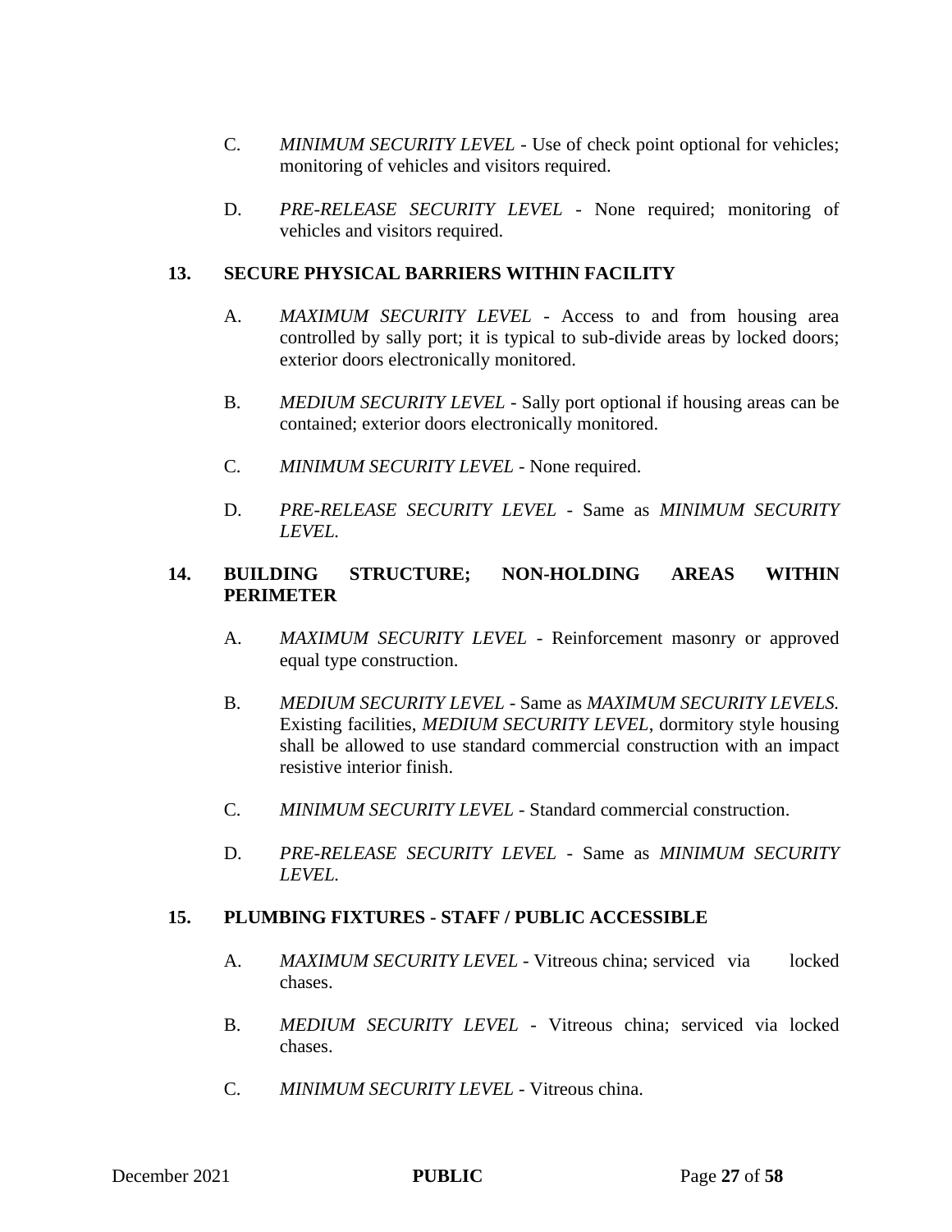C. *MINIMUM SECURITY LEVEL* - Use of check point optional for vehicles; monitoring of vehicles and visitors required.

D. *PRE-RELEASE SECURITY LEVEL* - None required; monitoring of vehicles and visitors required.

## 13. SECURE PHYSICAL BARRIERS WITHIN FACILITY

A. *MAXIMUM SECURITY LEVEL* - Access to and from housing area controlled by sally port; it is typical to sub-divide areas by locked doors; exterior doors electronically monitored.

B. *MEDIUM SECURITY LEVEL* - Sally port optional if housing areas can be contained; exterior doors electronically monitored.

C. *MINIMUM SECURITY LEVEL* - None required.

D. *PRE-RELEASE SECURITY LEVEL* - Same as *MINIMUM SECURITY LEVEL.*

## 14. BUILDING STRUCTURE; NON-HOLDING AREAS WITHIN PERIMETER

A. *MAXIMUM SECURITY LEVEL* - Reinforcement masonry or approved equal type construction.

B. *MEDIUM SECURITY LEVEL* - Same as *MAXIMUM SECURITY LEVELS.* Existing facilities, *MEDIUM SECURITY LEVEL*, dormitory style housing shall be allowed to use standard commercial construction with an impact resistive interior finish.

C. *MINIMUM SECURITY LEVEL* - Standard commercial construction.

D. *PRE-RELEASE SECURITY LEVEL* - Same as *MINIMUM SECURITY LEVEL.*

## 15. PLUMBING FIXTURES - STAFF / PUBLIC ACCESSIBLE

A. *MAXIMUM SECURITY LEVEL* - Vitreous china; serviced via locked chases.

B. *MEDIUM SECURITY LEVEL* - Vitreous china; serviced via locked chases.

C. *MINIMUM SECURITY LEVEL* - Vitreous china.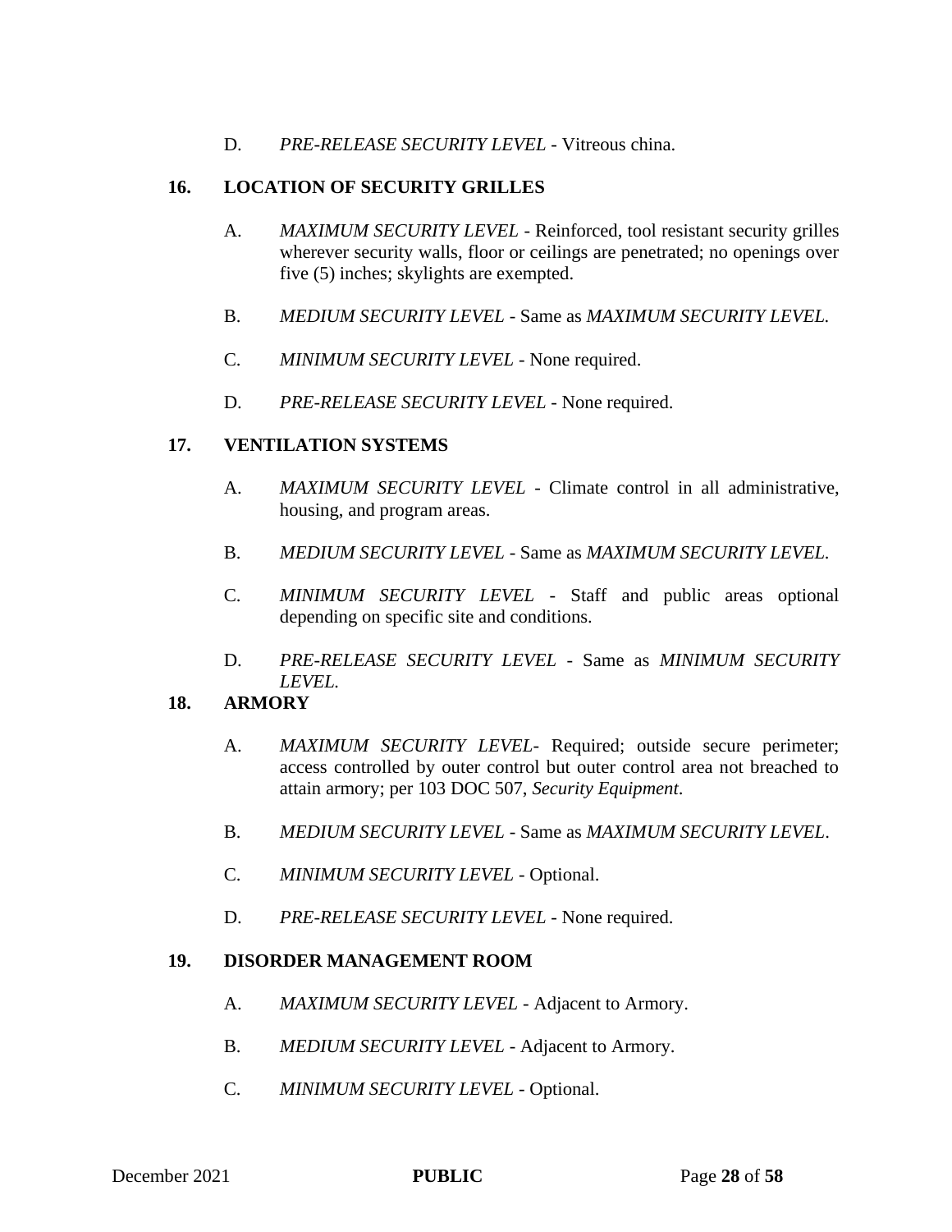D. *PRE-RELEASE SECURITY LEVEL* - Vitreous china.

**16. LOCATION OF SECURITY GRILLES**

A. *MAXIMUM SECURITY LEVEL* - Reinforced, tool resistant security grilles wherever security walls, floor or ceilings are penetrated; no openings over five (5) inches; skylights are exempted.

B. *MEDIUM SECURITY LEVEL* - Same as *MAXIMUM SECURITY LEVEL.*

C. *MINIMUM SECURITY LEVEL* - None required.

D. *PRE-RELEASE SECURITY LEVEL* - None required.

**17. VENTILATION SYSTEMS**

A. *MAXIMUM SECURITY LEVEL* - Climate control in all administrative, housing, and program areas.

B. *MEDIUM SECURITY LEVEL* - Same as *MAXIMUM SECURITY LEVEL.*

C. *MINIMUM SECURITY LEVEL* - Staff and public areas optional depending on specific site and conditions.

D. *PRE-RELEASE SECURITY LEVEL* - Same as *MINIMUM SECURITY LEVEL.*

**18. ARMORY**

A. *MAXIMUM SECURITY LEVEL*- Required; outside secure perimeter; access controlled by outer control but outer control area not breached to attain armory; per 103 DOC 507, *Security Equipment*.

B. *MEDIUM SECURITY LEVEL* - Same as *MAXIMUM SECURITY LEVEL*.

C. *MINIMUM SECURITY LEVEL* - Optional.

D. *PRE-RELEASE SECURITY LEVEL* - None required.

**19. DISORDER MANAGEMENT ROOM**

A. *MAXIMUM SECURITY LEVEL* - Adjacent to Armory.

B. *MEDIUM SECURITY LEVEL* - Adjacent to Armory.

C. *MINIMUM SECURITY LEVEL* - Optional.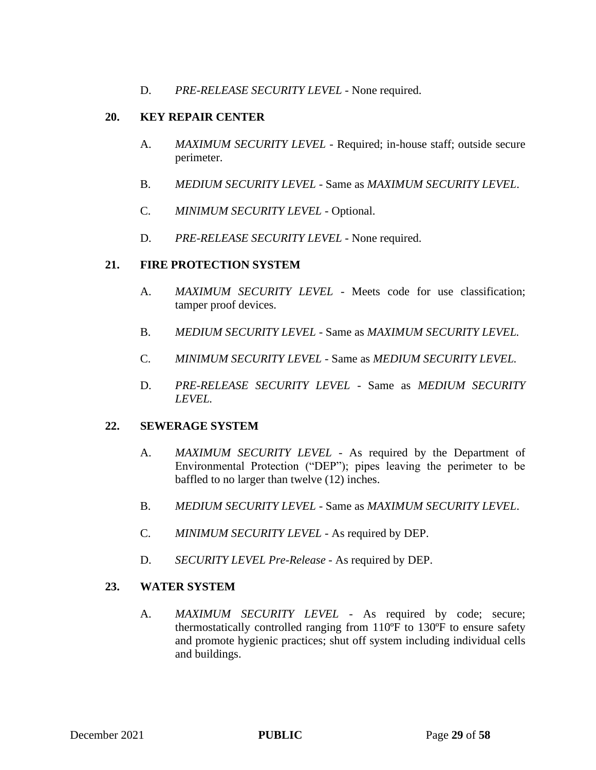D. *PRE-RELEASE SECURITY LEVEL* - None required.

## 20. KEY REPAIR CENTER

A. *MAXIMUM SECURITY LEVEL* - Required; in-house staff; outside secure perimeter.

B. *MEDIUM SECURITY LEVEL* - Same as *MAXIMUM SECURITY LEVEL*.

C. *MINIMUM SECURITY LEVEL* - Optional.

D. *PRE-RELEASE SECURITY LEVEL* - None required.

## 21. FIRE PROTECTION SYSTEM

A. *MAXIMUM SECURITY LEVEL* - Meets code for use classification; tamper proof devices.

B. *MEDIUM SECURITY LEVEL* - Same as *MAXIMUM SECURITY LEVEL.*

C. *MINIMUM SECURITY LEVEL* - Same as *MEDIUM SECURITY LEVEL.*

D. *PRE-RELEASE SECURITY LEVEL* - Same as *MEDIUM SECURITY LEVEL.*

## 22. SEWERAGE SYSTEM

A. *MAXIMUM SECURITY LEVEL* - As required by the Department of Environmental Protection ("DEP"); pipes leaving the perimeter to be baffled to no larger than twelve (12) inches.

B. *MEDIUM SECURITY LEVEL* - Same as *MAXIMUM SECURITY LEVEL*.

C. *MINIMUM SECURITY LEVEL* - As required by DEP.

D. *SECURITY LEVEL Pre-Release* - As required by DEP.

## 23. WATER SYSTEM

A. *MAXIMUM SECURITY LEVEL* - As required by code; secure; thermostatically controlled ranging from 110ºF to 130ºF to ensure safety and promote hygienic practices; shut off system including individual cells and buildings.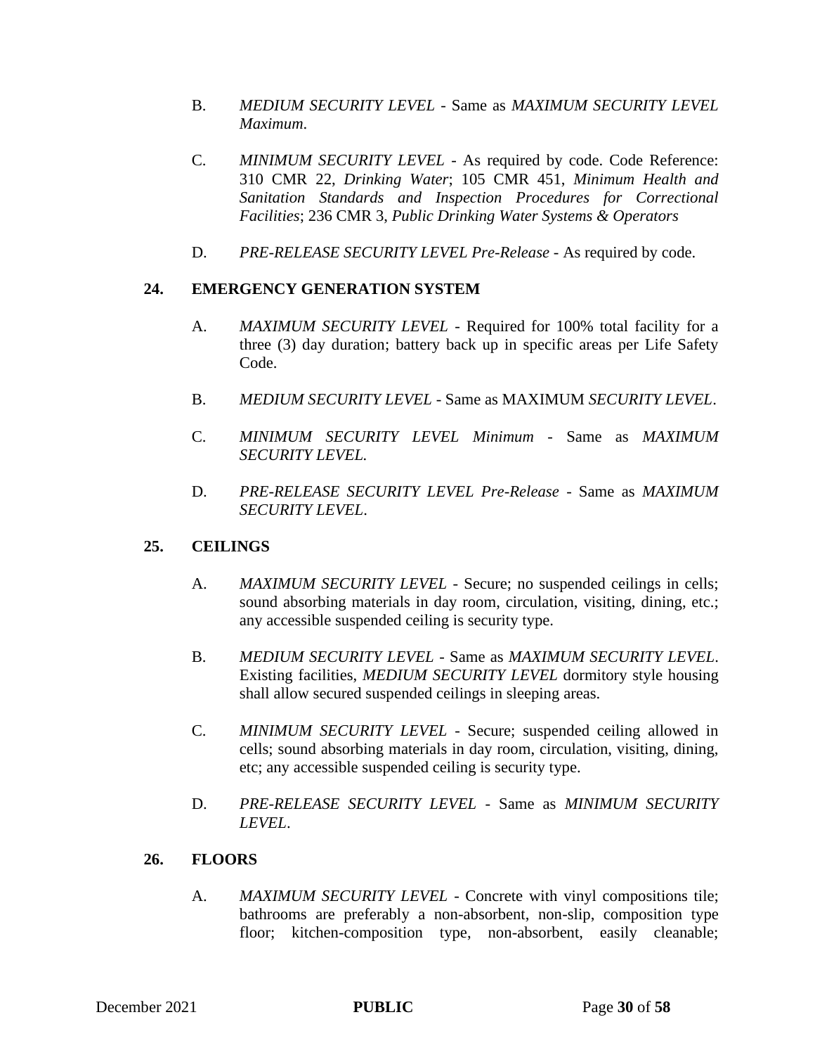B. *MEDIUM SECURITY LEVEL* - Same as *MAXIMUM SECURITY LEVEL Maximum*.

C. *MINIMUM SECURITY LEVEL* - As required by code. Code Reference: 310 CMR 22, *Drinking Water*; 105 CMR 451, *Minimum Health and Sanitation Standards and Inspection Procedures for Correctional Facilities*; 236 CMR 3, *Public Drinking Water Systems & Operators*

D. *PRE-RELEASE SECURITY LEVEL Pre-Release* - As required by code.

## 24. EMERGENCY GENERATION SYSTEM

A. *MAXIMUM SECURITY LEVEL* - Required for 100% total facility for a three (3) day duration; battery back up in specific areas per Life Safety Code.

B. *MEDIUM SECURITY LEVEL* - Same as MAXIMUM *SECURITY LEVEL*.

C. *MINIMUM SECURITY LEVEL Minimum* - Same as *MAXIMUM SECURITY LEVEL.*

D. *PRE-RELEASE SECURITY LEVEL Pre-Release* - Same as *MAXIMUM SECURITY LEVEL*.

## 25. CEILINGS

A. *MAXIMUM SECURITY LEVEL* - Secure; no suspended ceilings in cells; sound absorbing materials in day room, circulation, visiting, dining, etc.; any accessible suspended ceiling is security type.

B. *MEDIUM SECURITY LEVEL* - Same as *MAXIMUM SECURITY LEVEL*. Existing facilities, *MEDIUM SECURITY LEVEL* dormitory style housing shall allow secured suspended ceilings in sleeping areas.

C. *MINIMUM SECURITY LEVEL* - Secure; suspended ceiling allowed in cells; sound absorbing materials in day room, circulation, visiting, dining, etc; any accessible suspended ceiling is security type.

D. *PRE-RELEASE SECURITY LEVEL* - Same as *MINIMUM SECURITY LEVEL*.

## 26. FLOORS

A. *MAXIMUM SECURITY LEVEL* - Concrete with vinyl compositions tile; bathrooms are preferably a non-absorbent, non-slip, composition type floor; kitchen-composition type, non-absorbent, easily cleanable;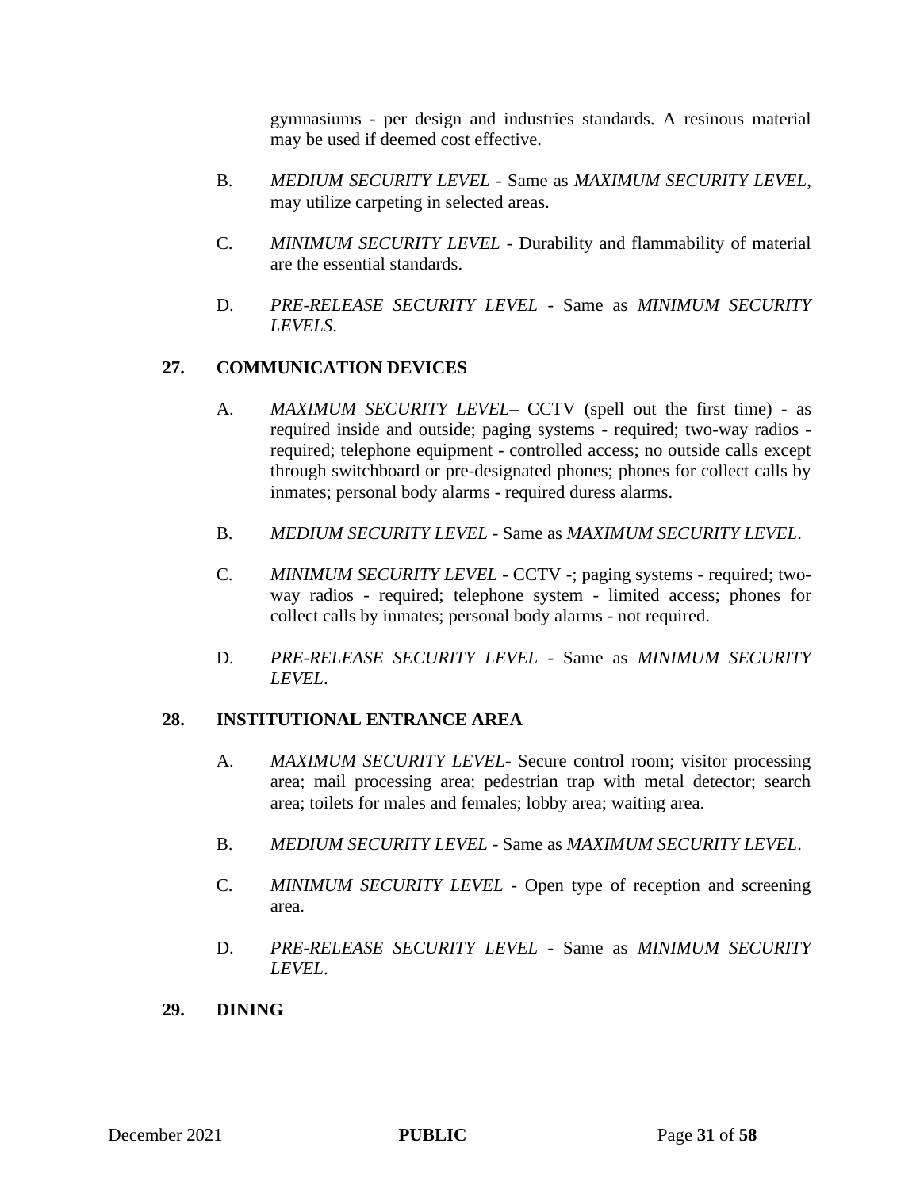gymnasiums - per design and industries standards. A resinous material may be used if deemed cost effective.

B. *MEDIUM SECURITY LEVEL* - Same as *MAXIMUM SECURITY LEVEL*, may utilize carpeting in selected areas.

C. *MINIMUM SECURITY LEVEL* - Durability and flammability of material are the essential standards.

D. *PRE-RELEASE SECURITY LEVEL* - Same as *MINIMUM SECURITY LEVELS*.

## 27. COMMUNICATION DEVICES

A. *MAXIMUM SECURITY LEVEL*– CCTV (spell out the first time) - as required inside and outside; paging systems - required; two-way radios - required; telephone equipment - controlled access; no outside calls except through switchboard or pre-designated phones; phones for collect calls by inmates; personal body alarms - required duress alarms.

B. *MEDIUM SECURITY LEVEL* - Same as *MAXIMUM SECURITY LEVEL*.

C. *MINIMUM SECURITY LEVEL* - CCTV -; paging systems - required; two-way radios - required; telephone system - limited access; phones for collect calls by inmates; personal body alarms - not required.

D. *PRE-RELEASE SECURITY LEVEL* - Same as *MINIMUM SECURITY LEVEL*.

## 28. INSTITUTIONAL ENTRANCE AREA

A. *MAXIMUM SECURITY LEVEL*- Secure control room; visitor processing area; mail processing area; pedestrian trap with metal detector; search area; toilets for males and females; lobby area; waiting area.

B. *MEDIUM SECURITY LEVEL* - Same as *MAXIMUM SECURITY LEVEL*.

C. *MINIMUM SECURITY LEVEL* - Open type of reception and screening area.

D. *PRE-RELEASE SECURITY LEVEL* - Same as *MINIMUM SECURITY LEVEL*.

## 29. DINING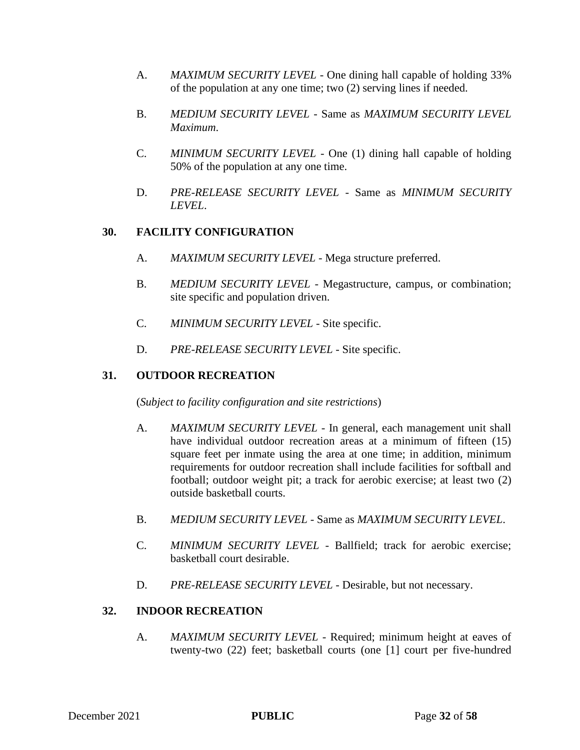A. *MAXIMUM SECURITY LEVEL* - One dining hall capable of holding 33% of the population at any one time; two (2) serving lines if needed.

B. *MEDIUM SECURITY LEVEL* - Same as *MAXIMUM SECURITY LEVEL Maximum*.

C. *MINIMUM SECURITY LEVEL* - One (1) dining hall capable of holding 50% of the population at any one time.

D. *PRE-RELEASE SECURITY LEVEL* - Same as *MINIMUM SECURITY LEVEL*.

## 30. FACILITY CONFIGURATION

A. *MAXIMUM SECURITY LEVEL* - Mega structure preferred.

B. *MEDIUM SECURITY LEVEL* - Megastructure, campus, or combination; site specific and population driven.

C. *MINIMUM SECURITY LEVEL* - Site specific.

D. *PRE-RELEASE SECURITY LEVEL* - Site specific.

## 31. OUTDOOR RECREATION

(*Subject to facility configuration and site restrictions*)

A. *MAXIMUM SECURITY LEVEL* - In general, each management unit shall have individual outdoor recreation areas at a minimum of fifteen (15) square feet per inmate using the area at one time; in addition, minimum requirements for outdoor recreation shall include facilities for softball and football; outdoor weight pit; a track for aerobic exercise; at least two (2) outside basketball courts.

B. *MEDIUM SECURITY LEVEL* - Same as *MAXIMUM SECURITY LEVEL*.

C. *MINIMUM SECURITY LEVEL* - Ballfield; track for aerobic exercise; basketball court desirable.

D. *PRE-RELEASE SECURITY LEVEL* - Desirable, but not necessary.

## 32. INDOOR RECREATION

A. *MAXIMUM SECURITY LEVEL* - Required; minimum height at eaves of twenty-two (22) feet; basketball courts (one [1] court per five-hundred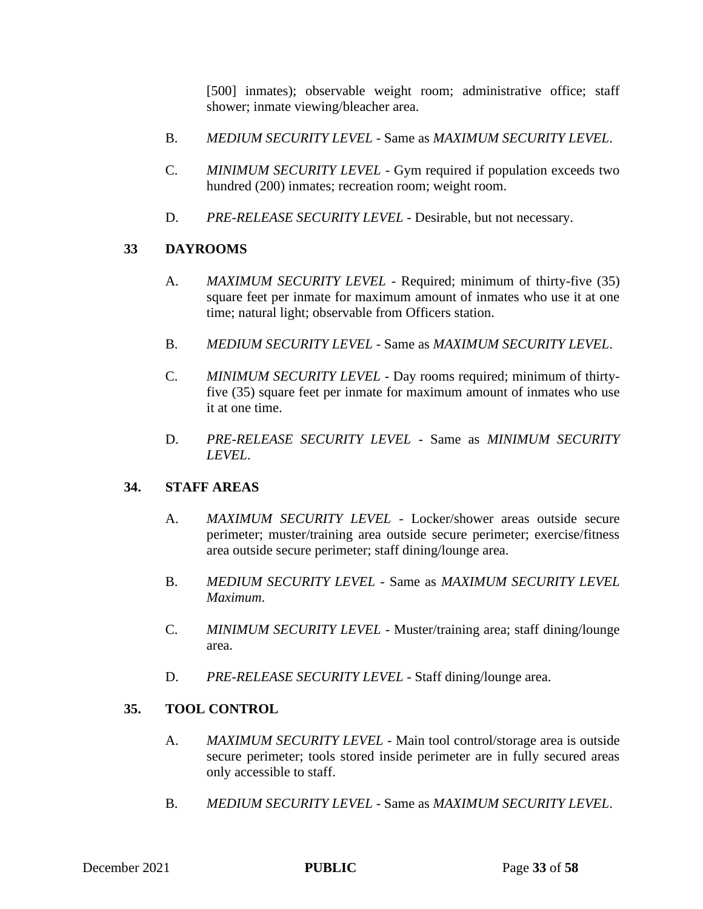[500] inmates); observable weight room; administrative office; staff shower; inmate viewing/bleacher area.

B. *MEDIUM SECURITY LEVEL* - Same as *MAXIMUM SECURITY LEVEL*.

C. *MINIMUM SECURITY LEVEL* - Gym required if population exceeds two hundred (200) inmates; recreation room; weight room.

D. *PRE-RELEASE SECURITY LEVEL* - Desirable, but not necessary.

## 33 DAYROOMS

A. *MAXIMUM SECURITY LEVEL* - Required; minimum of thirty-five (35) square feet per inmate for maximum amount of inmates who use it at one time; natural light; observable from Officers station.

B. *MEDIUM SECURITY LEVEL* - Same as *MAXIMUM SECURITY LEVEL*.

C. *MINIMUM SECURITY LEVEL* - Day rooms required; minimum of thirty-five (35) square feet per inmate for maximum amount of inmates who use it at one time.

D. *PRE-RELEASE SECURITY LEVEL* - Same as *MINIMUM SECURITY LEVEL*.

## 34. STAFF AREAS

A. *MAXIMUM SECURITY LEVEL* - Locker/shower areas outside secure perimeter; muster/training area outside secure perimeter; exercise/fitness area outside secure perimeter; staff dining/lounge area.

B. *MEDIUM SECURITY LEVEL* - Same as *MAXIMUM SECURITY LEVEL Maximum*.

C. *MINIMUM SECURITY LEVEL* - Muster/training area; staff dining/lounge area.

D. *PRE-RELEASE SECURITY LEVEL* - Staff dining/lounge area.

## 35. TOOL CONTROL

A. *MAXIMUM SECURITY LEVEL* - Main tool control/storage area is outside secure perimeter; tools stored inside perimeter are in fully secured areas only accessible to staff.

B. *MEDIUM SECURITY LEVEL* - Same as *MAXIMUM SECURITY LEVEL*.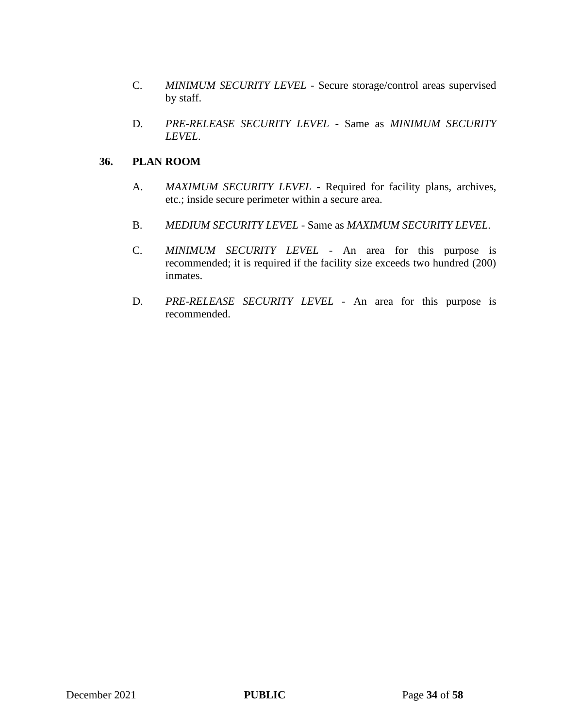C. *MINIMUM SECURITY LEVEL* - Secure storage/control areas supervised by staff.

D. *PRE-RELEASE SECURITY LEVEL* - Same as *MINIMUM SECURITY LEVEL*.

**36. PLAN ROOM**

A. *MAXIMUM SECURITY LEVEL* - Required for facility plans, archives, etc.; inside secure perimeter within a secure area.

B. *MEDIUM SECURITY LEVEL* - Same as *MAXIMUM SECURITY LEVEL*.

C. *MINIMUM SECURITY LEVEL* - An area for this purpose is recommended; it is required if the facility size exceeds two hundred (200) inmates.

D. *PRE-RELEASE SECURITY LEVEL* - An area for this purpose is recommended.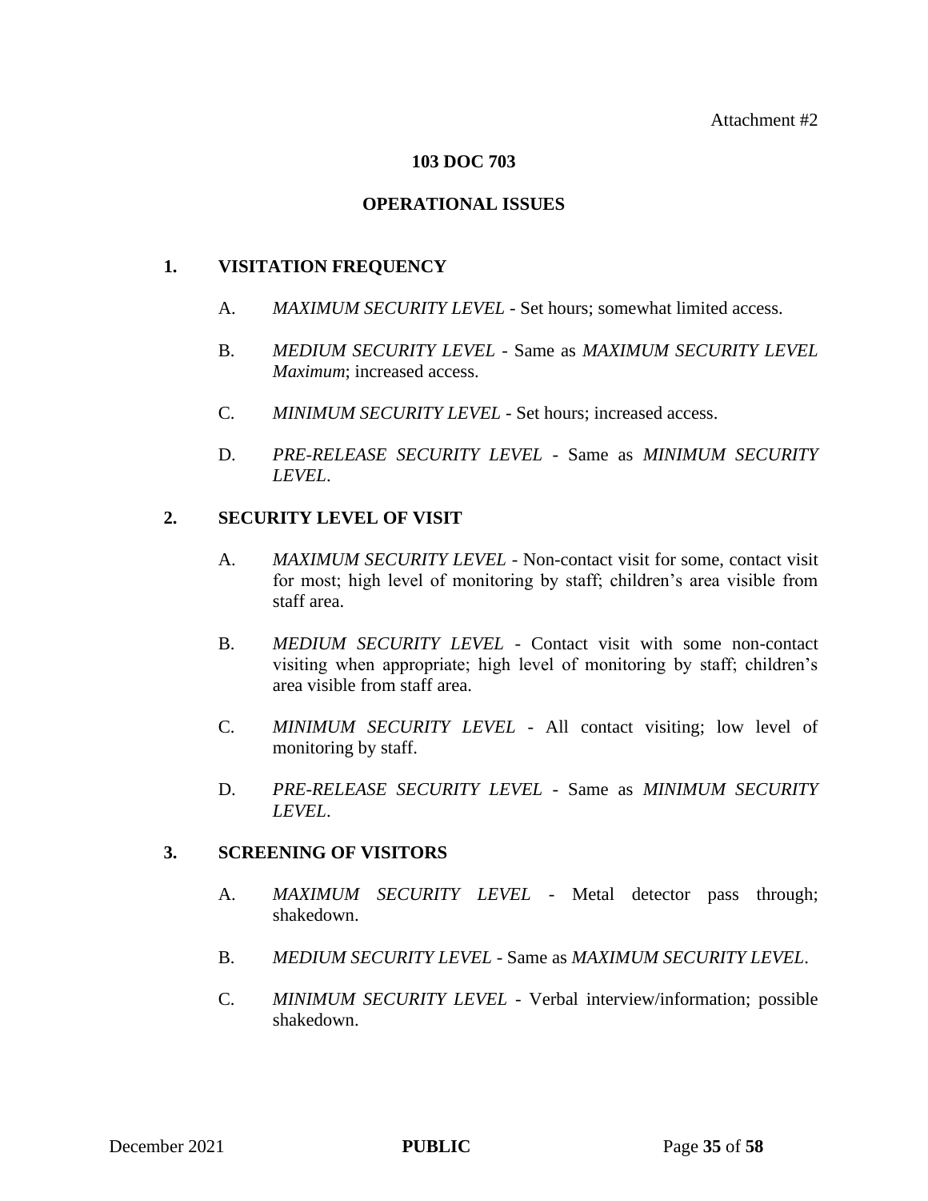Attachment #2

**103 DOC 703**

**OPERATIONAL ISSUES**

**1. VISITATION FREQUENCY**

A. *MAXIMUM SECURITY LEVEL* - Set hours; somewhat limited access.

B. *MEDIUM SECURITY LEVEL* - Same as *MAXIMUM SECURITY LEVEL Maximum*; increased access.

C. *MINIMUM SECURITY LEVEL* - Set hours; increased access.

D. *PRE-RELEASE SECURITY LEVEL* - Same as *MINIMUM SECURITY LEVEL*.

**2. SECURITY LEVEL OF VISIT**

A. *MAXIMUM SECURITY LEVEL* - Non-contact visit for some, contact visit for most; high level of monitoring by staff; children's area visible from staff area.

B. *MEDIUM SECURITY LEVEL* - Contact visit with some non-contact visiting when appropriate; high level of monitoring by staff; children's area visible from staff area.

C. *MINIMUM SECURITY LEVEL* - All contact visiting; low level of monitoring by staff.

D. *PRE-RELEASE SECURITY LEVEL* - Same as *MINIMUM SECURITY LEVEL*.

**3. SCREENING OF VISITORS**

A. *MAXIMUM SECURITY LEVEL* - Metal detector pass through; shakedown.

B. *MEDIUM SECURITY LEVEL* - Same as *MAXIMUM SECURITY LEVEL*.

C. *MINIMUM SECURITY LEVEL* - Verbal interview/information; possible shakedown.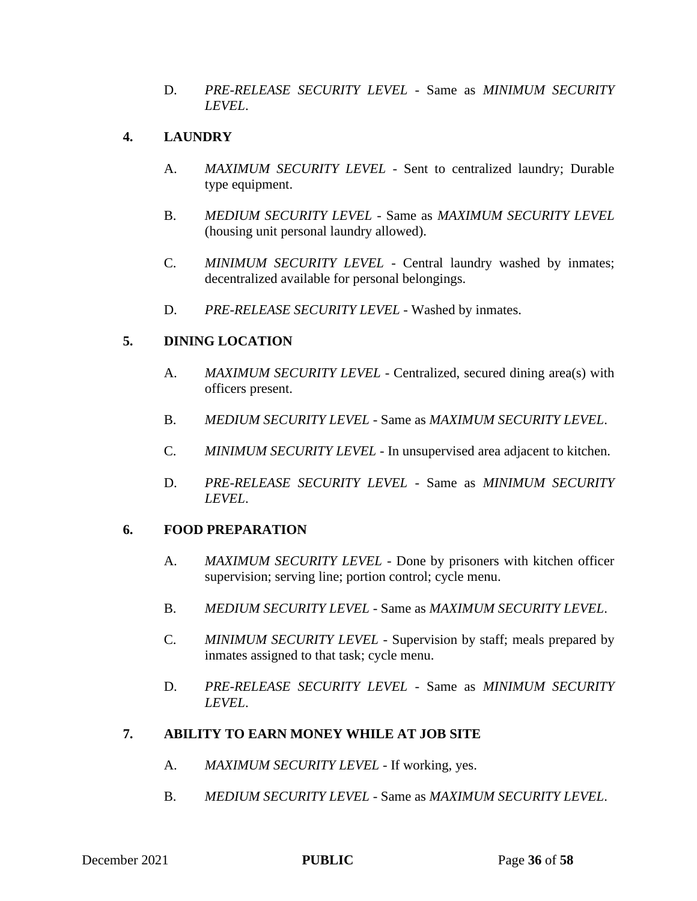D. *PRE-RELEASE SECURITY LEVEL* - Same as *MINIMUM SECURITY LEVEL*.

**4. LAUNDRY**

A. *MAXIMUM SECURITY LEVEL* - Sent to centralized laundry; Durable type equipment.

B. *MEDIUM SECURITY LEVEL* - Same as *MAXIMUM SECURITY LEVEL* (housing unit personal laundry allowed).

C. *MINIMUM SECURITY LEVEL* - Central laundry washed by inmates; decentralized available for personal belongings.

D. *PRE-RELEASE SECURITY LEVEL* - Washed by inmates.

**5. DINING LOCATION**

A. *MAXIMUM SECURITY LEVEL* - Centralized, secured dining area(s) with officers present.

B. *MEDIUM SECURITY LEVEL* - Same as *MAXIMUM SECURITY LEVEL*.

C. *MINIMUM SECURITY LEVEL* - In unsupervised area adjacent to kitchen.

D. *PRE-RELEASE SECURITY LEVEL* - Same as *MINIMUM SECURITY LEVEL*.

**6. FOOD PREPARATION**

A. *MAXIMUM SECURITY LEVEL* - Done by prisoners with kitchen officer supervision; serving line; portion control; cycle menu.

B. *MEDIUM SECURITY LEVEL* - Same as *MAXIMUM SECURITY LEVEL*.

C. *MINIMUM SECURITY LEVEL* - Supervision by staff; meals prepared by inmates assigned to that task; cycle menu.

D. *PRE-RELEASE SECURITY LEVEL* - Same as *MINIMUM SECURITY LEVEL*.

**7. ABILITY TO EARN MONEY WHILE AT JOB SITE**

A. *MAXIMUM SECURITY LEVEL* - If working, yes.

B. *MEDIUM SECURITY LEVEL* - Same as *MAXIMUM SECURITY LEVEL*.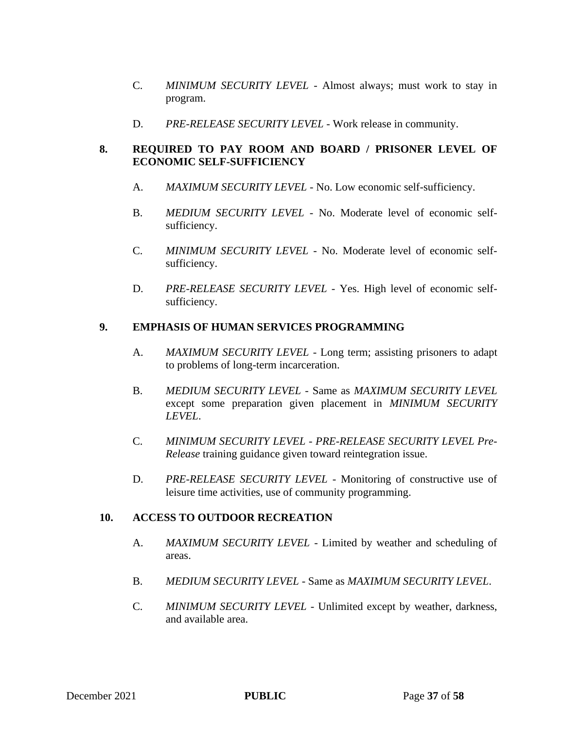C. *MINIMUM SECURITY LEVEL* - Almost always; must work to stay in program.

D. *PRE-RELEASE SECURITY LEVEL* - Work release in community.

**8. REQUIRED TO PAY ROOM AND BOARD / PRISONER LEVEL OF ECONOMIC SELF-SUFFICIENCY**

A. *MAXIMUM SECURITY LEVEL* - No. Low economic self-sufficiency.

B. *MEDIUM SECURITY LEVEL* - No. Moderate level of economic self-sufficiency.

C. *MINIMUM SECURITY LEVEL* - No. Moderate level of economic self-sufficiency.

D. *PRE-RELEASE SECURITY LEVEL* - Yes. High level of economic self-sufficiency.

**9. EMPHASIS OF HUMAN SERVICES PROGRAMMING**

A. *MAXIMUM SECURITY LEVEL* - Long term; assisting prisoners to adapt to problems of long-term incarceration.

B. *MEDIUM SECURITY LEVEL* - Same as *MAXIMUM SECURITY LEVEL* except some preparation given placement in *MINIMUM SECURITY LEVEL*.

C. *MINIMUM SECURITY LEVEL* - *PRE-RELEASE SECURITY LEVEL Pre-Release* training guidance given toward reintegration issue.

D. *PRE-RELEASE SECURITY LEVEL* - Monitoring of constructive use of leisure time activities, use of community programming.

**10. ACCESS TO OUTDOOR RECREATION**

A. *MAXIMUM SECURITY LEVEL* - Limited by weather and scheduling of areas.

B. *MEDIUM SECURITY LEVEL* - Same as *MAXIMUM SECURITY LEVEL*.

C. *MINIMUM SECURITY LEVEL* - Unlimited except by weather, darkness, and available area.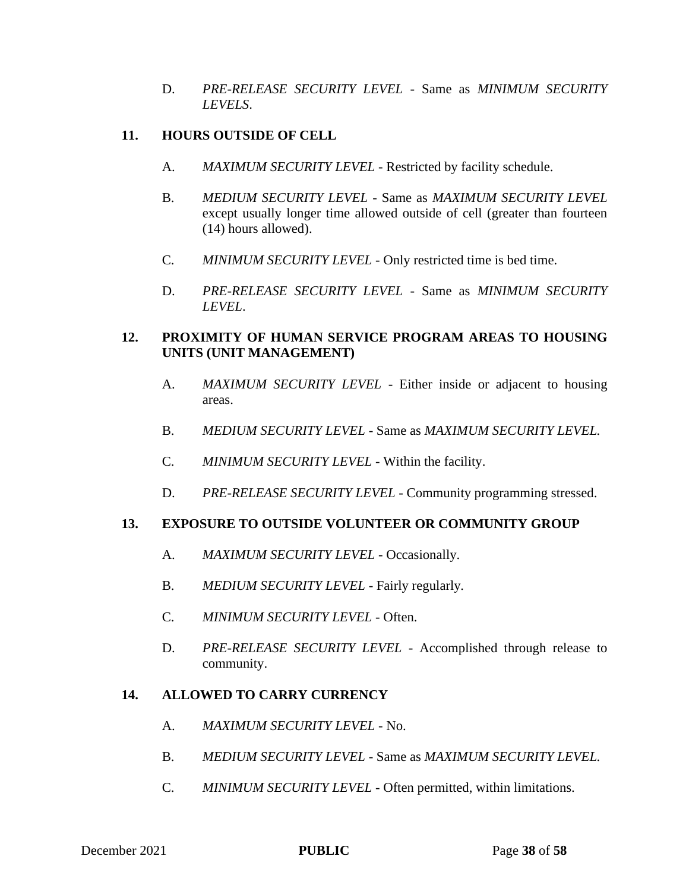D. *PRE-RELEASE SECURITY LEVEL* - Same as *MINIMUM SECURITY LEVELS*.

**11. HOURS OUTSIDE OF CELL**

A. *MAXIMUM SECURITY LEVEL* - Restricted by facility schedule.

B. *MEDIUM SECURITY LEVEL* - Same as *MAXIMUM SECURITY LEVEL* except usually longer time allowed outside of cell (greater than fourteen (14) hours allowed).

C. *MINIMUM SECURITY LEVEL* - Only restricted time is bed time.

D. *PRE-RELEASE SECURITY LEVEL* - Same as *MINIMUM SECURITY LEVEL*.

**12. PROXIMITY OF HUMAN SERVICE PROGRAM AREAS TO HOUSING UNITS (UNIT MANAGEMENT)**

A. *MAXIMUM SECURITY LEVEL* - Either inside or adjacent to housing areas.

B. *MEDIUM SECURITY LEVEL* - Same as *MAXIMUM SECURITY LEVEL.*

C. *MINIMUM SECURITY LEVEL* - Within the facility.

D. *PRE-RELEASE SECURITY LEVEL* - Community programming stressed.

**13. EXPOSURE TO OUTSIDE VOLUNTEER OR COMMUNITY GROUP**

A. *MAXIMUM SECURITY LEVEL* - Occasionally.

B. *MEDIUM SECURITY LEVEL* - Fairly regularly.

C. *MINIMUM SECURITY LEVEL* - Often.

D. *PRE-RELEASE SECURITY LEVEL* - Accomplished through release to community.

**14. ALLOWED TO CARRY CURRENCY**

A. *MAXIMUM SECURITY LEVEL* - No.

B. *MEDIUM SECURITY LEVEL* - Same as *MAXIMUM SECURITY LEVEL.*

C. *MINIMUM SECURITY LEVEL* - Often permitted, within limitations.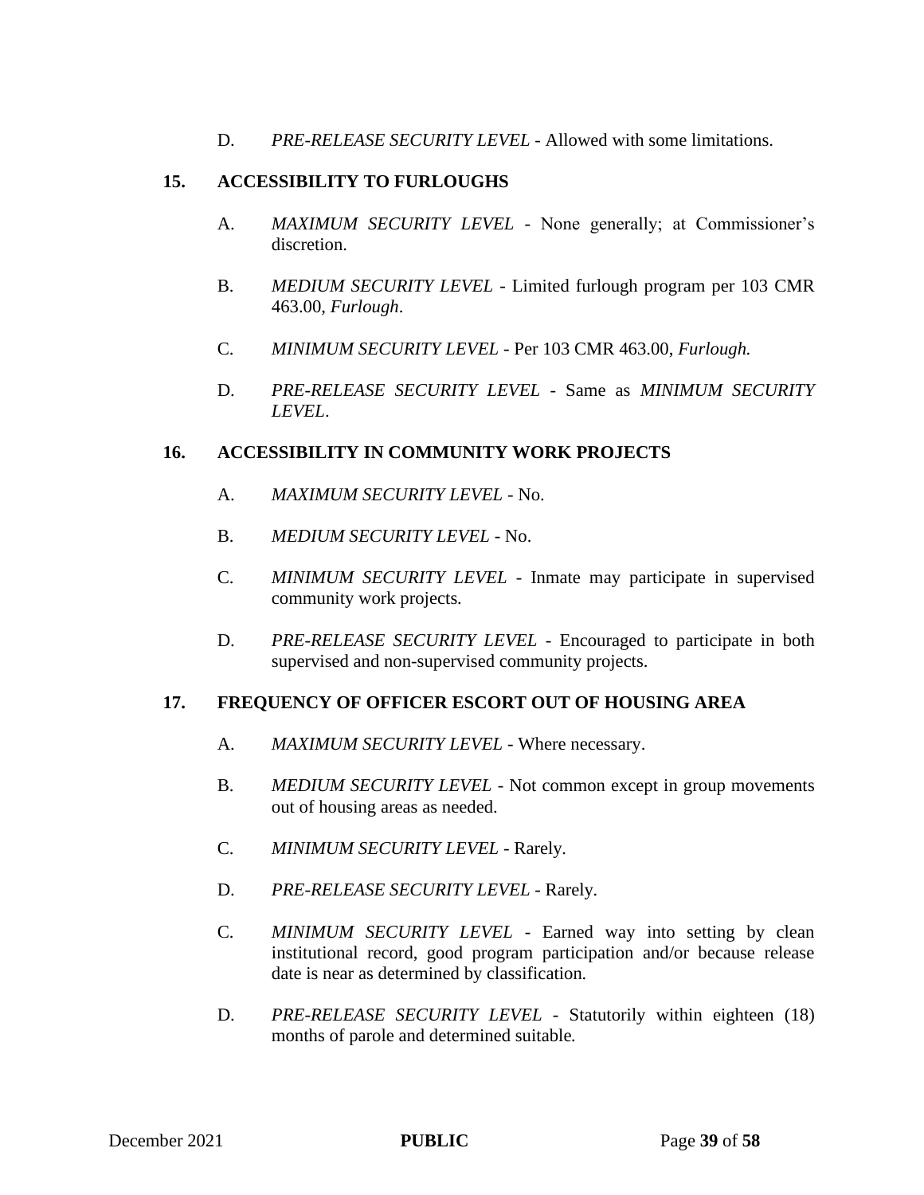D. *PRE-RELEASE SECURITY LEVEL* - Allowed with some limitations.

**15. ACCESSIBILITY TO FURLOUGHS**

A. *MAXIMUM SECURITY LEVEL* - None generally; at Commissioner's discretion.

B. *MEDIUM SECURITY LEVEL* - Limited furlough program per 103 CMR 463.00, *Furlough*.

C. *MINIMUM SECURITY LEVEL* - Per 103 CMR 463.00, *Furlough.*

D. *PRE-RELEASE SECURITY LEVEL* - Same as *MINIMUM SECURITY LEVEL*.

**16. ACCESSIBILITY IN COMMUNITY WORK PROJECTS**

A. *MAXIMUM SECURITY LEVEL* - No.

B. *MEDIUM SECURITY LEVEL* - No.

C. *MINIMUM SECURITY LEVEL* - Inmate may participate in supervised community work projects.

D. *PRE-RELEASE SECURITY LEVEL* - Encouraged to participate in both supervised and non-supervised community projects.

**17. FREQUENCY OF OFFICER ESCORT OUT OF HOUSING AREA**

A. *MAXIMUM SECURITY LEVEL* - Where necessary.

B. *MEDIUM SECURITY LEVEL* - Not common except in group movements out of housing areas as needed.

C. *MINIMUM SECURITY LEVEL* - Rarely.

D. *PRE-RELEASE SECURITY LEVEL* - Rarely.

C. *MINIMUM SECURITY LEVEL* - Earned way into setting by clean institutional record, good program participation and/or because release date is near as determined by classification.

D. *PRE-RELEASE SECURITY LEVEL* - Statutorily within eighteen (18) months of parole and determined suitable.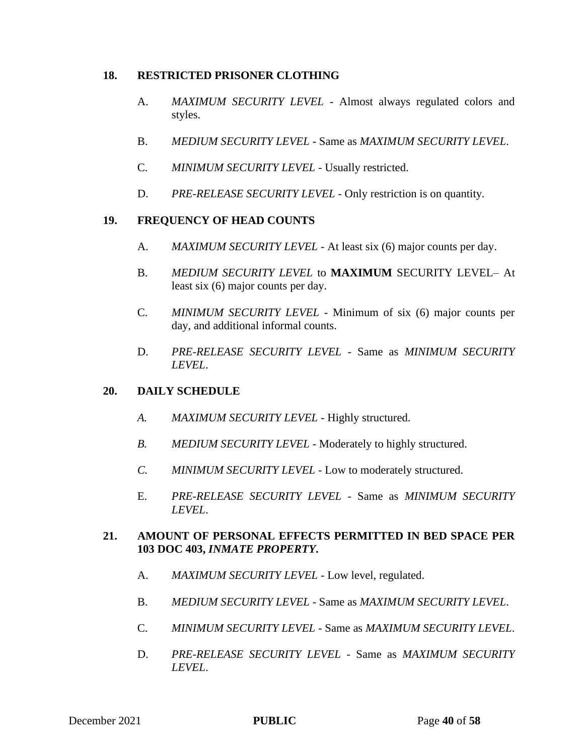### 18. RESTRICTED PRISONER CLOTHING

A. *MAXIMUM SECURITY LEVEL* - Almost always regulated colors and styles.

B. *MEDIUM SECURITY LEVEL* - Same as *MAXIMUM SECURITY LEVEL*.

C. *MINIMUM SECURITY LEVEL* - Usually restricted.

D. *PRE-RELEASE SECURITY LEVEL* - Only restriction is on quantity.

### 19. FREQUENCY OF HEAD COUNTS

A. *MAXIMUM SECURITY LEVEL* - At least six (6) major counts per day.

B. *MEDIUM SECURITY LEVEL* to **MAXIMUM** SECURITY LEVEL– At least six (6) major counts per day.

C. *MINIMUM SECURITY LEVEL* - Minimum of six (6) major counts per day, and additional informal counts.

D. *PRE-RELEASE SECURITY LEVEL* - Same as *MINIMUM SECURITY LEVEL*.

### 20. DAILY SCHEDULE

*A.* *MAXIMUM SECURITY LEVEL* - Highly structured.

*B.* *MEDIUM SECURITY LEVEL* - Moderately to highly structured.

*C.* *MINIMUM SECURITY LEVEL* - Low to moderately structured.

E. *PRE-RELEASE SECURITY LEVEL* - Same as *MINIMUM SECURITY LEVEL*.

### 21. AMOUNT OF PERSONAL EFFECTS PERMITTED IN BED SPACE PER 103 DOC 403, *INMATE PROPERTY.*

A. *MAXIMUM SECURITY LEVEL* - Low level, regulated.

B. *MEDIUM SECURITY LEVEL* - Same as *MAXIMUM SECURITY LEVEL*.

C. *MINIMUM SECURITY LEVEL* - Same as *MAXIMUM SECURITY LEVEL*.

D. *PRE-RELEASE SECURITY LEVEL* - Same as *MAXIMUM SECURITY LEVEL*.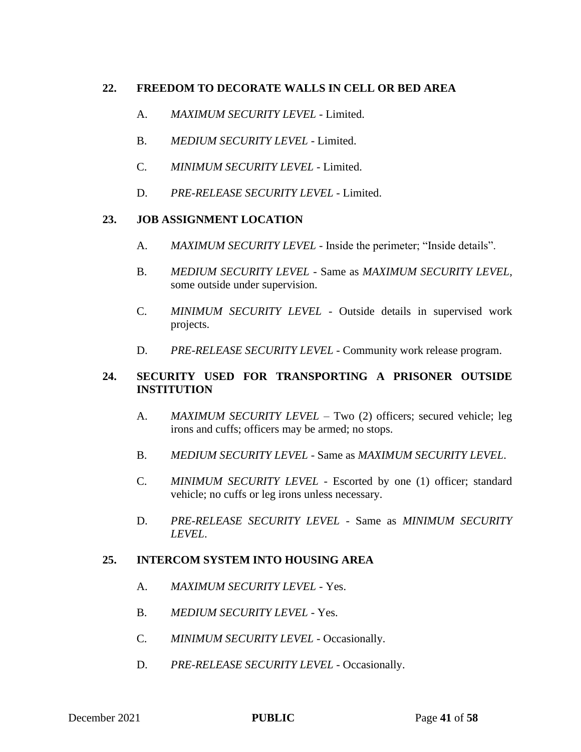**22. FREEDOM TO DECORATE WALLS IN CELL OR BED AREA**

A. *MAXIMUM SECURITY LEVEL* - Limited.

B. *MEDIUM SECURITY LEVEL* - Limited.

C. *MINIMUM SECURITY LEVEL* - Limited.

D. *PRE-RELEASE SECURITY LEVEL* - Limited.

**23. JOB ASSIGNMENT LOCATION**

A. *MAXIMUM SECURITY LEVEL* - Inside the perimeter; "Inside details".

B. *MEDIUM SECURITY LEVEL* - Same as *MAXIMUM SECURITY LEVEL*, some outside under supervision.

C. *MINIMUM SECURITY LEVEL* - Outside details in supervised work projects.

D. *PRE-RELEASE SECURITY LEVEL* - Community work release program.

**24. SECURITY USED FOR TRANSPORTING A PRISONER OUTSIDE INSTITUTION**

A. *MAXIMUM SECURITY LEVEL* – Two (2) officers; secured vehicle; leg irons and cuffs; officers may be armed; no stops.

B. *MEDIUM SECURITY LEVEL* - Same as *MAXIMUM SECURITY LEVEL*.

C. *MINIMUM SECURITY LEVEL* - Escorted by one (1) officer; standard vehicle; no cuffs or leg irons unless necessary.

D. *PRE-RELEASE SECURITY LEVEL* - Same as *MINIMUM SECURITY LEVEL*.

**25. INTERCOM SYSTEM INTO HOUSING AREA**

A. *MAXIMUM SECURITY LEVEL* - Yes.

B. *MEDIUM SECURITY LEVEL* - Yes.

C. *MINIMUM SECURITY LEVEL* - Occasionally.

D. *PRE-RELEASE SECURITY LEVEL* - Occasionally.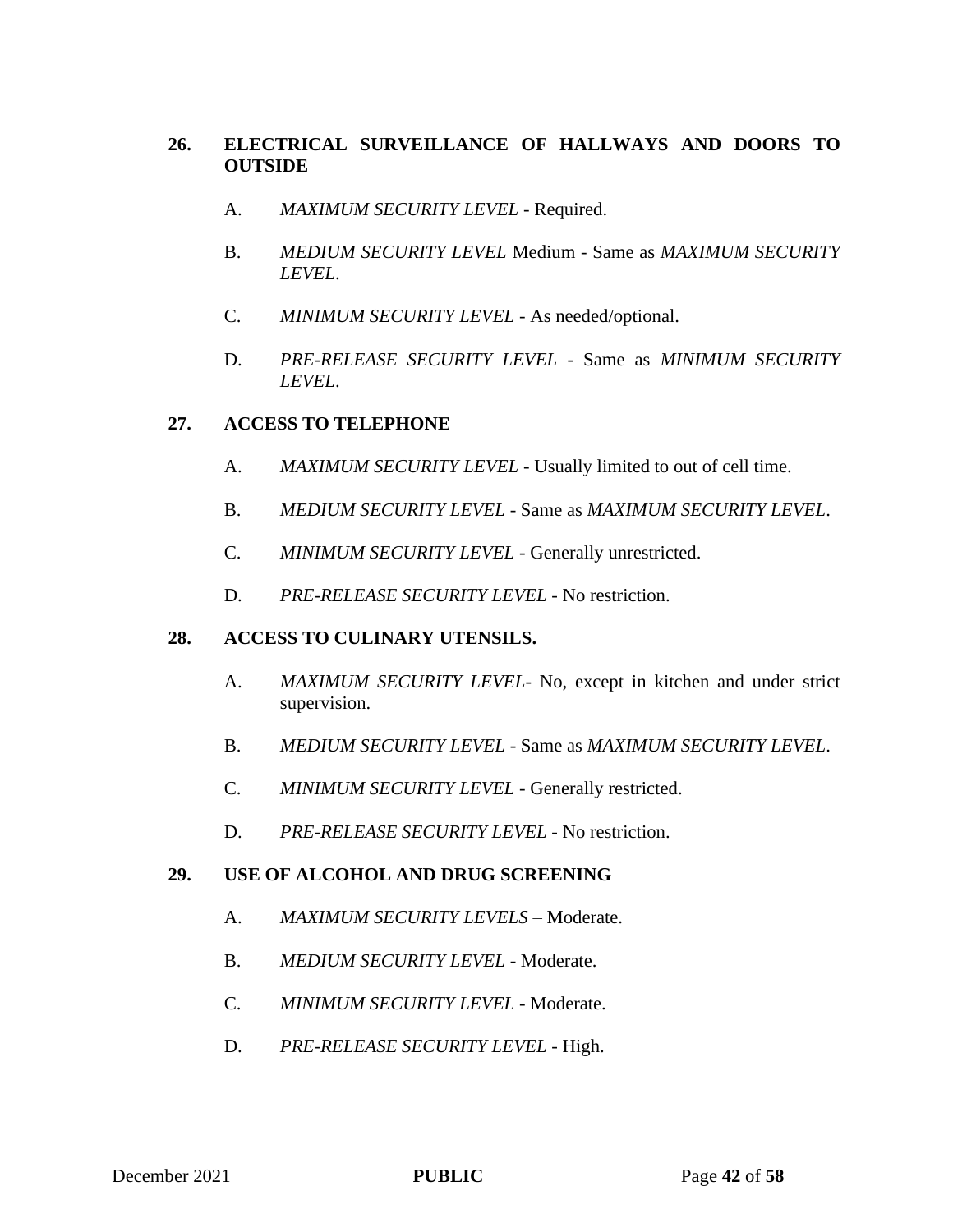**26. ELECTRICAL SURVEILLANCE OF HALLWAYS AND DOORS TO OUTSIDE**

A. *MAXIMUM SECURITY LEVEL* - Required.

B. *MEDIUM SECURITY LEVEL* Medium - Same as *MAXIMUM SECURITY LEVEL*.

C. *MINIMUM SECURITY LEVEL* - As needed/optional.

D. *PRE-RELEASE SECURITY LEVEL* - Same as *MINIMUM SECURITY LEVEL*.

**27. ACCESS TO TELEPHONE**

A. *MAXIMUM SECURITY LEVEL* - Usually limited to out of cell time.

B. *MEDIUM SECURITY LEVEL* - Same as *MAXIMUM SECURITY LEVEL*.

C. *MINIMUM SECURITY LEVEL* - Generally unrestricted.

D. *PRE-RELEASE SECURITY LEVEL* - No restriction.

**28. ACCESS TO CULINARY UTENSILS.**

A. *MAXIMUM SECURITY LEVEL*- No, except in kitchen and under strict supervision.

B. *MEDIUM SECURITY LEVEL* - Same as *MAXIMUM SECURITY LEVEL*.

C. *MINIMUM SECURITY LEVEL* - Generally restricted.

D. *PRE-RELEASE SECURITY LEVEL* - No restriction.

**29. USE OF ALCOHOL AND DRUG SCREENING**

A. *MAXIMUM SECURITY LEVELS* – Moderate.

B. *MEDIUM SECURITY LEVEL* - Moderate.

C. *MINIMUM SECURITY LEVEL* - Moderate.

D. *PRE-RELEASE SECURITY LEVEL* - High.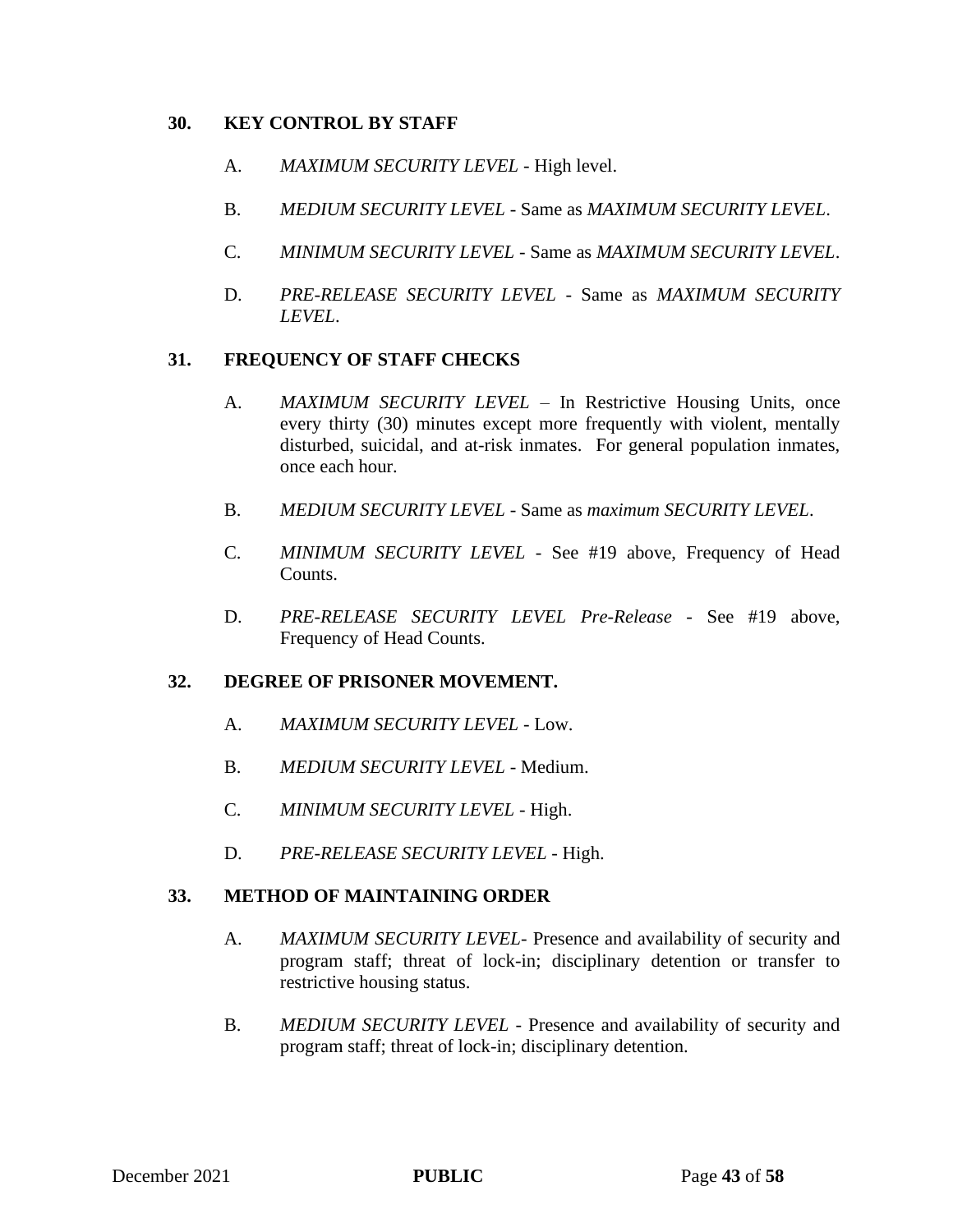### 30. KEY CONTROL BY STAFF

A. *MAXIMUM SECURITY LEVEL* - High level.

B. *MEDIUM SECURITY LEVEL* - Same as *MAXIMUM SECURITY LEVEL*.

C. *MINIMUM SECURITY LEVEL* - Same as *MAXIMUM SECURITY LEVEL*.

D. *PRE-RELEASE SECURITY LEVEL* - Same as *MAXIMUM SECURITY LEVEL*.

### 31. FREQUENCY OF STAFF CHECKS

A. *MAXIMUM SECURITY LEVEL* – In Restrictive Housing Units, once every thirty (30) minutes except more frequently with violent, mentally disturbed, suicidal, and at-risk inmates. For general population inmates, once each hour.

B. *MEDIUM SECURITY LEVEL* - Same as *maximum SECURITY LEVEL*.

C. *MINIMUM SECURITY LEVEL* - See #19 above, Frequency of Head Counts.

D. *PRE-RELEASE SECURITY LEVEL Pre-Release* - See #19 above, Frequency of Head Counts.

### 32. DEGREE OF PRISONER MOVEMENT.

A. *MAXIMUM SECURITY LEVEL* - Low.

B. *MEDIUM SECURITY LEVEL* - Medium.

C. *MINIMUM SECURITY LEVEL* - High.

D. *PRE-RELEASE SECURITY LEVEL* - High.

### 33. METHOD OF MAINTAINING ORDER

A. *MAXIMUM SECURITY LEVEL*- Presence and availability of security and program staff; threat of lock-in; disciplinary detention or transfer to restrictive housing status.

B. *MEDIUM SECURITY LEVEL* - Presence and availability of security and program staff; threat of lock-in; disciplinary detention.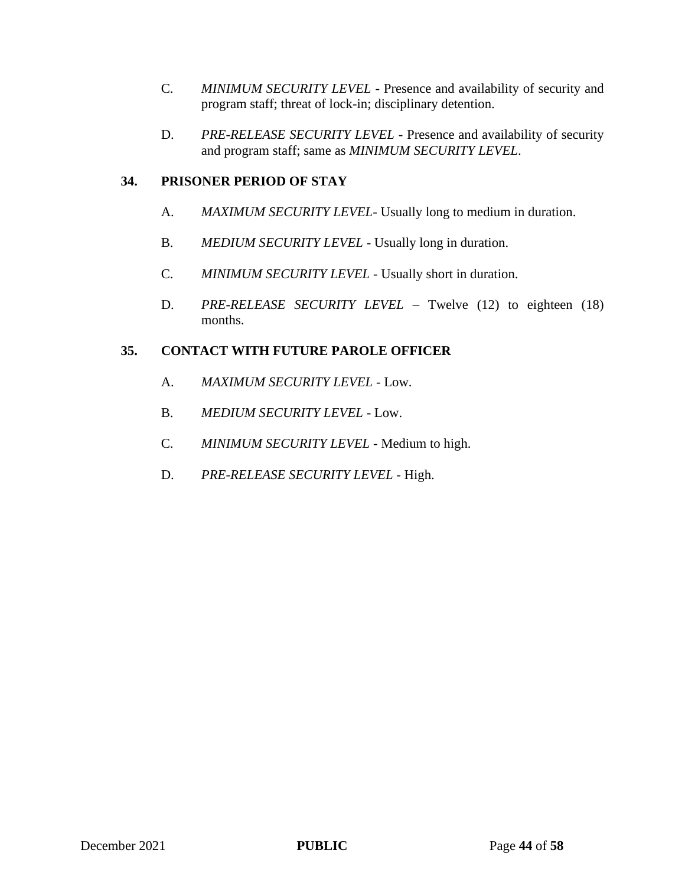C. *MINIMUM SECURITY LEVEL* - Presence and availability of security and program staff; threat of lock-in; disciplinary detention.

D. *PRE-RELEASE SECURITY LEVEL* - Presence and availability of security and program staff; same as *MINIMUM SECURITY LEVEL*.

## 34. PRISONER PERIOD OF STAY

A. *MAXIMUM SECURITY LEVEL*- Usually long to medium in duration.

B. *MEDIUM SECURITY LEVEL* - Usually long in duration.

C. *MINIMUM SECURITY LEVEL* - Usually short in duration.

D. *PRE-RELEASE SECURITY LEVEL* – Twelve (12) to eighteen (18) months.

## 35. CONTACT WITH FUTURE PAROLE OFFICER

A. *MAXIMUM SECURITY LEVEL* - Low.

B. *MEDIUM SECURITY LEVEL* - Low.

C. *MINIMUM SECURITY LEVEL* - Medium to high.

D. *PRE-RELEASE SECURITY LEVEL* - High.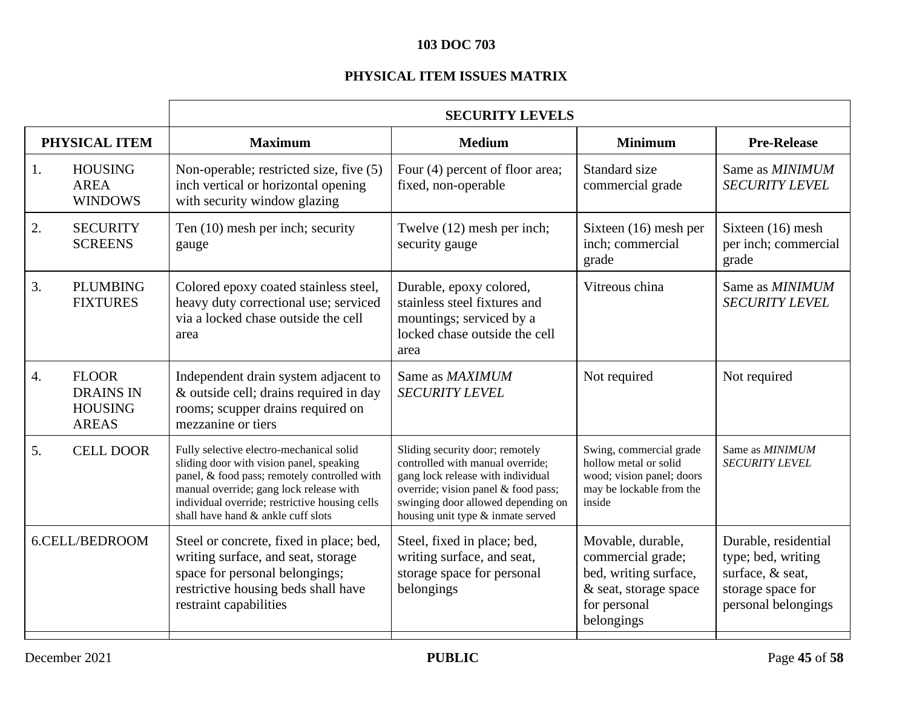**103 DOC 703**

**PHYSICAL ITEM ISSUES MATRIX**

| | **SECURITY LEVELS** | | | |
|---|---|---|---|---|
| **PHYSICAL ITEM** | **Maximum** | **Medium** | **Minimum** | **Pre-Release** |
| 1. HOUSING AREA WINDOWS | Non-operable; restricted size, five (5) inch vertical or horizontal opening with security window glazing | Four (4) percent of floor area; fixed, non-operable | Standard size commercial grade | Same as *MINIMUM SECURITY LEVEL* |
| 2. SECURITY SCREENS | Ten (10) mesh per inch; security gauge | Twelve (12) mesh per inch; security gauge | Sixteen (16) mesh per inch; commercial grade | Sixteen (16) mesh per inch; commercial grade |
| 3. PLUMBING FIXTURES | Colored epoxy coated stainless steel, heavy duty correctional use; serviced via a locked chase outside the cell area | Durable, epoxy colored, stainless steel fixtures and mountings; serviced by a locked chase outside the cell area | Vitreous china | Same as *MINIMUM SECURITY LEVEL* |
| 4. FLOOR DRAINS IN HOUSING AREAS | Independent drain system adjacent to & outside cell; drains required in day rooms; scupper drains required on mezzanine or tiers | Same as *MAXIMUM SECURITY LEVEL* | Not required | Not required |
| 5. CELL DOOR | Fully selective electro-mechanical solid sliding door with vision panel, speaking panel, & food pass; remotely controlled with manual override; gang lock release with individual override; restrictive housing cells shall have hand & ankle cuff slots | Sliding security door; remotely controlled with manual override; gang lock release with individual override; vision panel & food pass; swinging door allowed depending on housing unit type & inmate served | Swing, commercial grade hollow metal or solid wood; vision panel; doors may be lockable from the inside | Same as *MINIMUM SECURITY LEVEL* |
| 6. CELL/BEDROOM | Steel or concrete, fixed in place; bed, writing surface, and seat, storage space for personal belongings; restrictive housing beds shall have restraint capabilities | Steel, fixed in place; bed, writing surface, and seat, storage space for personal belongings | Movable, durable, commercial grade; bed, writing surface, & seat, storage space for personal belongings | Durable, residential type; bed, writing surface, & seat, storage space for personal belongings |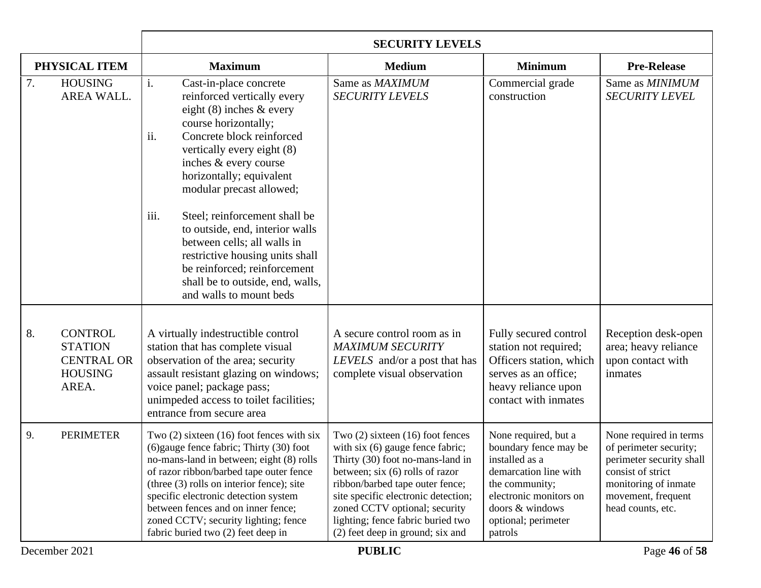| PHYSICAL ITEM | SECURITY LEVELS | | | |
|---|---|---|---|---|
| | **Maximum** | **Medium** | **Minimum** | **Pre-Release** |
| 7. HOUSING AREA WALL. | i. Cast-in-place concrete reinforced vertically every eight (8) inches & every course horizontally; ii. Concrete block reinforced vertically every eight (8) inches & every course horizontally; equivalent modular precast allowed; iii. Steel; reinforcement shall be to outside, end, interior walls between cells; all walls in restrictive housing units shall be reinforced; reinforcement shall be to outside, end, walls, and walls to mount beds | Same as *MAXIMUM SECURITY LEVELS* | Commercial grade construction | Same as *MINIMUM SECURITY LEVEL* |
| 8. CONTROL STATION CENTRAL OR HOUSING AREA. | A virtually indestructible control station that has complete visual observation of the area; security assault resistant glazing on windows; voice panel; package pass; unimpeded access to toilet facilities; entrance from secure area | A secure control room as in *MAXIMUM SECURITY LEVELS* and/or a post that has complete visual observation | Fully secured control station not required; Officers station, which serves as an office; heavy reliance upon contact with inmates | Reception desk-open area; heavy reliance upon contact with inmates |
| 9. PERIMETER | Two (2) sixteen (16) foot fences with six (6)gauge fence fabric; Thirty (30) foot no-mans-land in between; eight (8) rolls of razor ribbon/barbed tape outer fence (three (3) rolls on interior fence); site specific electronic detection system between fences and on inner fence; zoned CCTV; security lighting; fence fabric buried two (2) feet deep in | Two (2) sixteen (16) foot fences with six (6) gauge fence fabric; Thirty (30) foot no-mans-land in between; six (6) rolls of razor ribbon/barbed tape outer fence; site specific electronic detection; zoned CCTV optional; security lighting; fence fabric buried two (2) feet deep in ground; six and | None required, but a boundary fence may be installed as a demarcation line with the community; electronic monitors on doors & windows optional; perimeter patrols | None required in terms of perimeter security; perimeter security shall consist of strict monitoring of inmate movement, frequent head counts, etc. |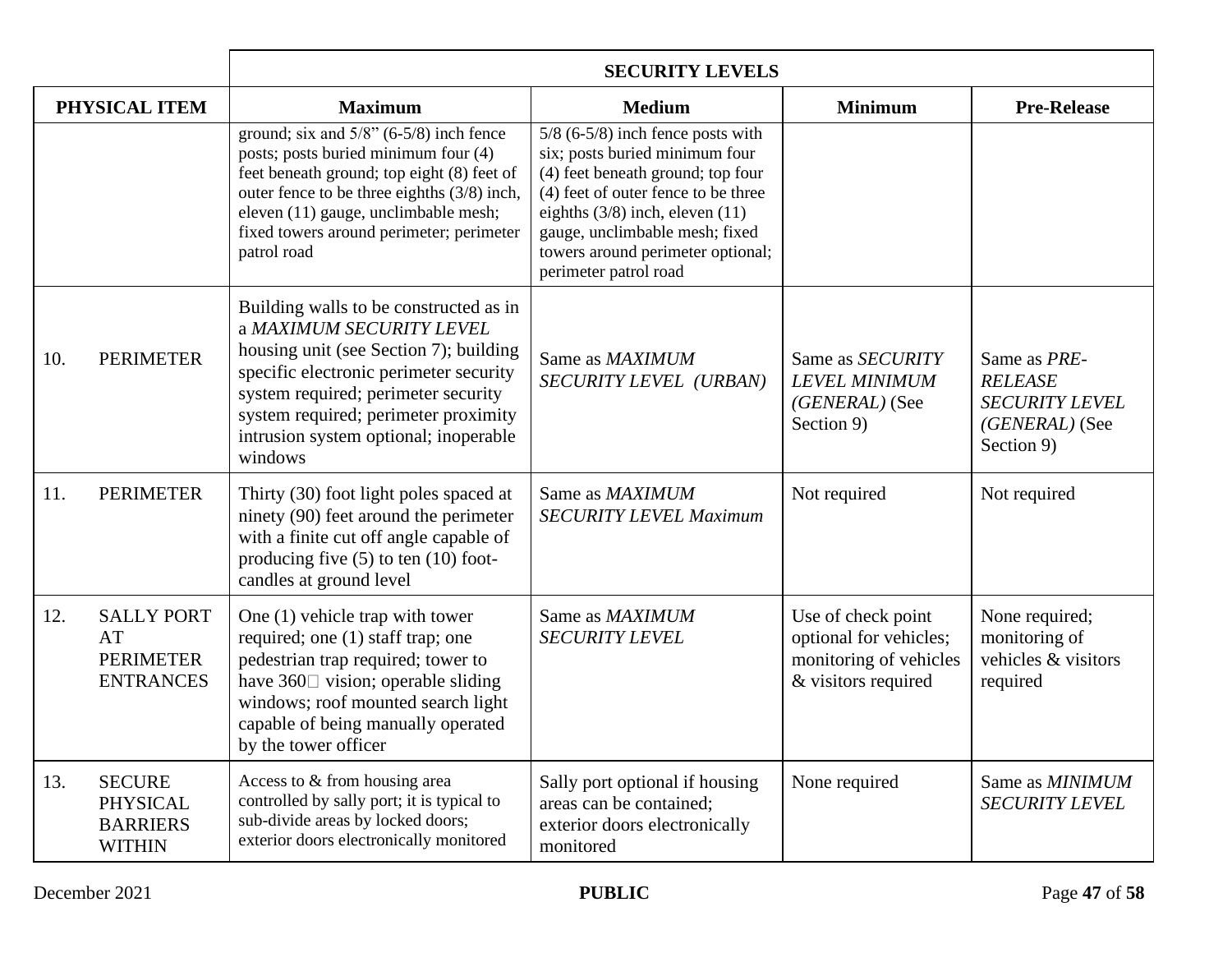| | SECURITY LEVELS | | | |
|---|---|---|---|---|
| PHYSICAL ITEM | Maximum | Medium | Minimum | Pre-Release |
| | ground; six and 5/8" (6-5/8) inch fence posts; posts buried minimum four (4) feet beneath ground; top eight (8) feet of outer fence to be three eighths (3/8) inch, eleven (11) gauge, unclimbable mesh; fixed towers around perimeter; perimeter patrol road | 5/8 (6-5/8) inch fence posts with six; posts buried minimum four (4) feet beneath ground; top four (4) feet of outer fence to be three eighths (3/8) inch, eleven (11) gauge, unclimbable mesh; fixed towers around perimeter optional; perimeter patrol road | | |
| 10. PERIMETER | Building walls to be constructed as in a *MAXIMUM SECURITY LEVEL* housing unit (see Section 7); building specific electronic perimeter security system required; perimeter security system required; perimeter proximity intrusion system optional; inoperable windows | Same as *MAXIMUM SECURITY LEVEL (URBAN)* | Same as *SECURITY LEVEL MINIMUM (GENERAL)* (See Section 9) | Same as *PRE-RELEASE SECURITY LEVEL (GENERAL)* (See Section 9) |
| 11. PERIMETER | Thirty (30) foot light poles spaced at ninety (90) feet around the perimeter with a finite cut off angle capable of producing five (5) to ten (10) foot-candles at ground level | Same as *MAXIMUM SECURITY LEVEL Maximum* | Not required | Not required |
| 12. SALLY PORT AT PERIMETER ENTRANCES | One (1) vehicle trap with tower required; one (1) staff trap; one pedestrian trap required; tower to have 360° vision; operable sliding windows; roof mounted search light capable of being manually operated by the tower officer | Same as *MAXIMUM SECURITY LEVEL* | Use of check point optional for vehicles; monitoring of vehicles & visitors required | None required; monitoring of vehicles & visitors required |
| 13. SECURE PHYSICAL BARRIERS WITHIN | Access to & from housing area controlled by sally port; it is typical to sub-divide areas by locked doors; exterior doors electronically monitored | Sally port optional if housing areas can be contained; exterior doors electronically monitored | None required | Same as *MINIMUM SECURITY LEVEL* |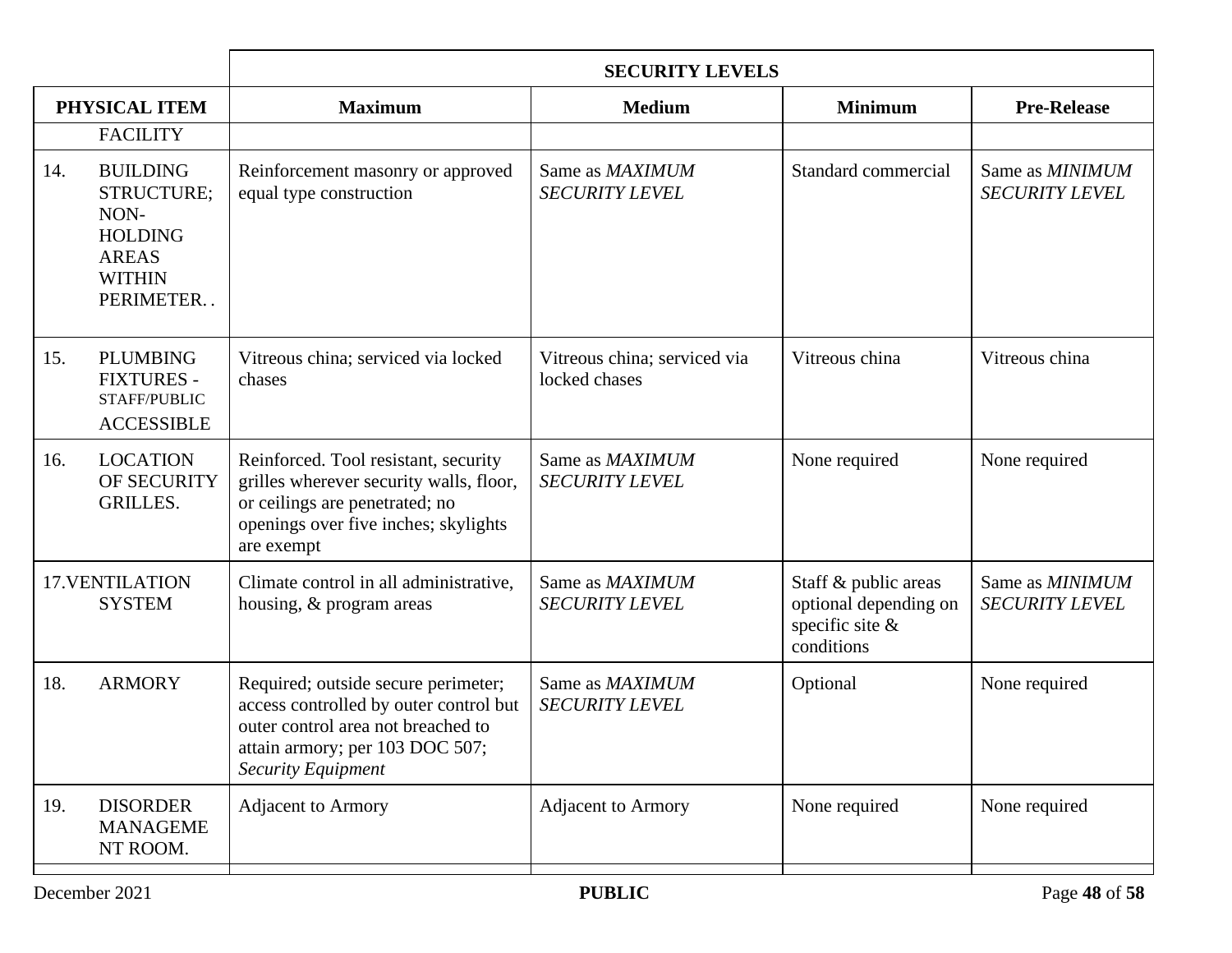| | SECURITY LEVELS | | | |
|---|---|---|---|---|
| **PHYSICAL ITEM** | **Maximum** | **Medium** | **Minimum** | **Pre-Release** |
| FACILITY | | | | |
| 14. BUILDING STRUCTURE; NON-HOLDING AREAS WITHIN PERIMETER. . | Reinforcement masonry or approved equal type construction | Same as *MAXIMUM SECURITY LEVEL* | Standard commercial | Same as *MINIMUM SECURITY LEVEL* |
| 15. PLUMBING FIXTURES - STAFF/PUBLIC ACCESSIBLE | Vitreous china; serviced via locked chases | Vitreous china; serviced via locked chases | Vitreous china | Vitreous china |
| 16. LOCATION OF SECURITY GRILLES. | Reinforced. Tool resistant, security grilles wherever security walls, floor, or ceilings are penetrated; no openings over five inches; skylights are exempt | Same as *MAXIMUM SECURITY LEVEL* | None required | None required |
| 17. VENTILATION SYSTEM | Climate control in all administrative, housing, & program areas | Same as *MAXIMUM SECURITY LEVEL* | Staff & public areas optional depending on specific site & conditions | Same as *MINIMUM SECURITY LEVEL* |
| 18. ARMORY | Required; outside secure perimeter; access controlled by outer control but outer control area not breached to attain armory; per 103 DOC 507; *Security Equipment* | Same as *MAXIMUM SECURITY LEVEL* | Optional | None required |
| 19. DISORDER MANAGEMENT ROOM. | Adjacent to Armory | Adjacent to Armory | None required | None required |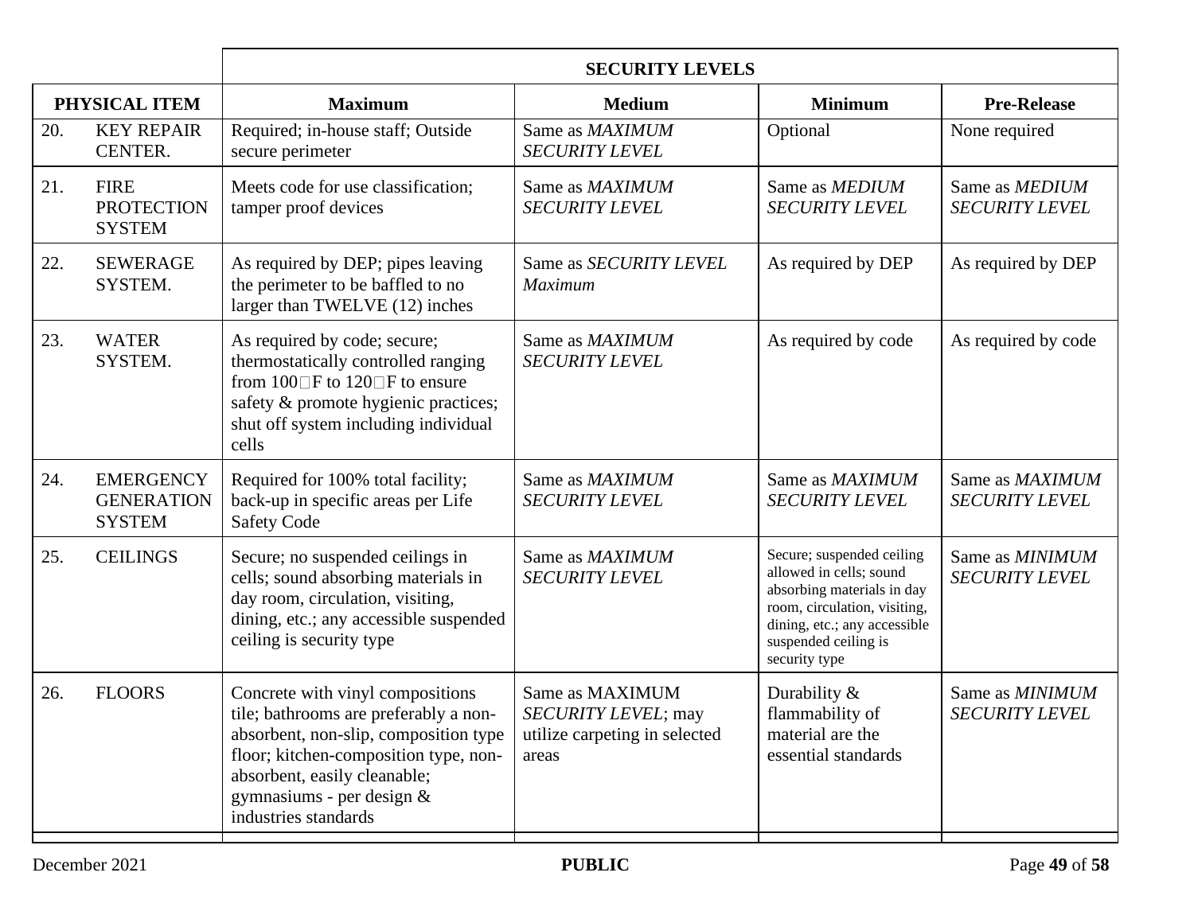| PHYSICAL ITEM | SECURITY LEVELS | | | |
|---|---|---|---|---|
| | **Maximum** | **Medium** | **Minimum** | **Pre-Release** |
| 20. KEY REPAIR CENTER. | Required; in-house staff; Outside secure perimeter | Same as *MAXIMUM SECURITY LEVEL* | Optional | None required |
| 21. FIRE PROTECTION SYSTEM | Meets code for use classification; tamper proof devices | Same as *MAXIMUM SECURITY LEVEL* | Same as *MEDIUM SECURITY LEVEL* | Same as *MEDIUM SECURITY LEVEL* |
| 22. SEWERAGE SYSTEM. | As required by DEP; pipes leaving the perimeter to be baffled to no larger than TWELVE (12) inches | Same as *SECURITY LEVEL Maximum* | As required by DEP | As required by DEP |
| 23. WATER SYSTEM. | As required by code; secure; thermostatically controlled ranging from 100°F to 120°F to ensure safety & promote hygienic practices; shut off system including individual cells | Same as *MAXIMUM SECURITY LEVEL* | As required by code | As required by code |
| 24. EMERGENCY GENERATION SYSTEM | Required for 100% total facility; back-up in specific areas per Life Safety Code | Same as *MAXIMUM SECURITY LEVEL* | Same as *MAXIMUM SECURITY LEVEL* | Same as *MAXIMUM SECURITY LEVEL* |
| 25. CEILINGS | Secure; no suspended ceilings in cells; sound absorbing materials in day room, circulation, visiting, dining, etc.; any accessible suspended ceiling is security type | Same as *MAXIMUM SECURITY LEVEL* | Secure; suspended ceiling allowed in cells; sound absorbing materials in day room, circulation, visiting, dining, etc.; any accessible suspended ceiling is security type | Same as *MINIMUM SECURITY LEVEL* |
| 26. FLOORS | Concrete with vinyl compositions tile; bathrooms are preferably a non-absorbent, non-slip, composition type floor; kitchen-composition type, non-absorbent, easily cleanable; gymnasiums - per design & industries standards | Same as MAXIMUM *SECURITY LEVEL*; may utilize carpeting in selected areas | Durability & flammability of material are the essential standards | Same as *MINIMUM SECURITY LEVEL* |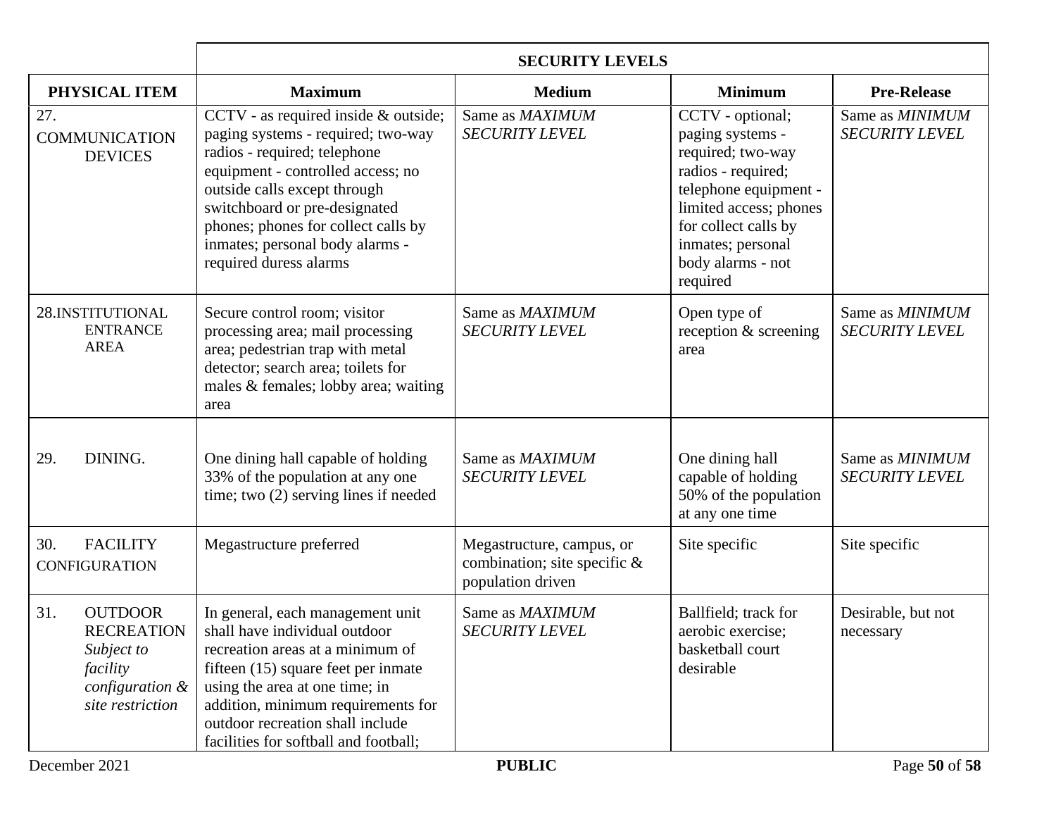| | SECURITY LEVELS | | | |
|---|---|---|---|---|
| PHYSICAL ITEM | Maximum | Medium | Minimum | Pre-Release |
| 27. COMMUNICATION DEVICES | CCTV - as required inside & outside; paging systems - required; two-way radios - required; telephone equipment - controlled access; no outside calls except through switchboard or pre-designated phones; phones for collect calls by inmates; personal body alarms - required duress alarms | Same as *MAXIMUM SECURITY LEVEL* | CCTV - optional; paging systems - required; two-way radios - required; telephone equipment - limited access; phones for collect calls by inmates; personal body alarms - not required | Same as *MINIMUM SECURITY LEVEL* |
| 28. INSTITUTIONAL ENTRANCE AREA | Secure control room; visitor processing area; mail processing area; pedestrian trap with metal detector; search area; toilets for males & females; lobby area; waiting area | Same as *MAXIMUM SECURITY LEVEL* | Open type of reception & screening area | Same as *MINIMUM SECURITY LEVEL* |
| 29. DINING. | One dining hall capable of holding 33% of the population at any one time; two (2) serving lines if needed | Same as *MAXIMUM SECURITY LEVEL* | One dining hall capable of holding 50% of the population at any one time | Same as *MINIMUM SECURITY LEVEL* |
| 30. FACILITY CONFIGURATION | Megastructure preferred | Megastructure, campus, or combination; site specific & population driven | Site specific | Site specific |
| 31. OUTDOOR RECREATION *Subject to facility configuration & site restriction* | In general, each management unit shall have individual outdoor recreation areas at a minimum of fifteen (15) square feet per inmate using the area at one time; in addition, minimum requirements for outdoor recreation shall include facilities for softball and football; | Same as *MAXIMUM SECURITY LEVEL* | Ballfield; track for aerobic exercise; basketball court desirable | Desirable, but not necessary |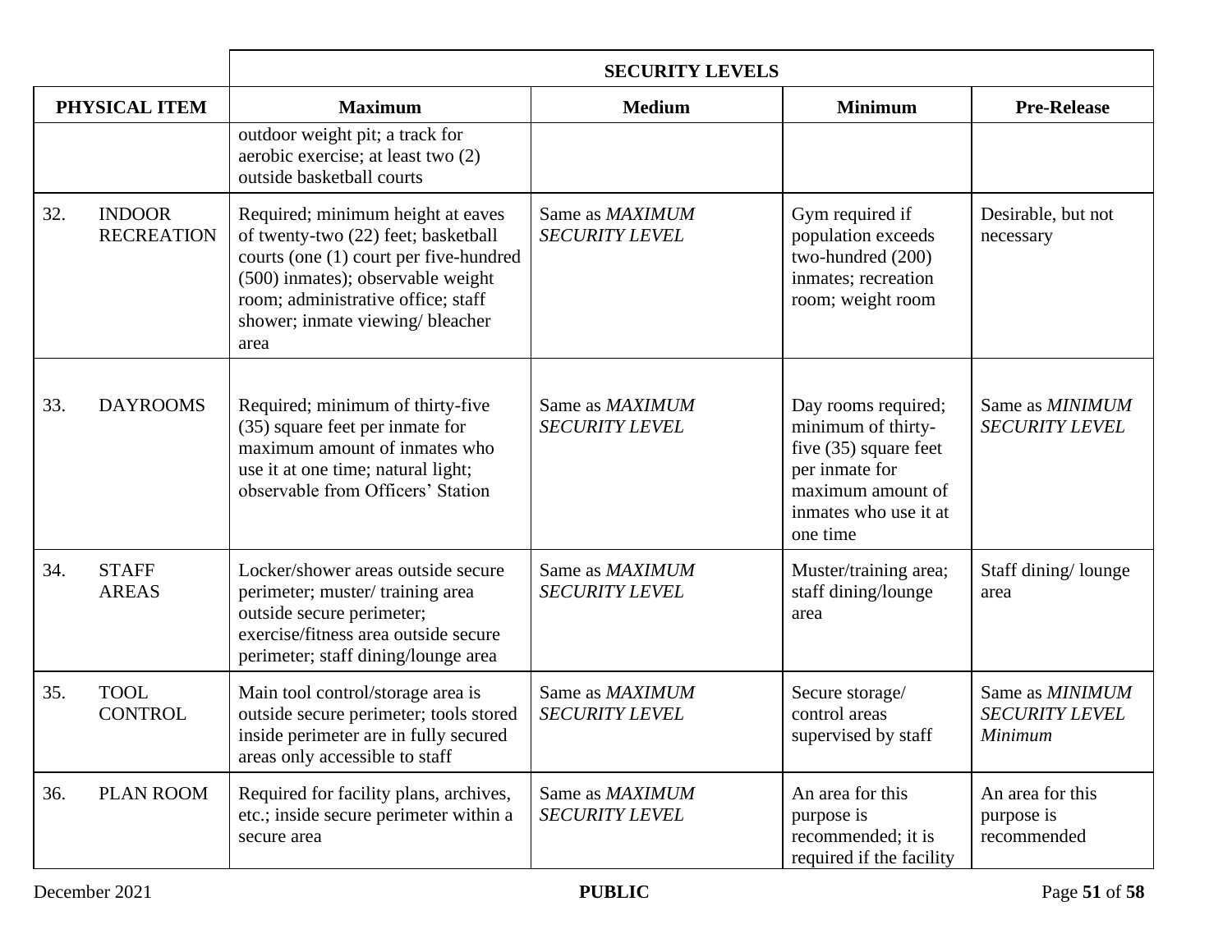| | SECURITY LEVELS | | | |
|---|---|---|---|---|
| PHYSICAL ITEM | Maximum | Medium | Minimum | Pre-Release |
| | outdoor weight pit; a track for aerobic exercise; at least two (2) outside basketball courts | | | |
| 32. INDOOR RECREATION | Required; minimum height at eaves of twenty-two (22) feet; basketball courts (one (1) court per five-hundred (500) inmates); observable weight room; administrative office; staff shower; inmate viewing/ bleacher area | Same as *MAXIMUM SECURITY LEVEL* | Gym required if population exceeds two-hundred (200) inmates; recreation room; weight room | Desirable, but not necessary |
| 33. DAYROOMS | Required; minimum of thirty-five (35) square feet per inmate for maximum amount of inmates who use it at one time; natural light; observable from Officers' Station | Same as *MAXIMUM SECURITY LEVEL* | Day rooms required; minimum of thirty-five (35) square feet per inmate for maximum amount of inmates who use it at one time | Same as *MINIMUM SECURITY LEVEL* |
| 34. STAFF AREAS | Locker/shower areas outside secure perimeter; muster/ training area outside secure perimeter; exercise/fitness area outside secure perimeter; staff dining/lounge area | Same as *MAXIMUM SECURITY LEVEL* | Muster/training area; staff dining/lounge area | Staff dining/ lounge area |
| 35. TOOL CONTROL | Main tool control/storage area is outside secure perimeter; tools stored inside perimeter are in fully secured areas only accessible to staff | Same as *MAXIMUM SECURITY LEVEL* | Secure storage/ control areas supervised by staff | Same as *MINIMUM SECURITY LEVEL Minimum* |
| 36. PLAN ROOM | Required for facility plans, archives, etc.; inside secure perimeter within a secure area | Same as *MAXIMUM SECURITY LEVEL* | An area for this purpose is recommended; it is required if the facility | An area for this purpose is recommended |

December 2021 **PUBLIC**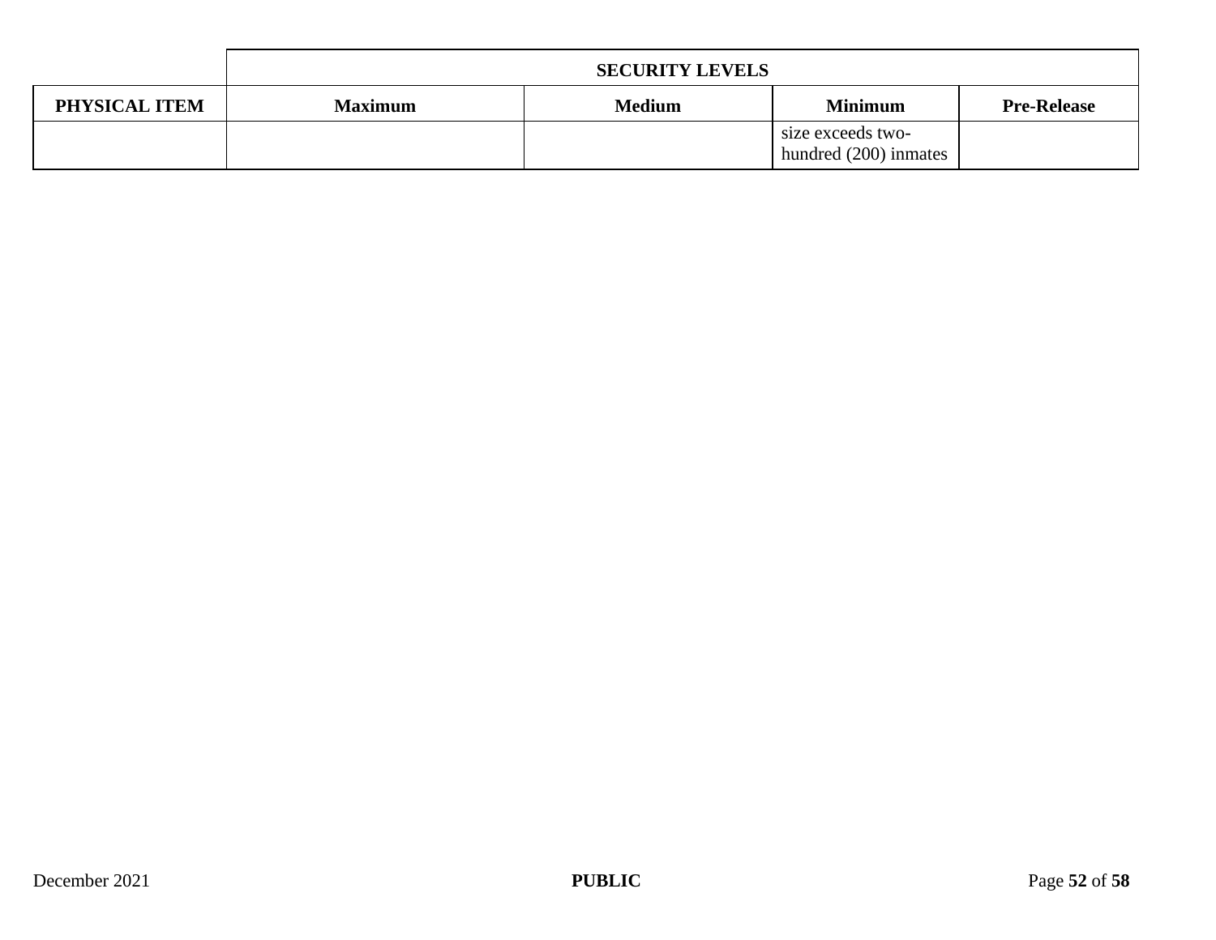| | SECURITY LEVELS | | | |
|---|---|---|---|---|
| **PHYSICAL ITEM** | **Maximum** | **Medium** | **Minimum** | **Pre-Release** |
| | | | size exceeds two-hundred (200) inmates | |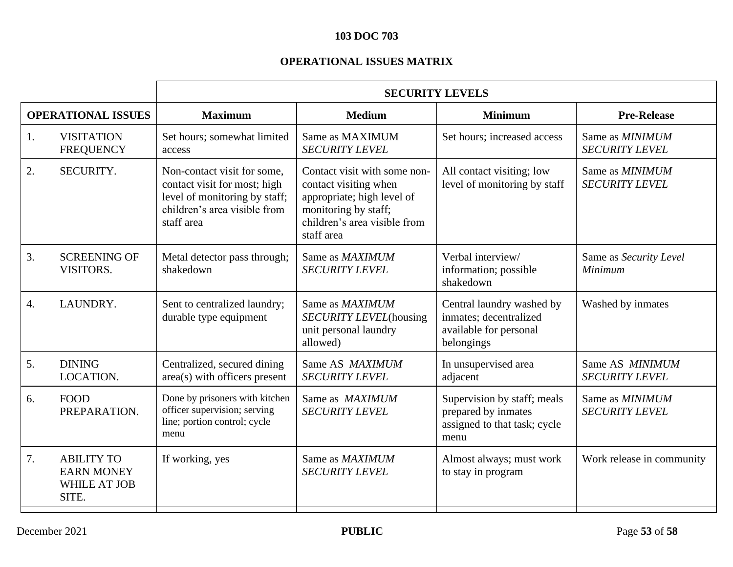**103 DOC 703**

**OPERATIONAL ISSUES MATRIX**

| | **SECURITY LEVELS** | | | |
|---|---|---|---|---|
| **OPERATIONAL ISSUES** | **Maximum** | **Medium** | **Minimum** | **Pre-Release** |
| 1. VISITATION FREQUENCY | Set hours; somewhat limited access | Same as MAXIMUM *SECURITY LEVEL* | Set hours; increased access | Same as *MINIMUM SECURITY LEVEL* |
| 2. SECURITY. | Non-contact visit for some, contact visit for most; high level of monitoring by staff; children's area visible from staff area | Contact visit with some non-contact visiting when appropriate; high level of monitoring by staff; children's area visible from staff area | All contact visiting; low level of monitoring by staff | Same as *MINIMUM SECURITY LEVEL* |
| 3. SCREENING OF VISITORS. | Metal detector pass through; shakedown | Same as *MAXIMUM SECURITY LEVEL* | Verbal interview/ information; possible shakedown | Same as *Security Level Minimum* |
| 4. LAUNDRY. | Sent to centralized laundry; durable type equipment | Same as *MAXIMUM SECURITY LEVEL*(housing unit personal laundry allowed) | Central laundry washed by inmates; decentralized available for personal belongings | Washed by inmates |
| 5. DINING LOCATION. | Centralized, secured dining area(s) with officers present | Same AS *MAXIMUM SECURITY LEVEL* | In unsupervised area adjacent | Same AS *MINIMUM SECURITY LEVEL* |
| 6. FOOD PREPARATION. | Done by prisoners with kitchen officer supervision; serving line; portion control; cycle menu | Same as *MAXIMUM SECURITY LEVEL* | Supervision by staff; meals prepared by inmates assigned to that task; cycle menu | Same as *MINIMUM SECURITY LEVEL* |
| 7. ABILITY TO EARN MONEY WHILE AT JOB SITE. | If working, yes | Same as *MAXIMUM SECURITY LEVEL* | Almost always; must work to stay in program | Work release in community |

December 2021 **PUBLIC**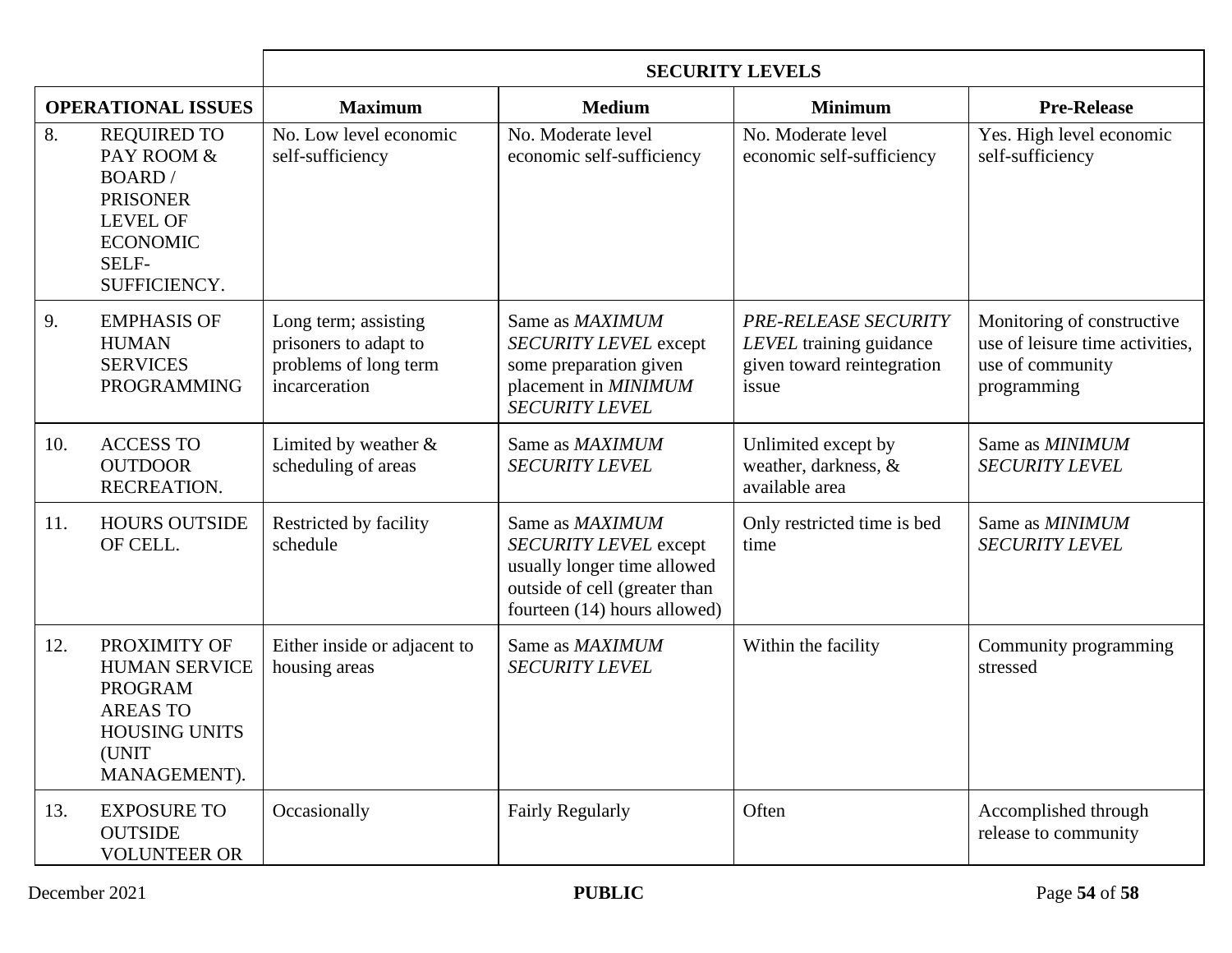| OPERATIONAL ISSUES | SECURITY LEVELS | | | |
|---|---|---|---|---|
| | **Maximum** | **Medium** | **Minimum** | **Pre-Release** |
| 8. REQUIRED TO PAY ROOM & BOARD / PRISONER LEVEL OF ECONOMIC SELF-SUFFICIENCY. | No. Low level economic self-sufficiency | No. Moderate level economic self-sufficiency | No. Moderate level economic self-sufficiency | Yes. High level economic self-sufficiency |
| 9. EMPHASIS OF HUMAN SERVICES PROGRAMMING | Long term; assisting prisoners to adapt to problems of long term incarceration | Same as *MAXIMUM SECURITY LEVEL* except some preparation given placement in *MINIMUM SECURITY LEVEL* | *PRE-RELEASE SECURITY LEVEL* training guidance given toward reintegration issue | Monitoring of constructive use of leisure time activities, use of community programming |
| 10. ACCESS TO OUTDOOR RECREATION. | Limited by weather & scheduling of areas | Same as *MAXIMUM SECURITY LEVEL* | Unlimited except by weather, darkness, & available area | Same as *MINIMUM SECURITY LEVEL* |
| 11. HOURS OUTSIDE OF CELL. | Restricted by facility schedule | Same as *MAXIMUM SECURITY LEVEL* except usually longer time allowed outside of cell (greater than fourteen (14) hours allowed) | Only restricted time is bed time | Same as *MINIMUM SECURITY LEVEL* |
| 12. PROXIMITY OF HUMAN SERVICE PROGRAM AREAS TO HOUSING UNITS (UNIT MANAGEMENT). | Either inside or adjacent to housing areas | Same as *MAXIMUM SECURITY LEVEL* | Within the facility | Community programming stressed |
| 13. EXPOSURE TO OUTSIDE VOLUNTEER OR | Occasionally | Fairly Regularly | Often | Accomplished through release to community |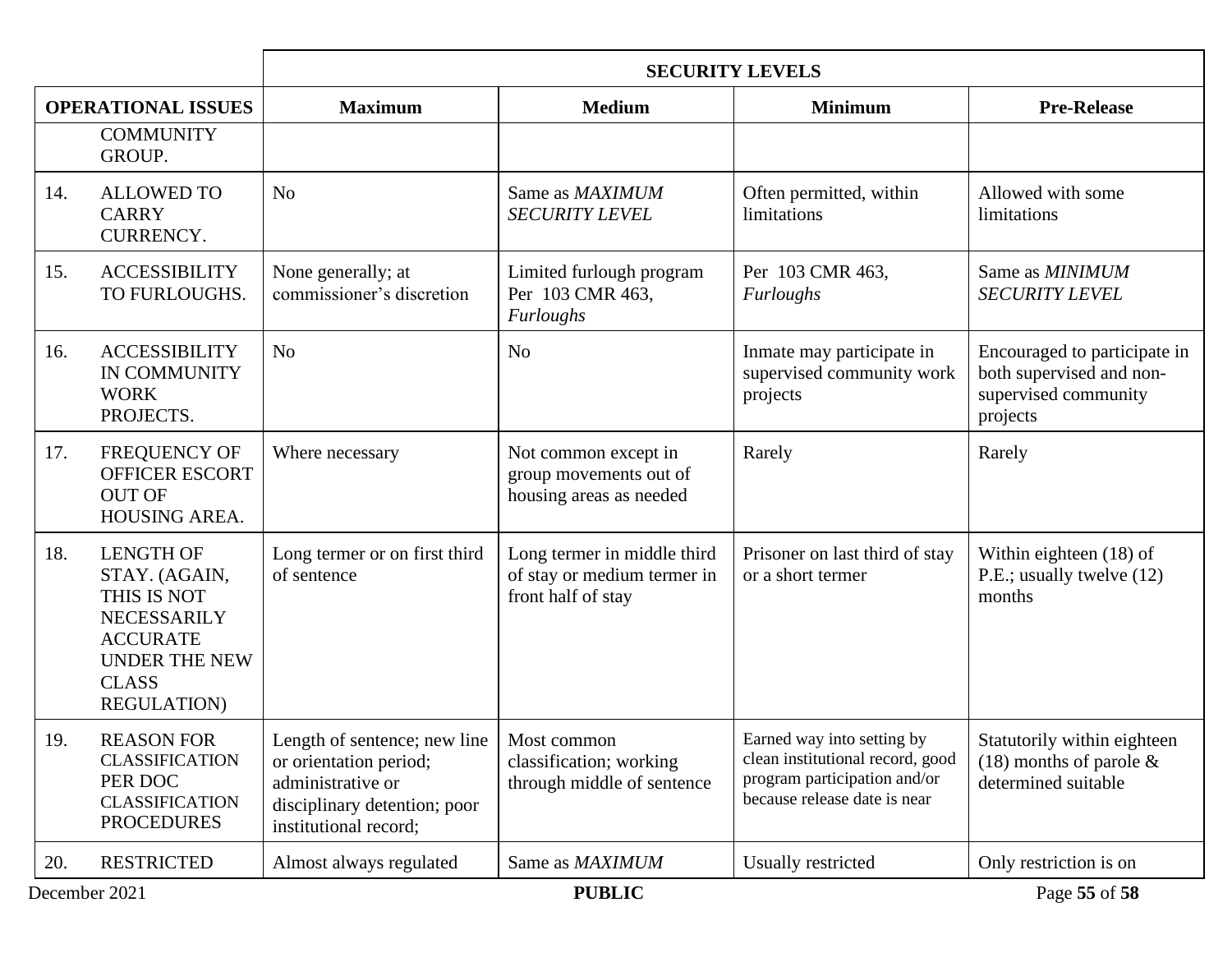| | | SECURITY LEVELS | | | |
|---|---|---|---|---|---|
| OPERATIONAL ISSUES | | Maximum | Medium | Minimum | Pre-Release |
| | COMMUNITY GROUP. | | | | |
| 14. | ALLOWED TO CARRY CURRENCY. | No | Same as *MAXIMUM SECURITY LEVEL* | Often permitted, within limitations | Allowed with some limitations |
| 15. | ACCESSIBILITY TO FURLOUGHS. | None generally; at commissioner's discretion | Limited furlough program Per 103 CMR 463, *Furloughs* | Per 103 CMR 463, *Furloughs* | Same as *MINIMUM SECURITY LEVEL* |
| 16. | ACCESSIBILITY IN COMMUNITY WORK PROJECTS. | No | No | Inmate may participate in supervised community work projects | Encouraged to participate in both supervised and non-supervised community projects |
| 17. | FREQUENCY OF OFFICER ESCORT OUT OF HOUSING AREA. | Where necessary | Not common except in group movements out of housing areas as needed | Rarely | Rarely |
| 18. | LENGTH OF STAY. (AGAIN, THIS IS NOT NECESSARILY ACCURATE UNDER THE NEW CLASS REGULATION) | Long termer or on first third of sentence | Long termer in middle third of stay or medium termer in front half of stay | Prisoner on last third of stay or a short termer | Within eighteen (18) of P.E.; usually twelve (12) months |
| 19. | REASON FOR CLASSIFICATION PER DOC CLASSIFICATION PROCEDURES | Length of sentence; new line or orientation period; administrative or disciplinary detention; poor institutional record; | Most common classification; working through middle of sentence | Earned way into setting by clean institutional record, good program participation and/or because release date is near | Statutorily within eighteen (18) months of parole & determined suitable |
| 20. | RESTRICTED | Almost always regulated | Same as *MAXIMUM* | Usually restricted | Only restriction is on |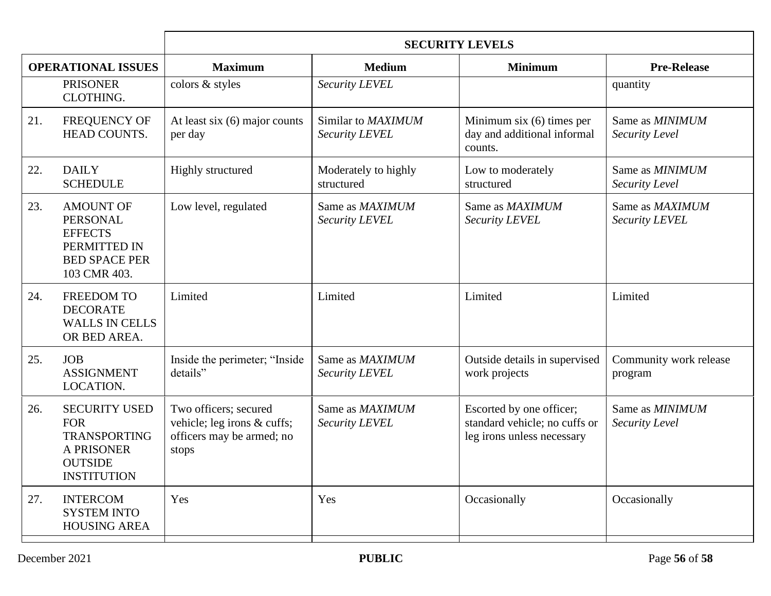| | | SECURITY LEVELS | | | |
|---|---|---|---|---|---|
| OPERATIONAL ISSUES | | Maximum | Medium | Minimum | Pre-Release |
| | PRISONER CLOTHING. | colors & styles | *Security LEVEL* | | quantity |
| 21. | FREQUENCY OF HEAD COUNTS. | At least six (6) major counts per day | Similar to *MAXIMUM Security LEVEL* | Minimum six (6) times per day and additional informal counts. | Same as *MINIMUM Security Level* |
| 22. | DAILY SCHEDULE | Highly structured | Moderately to highly structured | Low to moderately structured | Same as *MINIMUM Security Level* |
| 23. | AMOUNT OF PERSONAL EFFECTS PERMITTED IN BED SPACE PER 103 CMR 403. | Low level, regulated | Same as *MAXIMUM Security LEVEL* | Same as *MAXIMUM Security LEVEL* | Same as *MAXIMUM Security LEVEL* |
| 24. | FREEDOM TO DECORATE WALLS IN CELLS OR BED AREA. | Limited | Limited | Limited | Limited |
| 25. | JOB ASSIGNMENT LOCATION. | Inside the perimeter; "Inside details" | Same as *MAXIMUM Security LEVEL* | Outside details in supervised work projects | Community work release program |
| 26. | SECURITY USED FOR TRANSPORTING A PRISONER OUTSIDE INSTITUTION | Two officers; secured vehicle; leg irons & cuffs; officers may be armed; no stops | Same as *MAXIMUM Security LEVEL* | Escorted by one officer; standard vehicle; no cuffs or leg irons unless necessary | Same as *MINIMUM Security Level* |
| 27. | INTERCOM SYSTEM INTO HOUSING AREA | Yes | Yes | Occasionally | Occasionally |

PUBLIC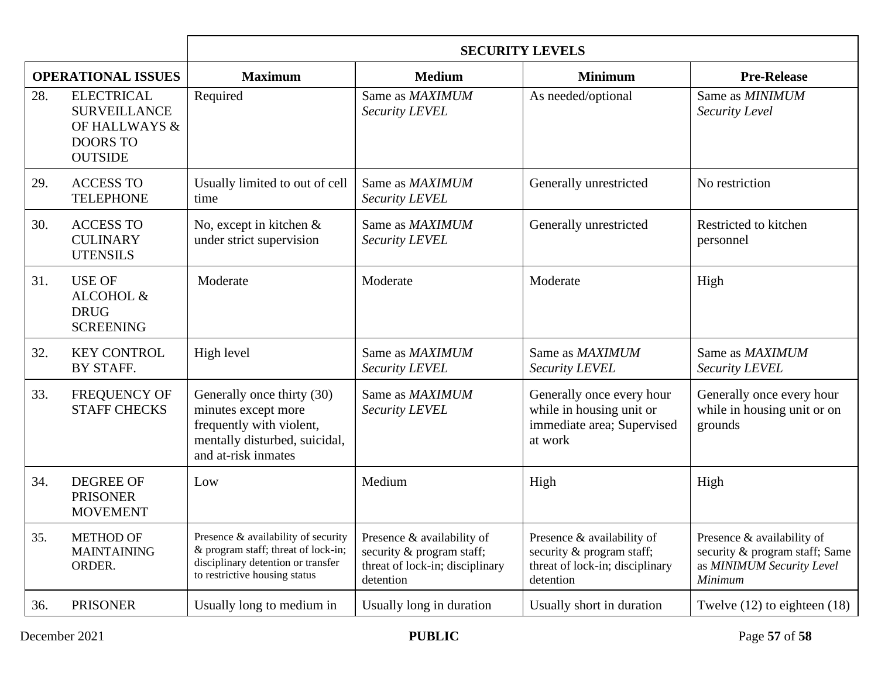| OPERATIONAL ISSUES | SECURITY LEVELS | | | |
|---|---|---|---|---|
| | **Maximum** | **Medium** | **Minimum** | **Pre-Release** |
| 28. ELECTRICAL SURVEILLANCE OF HALLWAYS & DOORS TO OUTSIDE | Required | Same as *MAXIMUM Security LEVEL* | As needed/optional | Same as *MINIMUM Security Level* |
| 29. ACCESS TO TELEPHONE | Usually limited to out of cell time | Same as *MAXIMUM Security LEVEL* | Generally unrestricted | No restriction |
| 30. ACCESS TO CULINARY UTENSILS | No, except in kitchen & under strict supervision | Same as *MAXIMUM Security LEVEL* | Generally unrestricted | Restricted to kitchen personnel |
| 31. USE OF ALCOHOL & DRUG SCREENING | Moderate | Moderate | Moderate | High |
| 32. KEY CONTROL BY STAFF. | High level | Same as *MAXIMUM Security LEVEL* | Same as *MAXIMUM Security LEVEL* | Same as *MAXIMUM Security LEVEL* |
| 33. FREQUENCY OF STAFF CHECKS | Generally once thirty (30) minutes except more frequently with violent, mentally disturbed, suicidal, and at-risk inmates | Same as *MAXIMUM Security LEVEL* | Generally once every hour while in housing unit or immediate area; Supervised at work | Generally once every hour while in housing unit or on grounds |
| 34. DEGREE OF PRISONER MOVEMENT | Low | Medium | High | High |
| 35. METHOD OF MAINTAINING ORDER. | Presence & availability of security & program staff; threat of lock-in; disciplinary detention or transfer to restrictive housing status | Presence & availability of security & program staff; threat of lock-in; disciplinary detention | Presence & availability of security & program staff; threat of lock-in; disciplinary detention | Presence & availability of security & program staff; Same as *MINIMUM Security Level Minimum* |
| 36. PRISONER | Usually long to medium in | Usually long in duration | Usually short in duration | Twelve (12) to eighteen (18) |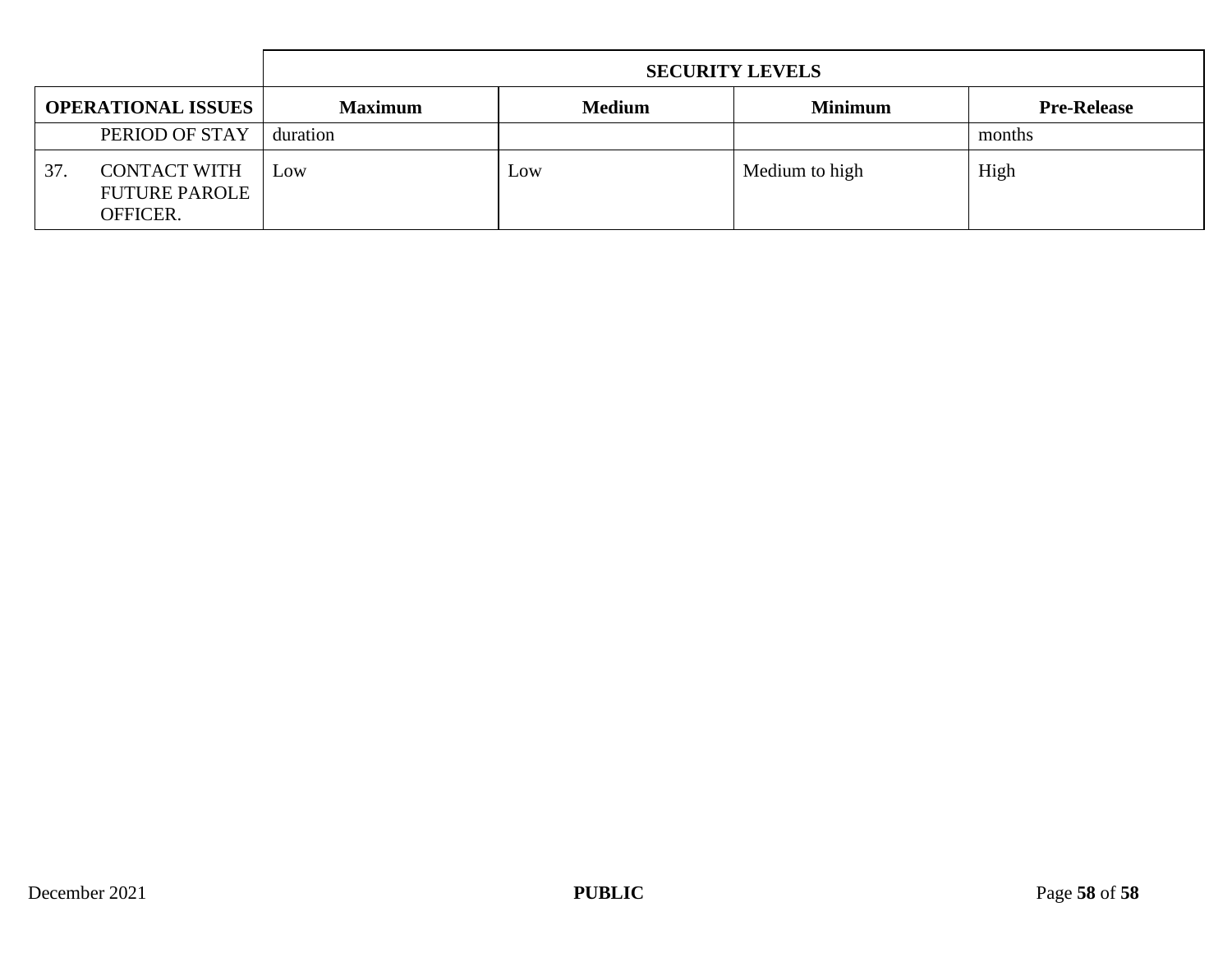| | | SECURITY LEVELS | | | |
|---|---|---|---|---|---|
| OPERATIONAL ISSUES | | Maximum | Medium | Minimum | Pre-Release |
| | PERIOD OF STAY | duration | | | months |
| 37. | CONTACT WITH FUTURE PAROLE OFFICER. | Low | Low | Medium to high | High |

December 2021 PUBLIC